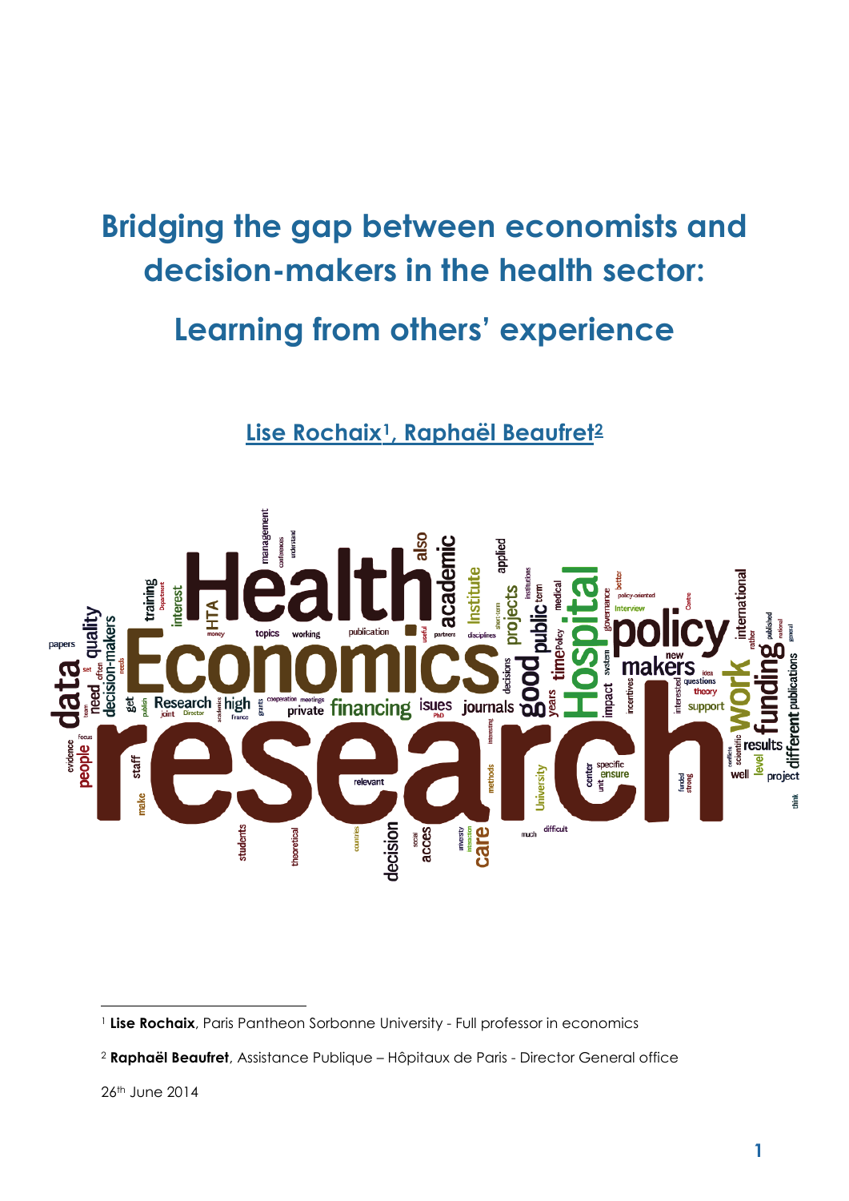# Bridging the gap between economists and decision-makers in the health sector:

## Learning from others' experience

**Lise Rochaix[1], Raphaël Beaufret[2]**

[1] **Lise Rochaix**, Paris Pantheon Sorbonne University - Full professor in economics

[2] **Raphaël Beaufret**, Assistance Publique – Hôpitaux de Paris - Director General office

26th June 2014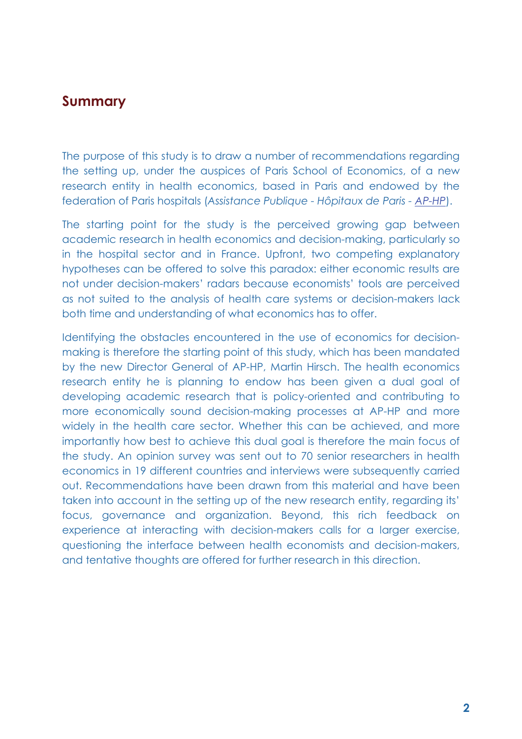## Summary

The purpose of this study is to draw a number of recommendations regarding the setting up, under the auspices of Paris School of Economics, of a new research entity in health economics, based in Paris and endowed by the federation of Paris hospitals (*Assistance Publique - Hôpitaux de Paris - AP-HP*).

The starting point for the study is the perceived growing gap between academic research in health economics and decision-making, particularly so in the hospital sector and in France. Upfront, two competing explanatory hypotheses can be offered to solve this paradox: either economic results are not under decision-makers' radars because economists' tools are perceived as not suited to the analysis of health care systems or decision-makers lack both time and understanding of what economics has to offer.

Identifying the obstacles encountered in the use of economics for decision-making is therefore the starting point of this study, which has been mandated by the new Director General of AP-HP, Martin Hirsch. The health economics research entity he is planning to endow has been given a dual goal of developing academic research that is policy-oriented and contributing to more economically sound decision-making processes at AP-HP and more widely in the health care sector. Whether this can be achieved, and more importantly how best to achieve this dual goal is therefore the main focus of the study. An opinion survey was sent out to 70 senior researchers in health economics in 19 different countries and interviews were subsequently carried out. Recommendations have been drawn from this material and have been taken into account in the setting up of the new research entity, regarding its' focus, governance and organization. Beyond, this rich feedback on experience at interacting with decision-makers calls for a larger exercise, questioning the interface between health economists and decision-makers, and tentative thoughts are offered for further research in this direction.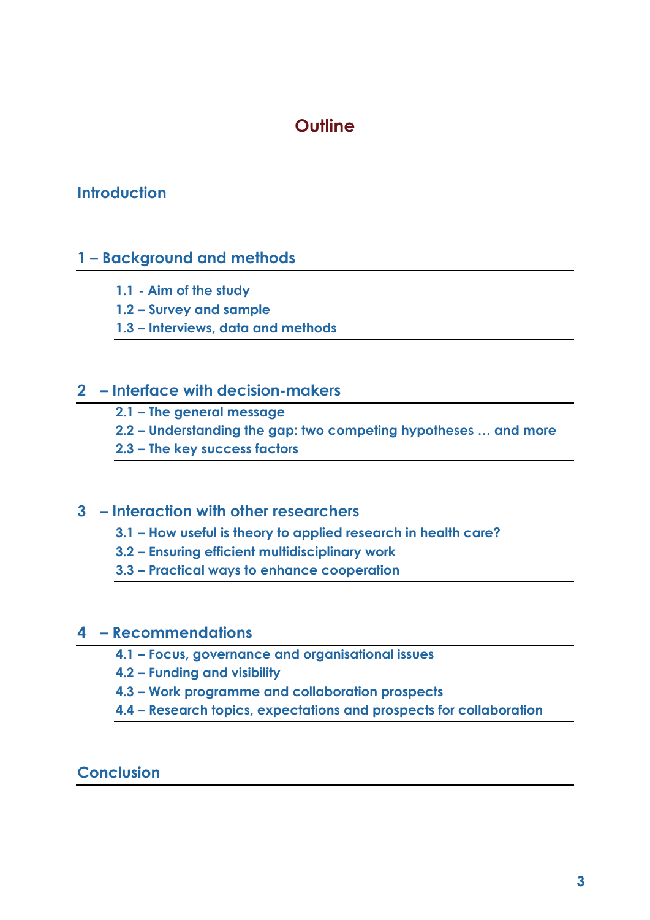# Outline

## Introduction

## 1 – Background and methods

- 1.1 - Aim of the study
- 1.2 – Survey and sample
- 1.3 – Interviews, data and methods

## 2 – Interface with decision-makers

- 2.1 – The general message
- 2.2 – Understanding the gap: two competing hypotheses … and more
- 2.3 – The key success factors

## 3 – Interaction with other researchers

- 3.1 – How useful is theory to applied research in health care?
- 3.2 – Ensuring efficient multidisciplinary work
- 3.3 – Practical ways to enhance cooperation

## 4 – Recommendations

- 4.1 – Focus, governance and organisational issues
- 4.2 – Funding and visibility
- 4.3 – Work programme and collaboration prospects
- 4.4 – Research topics, expectations and prospects for collaboration

## Conclusion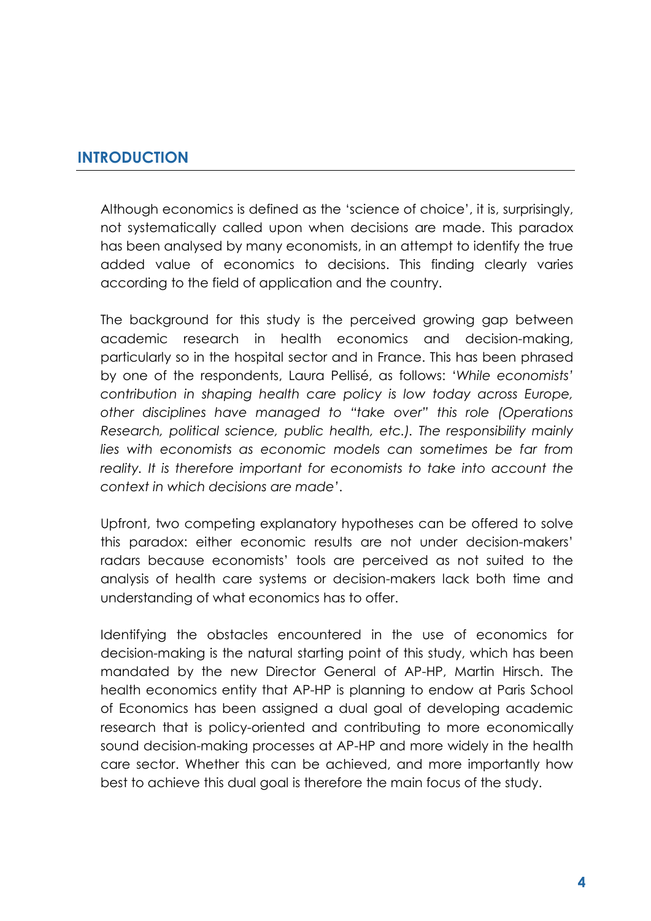## INTRODUCTION

Although economics is defined as the 'science of choice', it is, surprisingly, not systematically called upon when decisions are made. This paradox has been analysed by many economists, in an attempt to identify the true added value of economics to decisions. This finding clearly varies according to the field of application and the country.

The background for this study is the perceived growing gap between academic research in health economics and decision-making, particularly so in the hospital sector and in France. This has been phrased by one of the respondents, Laura Pellisé, as follows: '*While economists' contribution in shaping health care policy is low today across Europe, other disciplines have managed to "take over" this role (Operations Research, political science, public health, etc.). The responsibility mainly lies with economists as economic models can sometimes be far from reality. It is therefore important for economists to take into account the context in which decisions are made*'.

Upfront, two competing explanatory hypotheses can be offered to solve this paradox: either economic results are not under decision-makers' radars because economists' tools are perceived as not suited to the analysis of health care systems or decision-makers lack both time and understanding of what economics has to offer.

Identifying the obstacles encountered in the use of economics for decision-making is the natural starting point of this study, which has been mandated by the new Director General of AP-HP, Martin Hirsch. The health economics entity that AP-HP is planning to endow at Paris School of Economics has been assigned a dual goal of developing academic research that is policy-oriented and contributing to more economically sound decision-making processes at AP-HP and more widely in the health care sector. Whether this can be achieved, and more importantly how best to achieve this dual goal is therefore the main focus of the study.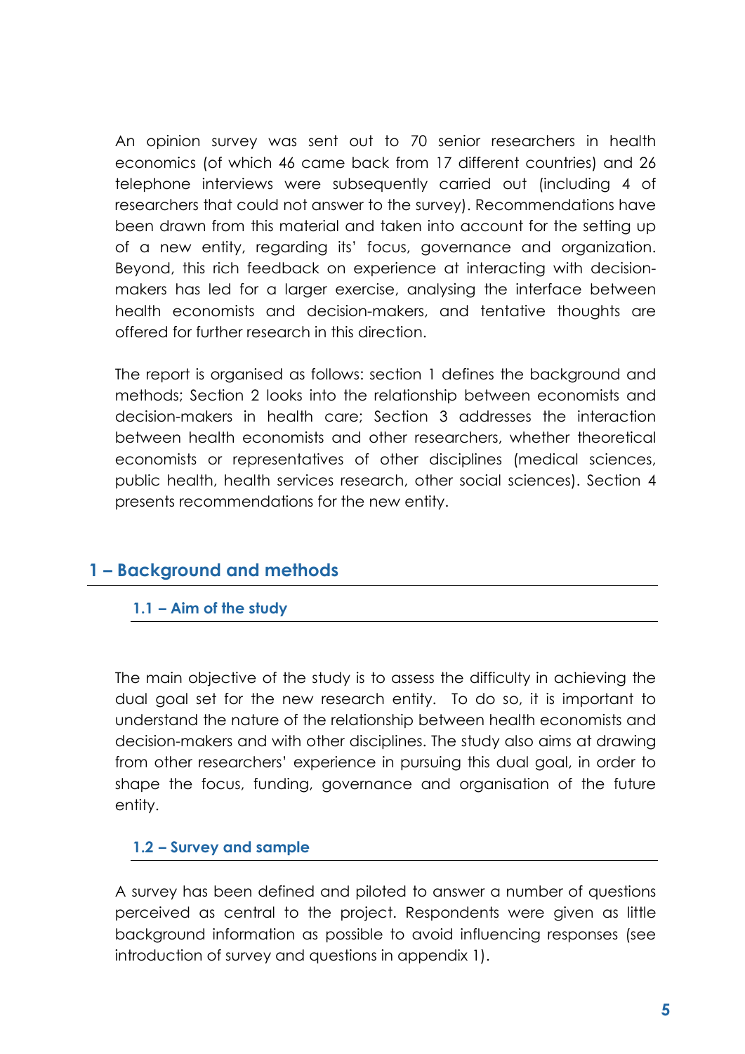An opinion survey was sent out to 70 senior researchers in health economics (of which 46 came back from 17 different countries) and 26 telephone interviews were subsequently carried out (including 4 of researchers that could not answer to the survey). Recommendations have been drawn from this material and taken into account for the setting up of a new entity, regarding its' focus, governance and organization. Beyond, this rich feedback on experience at interacting with decision-makers has led for a larger exercise, analysing the interface between health economists and decision-makers, and tentative thoughts are offered for further research in this direction.

The report is organised as follows: section 1 defines the background and methods; Section 2 looks into the relationship between economists and decision-makers in health care; Section 3 addresses the interaction between health economists and other researchers, whether theoretical economists or representatives of other disciplines (medical sciences, public health, health services research, other social sciences). Section 4 presents recommendations for the new entity.

# 1 – Background and methods

## 1.1 – Aim of the study

The main objective of the study is to assess the difficulty in achieving the dual goal set for the new research entity. To do so, it is important to understand the nature of the relationship between health economists and decision-makers and with other disciplines. The study also aims at drawing from other researchers' experience in pursuing this dual goal, in order to shape the focus, funding, governance and organisation of the future entity.

## 1.2 – Survey and sample

A survey has been defined and piloted to answer a number of questions perceived as central to the project. Respondents were given as little background information as possible to avoid influencing responses (see introduction of survey and questions in appendix 1).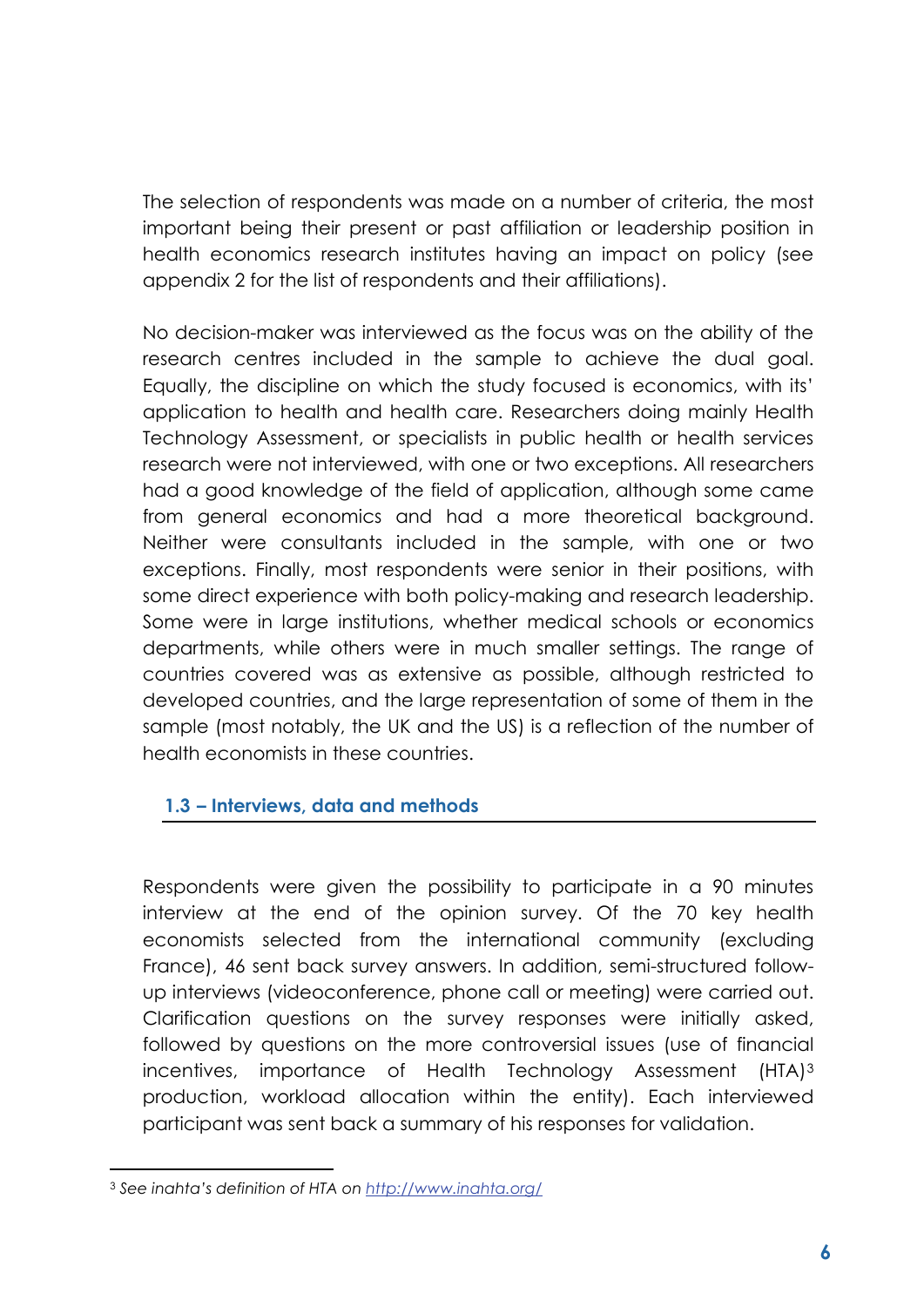The selection of respondents was made on a number of criteria, the most important being their present or past affiliation or leadership position in health economics research institutes having an impact on policy (see appendix 2 for the list of respondents and their affiliations).

No decision-maker was interviewed as the focus was on the ability of the research centres included in the sample to achieve the dual goal. Equally, the discipline on which the study focused is economics, with its' application to health and health care. Researchers doing mainly Health Technology Assessment, or specialists in public health or health services research were not interviewed, with one or two exceptions. All researchers had a good knowledge of the field of application, although some came from general economics and had a more theoretical background. Neither were consultants included in the sample, with one or two exceptions. Finally, most respondents were senior in their positions, with some direct experience with both policy-making and research leadership. Some were in large institutions, whether medical schools or economics departments, while others were in much smaller settings. The range of countries covered was as extensive as possible, although restricted to developed countries, and the large representation of some of them in the sample (most notably, the UK and the US) is a reflection of the number of health economists in these countries.

### 1.3 – Interviews, data and methods

Respondents were given the possibility to participate in a 90 minutes interview at the end of the opinion survey. Of the 70 key health economists selected from the international community (excluding France), 46 sent back survey answers. In addition, semi-structured follow-up interviews (videoconference, phone call or meeting) were carried out. Clarification questions on the survey responses were initially asked, followed by questions on the more controversial issues (use of financial incentives, importance of Health Technology Assessment (HTA)[3] production, workload allocation within the entity). Each interviewed participant was sent back a summary of his responses for validation.

---

[3] *See inahta's definition of HTA on [http://www.inahta.org/](http://www.inahta.org/)*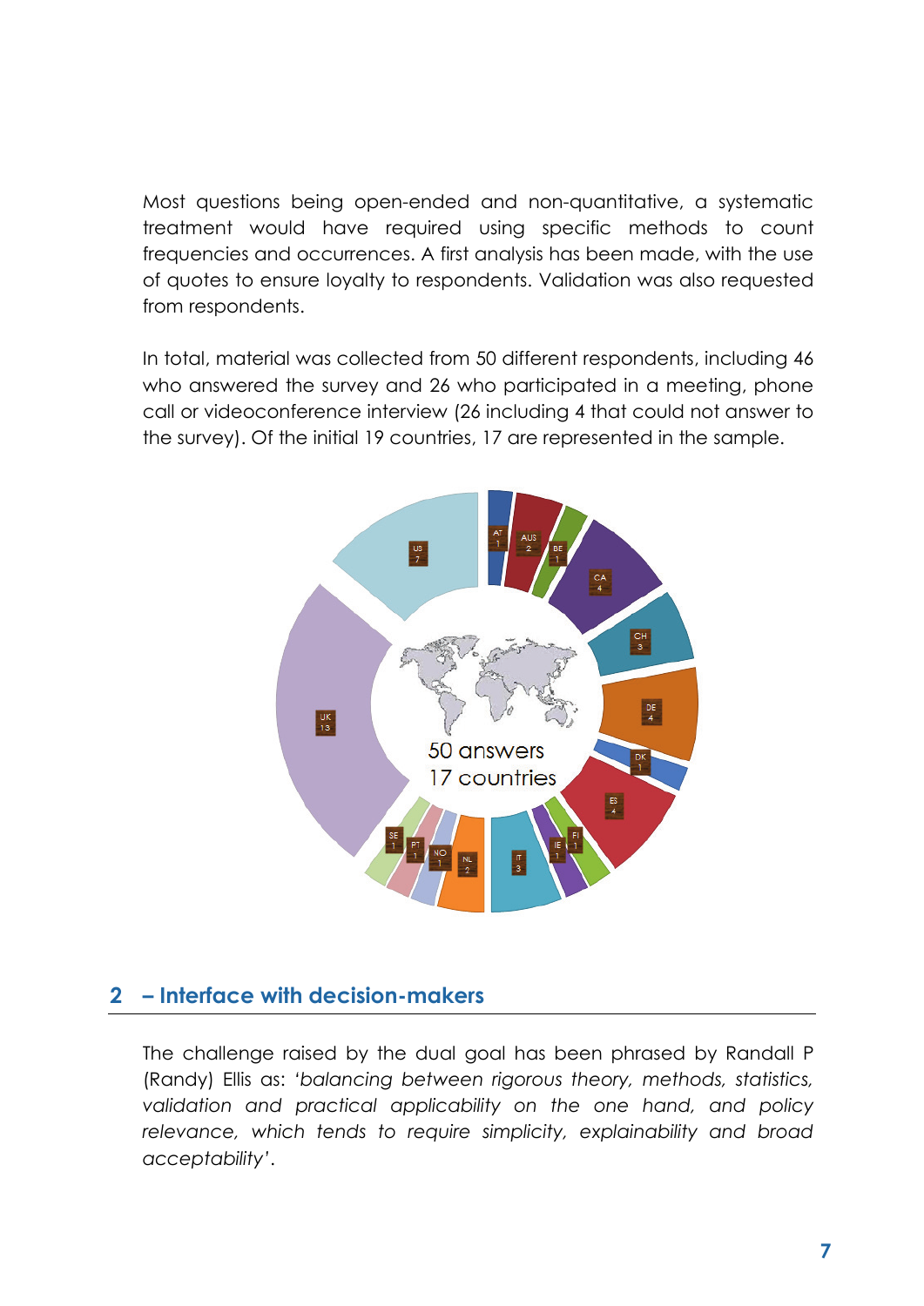Most questions being open-ended and non-quantitative, a systematic treatment would have required using specific methods to count frequencies and occurrences. A first analysis has been made, with the use of quotes to ensure loyalty to respondents. Validation was also requested from respondents.

In total, material was collected from 50 different respondents, including 46 who answered the survey and 26 who participated in a meeting, phone call or videoconference interview (26 including 4 that could not answer to the survey). Of the initial 19 countries, 17 are represented in the sample.

50 answers
17 countries

AT 1, AUS 2, BE 1, CA 4, CH 3, DE 4, DK 1, ES 4, FI 1, IE 1, IT 3, NL 2, NO 1, PT 1, SE 1, UK 13, US 7

## 2 – Interface with decision-makers

The challenge raised by the dual goal has been phrased by Randall P (Randy) Ellis as: '*balancing between rigorous theory, methods, statistics, validation and practical applicability on the one hand, and policy relevance, which tends to require simplicity, explainability and broad acceptability*'.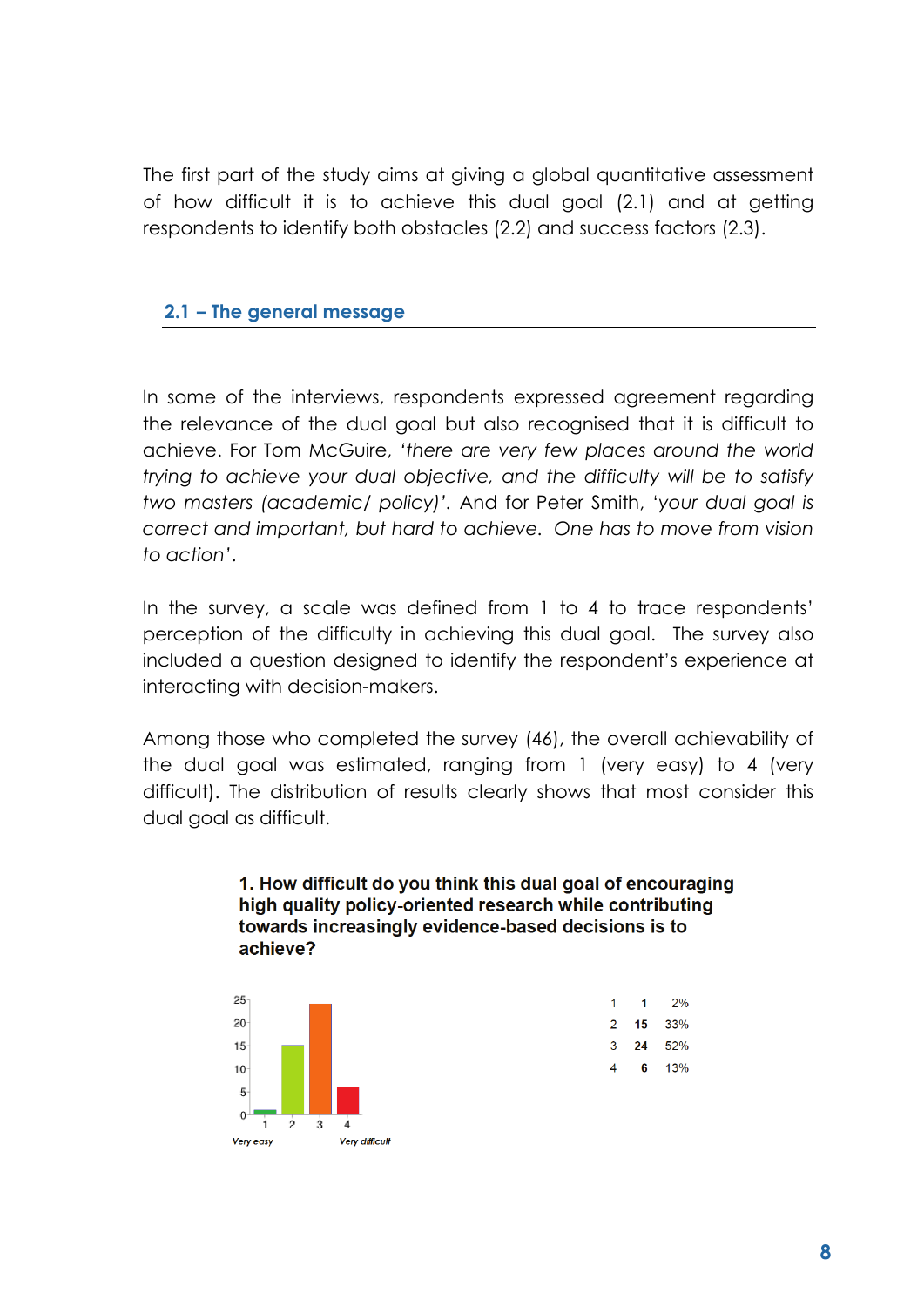The first part of the study aims at giving a global quantitative assessment of how difficult it is to achieve this dual goal (2.1) and at getting respondents to identify both obstacles (2.2) and success factors (2.3).

## 2.1 – The general message

In some of the interviews, respondents expressed agreement regarding the relevance of the dual goal but also recognised that it is difficult to achieve. For Tom McGuire, '*there are very few places around the world trying to achieve your dual objective, and the difficulty will be to satisfy two masters (academic/ policy)*'. And for Peter Smith, '*your dual goal is correct and important, but hard to achieve. One has to move from vision to action*'.

In the survey, a scale was defined from 1 to 4 to trace respondents' perception of the difficulty in achieving this dual goal. The survey also included a question designed to identify the respondent's experience at interacting with decision-makers.

Among those who completed the survey (46), the overall achievability of the dual goal was estimated, ranging from 1 (very easy) to 4 (very difficult). The distribution of results clearly shows that most consider this dual goal as difficult.

**1. How difficult do you think this dual goal of encouraging high quality policy-oriented research while contributing towards increasingly evidence-based decisions is to achieve?**

| | | |
|---|---|---|
| 1 | 1 | 2% |
| 2 | **15** | 33% |
| 3 | **24** | 52% |
| 4 | **6** | 13% |

*Very easy* (1) – *Very difficult* (4)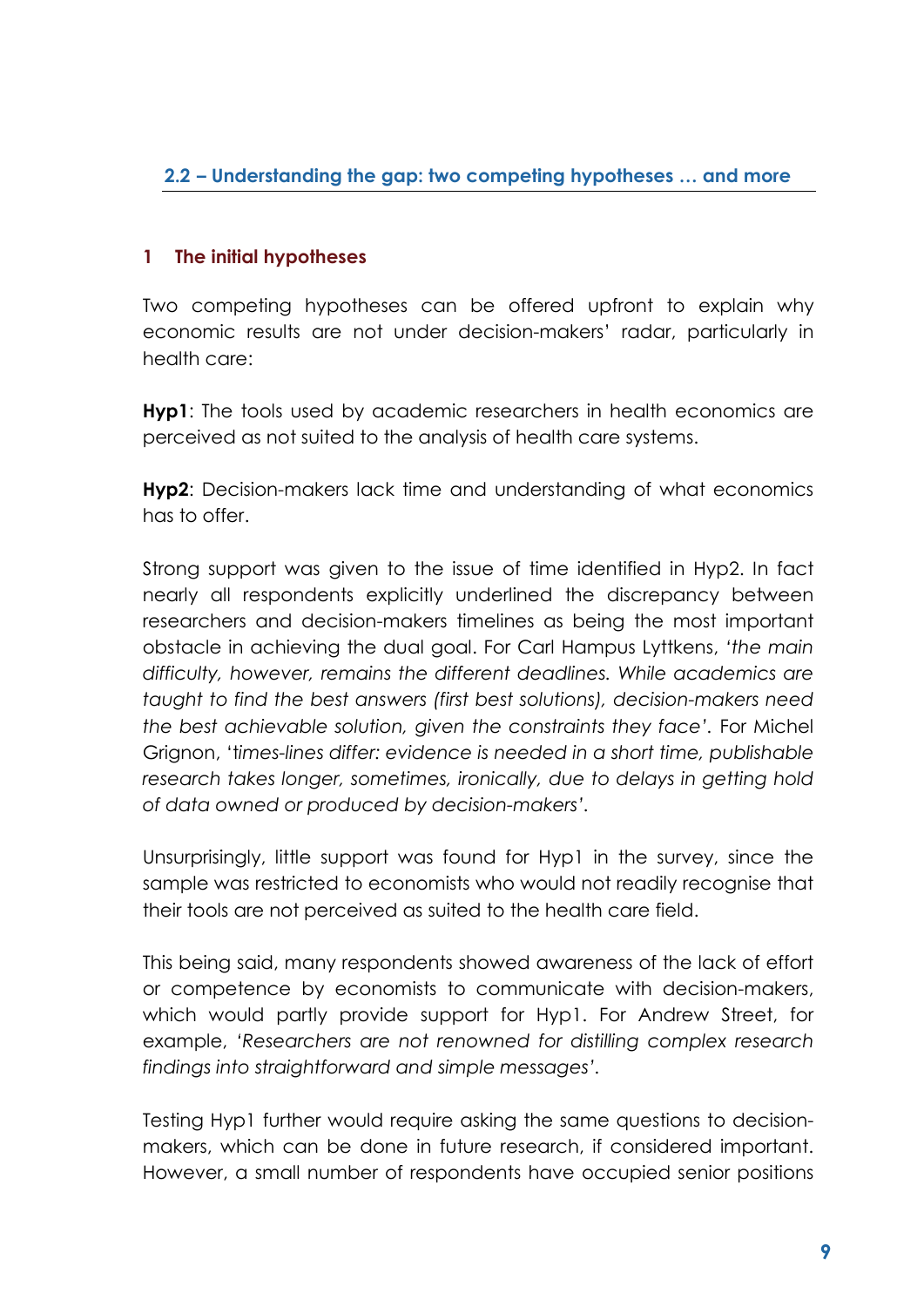## 2.2 – Understanding the gap: two competing hypotheses … and more

### 1 The initial hypotheses

Two competing hypotheses can be offered upfront to explain why economic results are not under decision-makers' radar, particularly in health care:

**Hyp1**: The tools used by academic researchers in health economics are perceived as not suited to the analysis of health care systems.

**Hyp2**: Decision-makers lack time and understanding of what economics has to offer.

Strong support was given to the issue of time identified in Hyp2. In fact nearly all respondents explicitly underlined the discrepancy between researchers and decision-makers timelines as being the most important obstacle in achieving the dual goal. For Carl Hampus Lyttkens, '*the main difficulty, however, remains the different deadlines. While academics are taught to find the best answers (first best solutions), decision-makers need the best achievable solution, given the constraints they face*'. For Michel Grignon, '*times-lines differ: evidence is needed in a short time, publishable research takes longer, sometimes, ironically, due to delays in getting hold of data owned or produced by decision-makers*'.

Unsurprisingly, little support was found for Hyp1 in the survey, since the sample was restricted to economists who would not readily recognise that their tools are not perceived as suited to the health care field.

This being said, many respondents showed awareness of the lack of effort or competence by economists to communicate with decision-makers, which would partly provide support for Hyp1. For Andrew Street, for example, '*Researchers are not renowned for distilling complex research findings into straightforward and simple messages*'.

Testing Hyp1 further would require asking the same questions to decision-makers, which can be done in future research, if considered important. However, a small number of respondents have occupied senior positions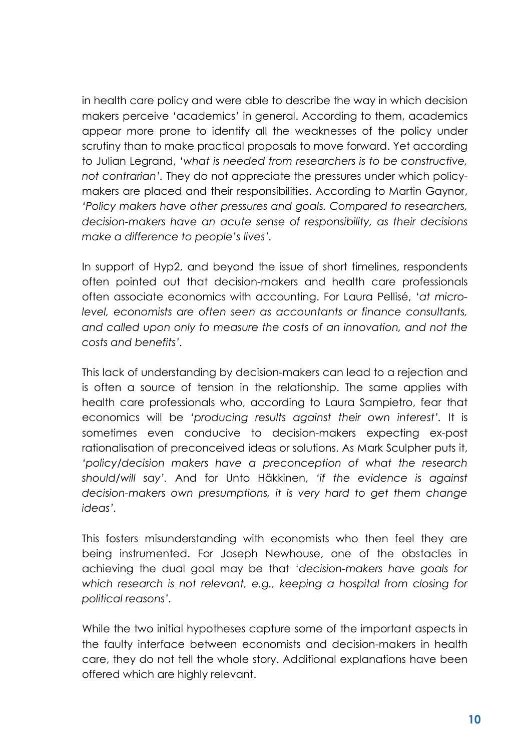in health care policy and were able to describe the way in which decision makers perceive 'academics' in general. According to them, academics appear more prone to identify all the weaknesses of the policy under scrutiny than to make practical proposals to move forward. Yet according to Julian Legrand, '*what is needed from researchers is to be constructive, not contrarian*'. They do not appreciate the pressures under which policy-makers are placed and their responsibilities. According to Martin Gaynor, '*Policy makers have other pressures and goals. Compared to researchers, decision-makers have an acute sense of responsibility, as their decisions make a difference to people's lives*'.

In support of Hyp2, and beyond the issue of short timelines, respondents often pointed out that decision-makers and health care professionals often associate economics with accounting. For Laura Pellisé, '*at micro-level, economists are often seen as accountants or finance consultants, and called upon only to measure the costs of an innovation, and not the costs and benefits*'.

This lack of understanding by decision-makers can lead to a rejection and is often a source of tension in the relationship. The same applies with health care professionals who, according to Laura Sampietro, fear that economics will be '*producing results against their own interest*'. It is sometimes even conducive to decision-makers expecting ex-post rationalisation of preconceived ideas or solutions. As Mark Sculpher puts it, '*policy/decision makers have a preconception of what the research should/will say*'. And for Unto Häkkinen, '*if the evidence is against decision-makers own presumptions, it is very hard to get them change ideas*'.

This fosters misunderstanding with economists who then feel they are being instrumented. For Joseph Newhouse, one of the obstacles in achieving the dual goal may be that '*decision-makers have goals for which research is not relevant, e.g., keeping a hospital from closing for political reasons*'.

While the two initial hypotheses capture some of the important aspects in the faulty interface between economists and decision-makers in health care, they do not tell the whole story. Additional explanations have been offered which are highly relevant.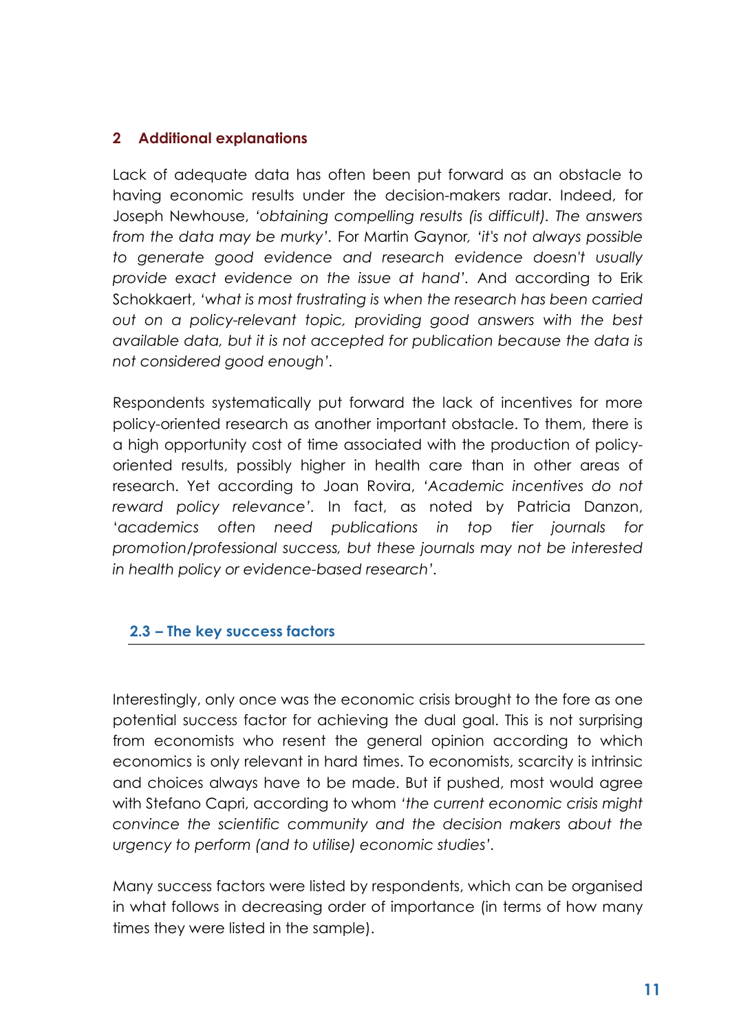**2 Additional explanations**

Lack of adequate data has often been put forward as an obstacle to having economic results under the decision-makers radar. Indeed, for Joseph Newhouse, '*obtaining compelling results (is difficult). The answers from the data may be murky*'. For Martin Gaynor, '*it's not always possible to generate good evidence and research evidence doesn't usually provide exact evidence on the issue at hand*'. And according to Erik Schokkaert, '*what is most frustrating is when the research has been carried out on a policy-relevant topic, providing good answers with the best available data, but it is not accepted for publication because the data is not considered good enough*'.

Respondents systematically put forward the lack of incentives for more policy-oriented research as another important obstacle. To them, there is a high opportunity cost of time associated with the production of policy-oriented results, possibly higher in health care than in other areas of research. Yet according to Joan Rovira, '*Academic incentives do not reward policy relevance*'. In fact, as noted by Patricia Danzon, '*academics often need publications in top tier journals for promotion/professional success, but these journals may not be interested in health policy or evidence-based research*'.

## 2.3 – The key success factors

Interestingly, only once was the economic crisis brought to the fore as one potential success factor for achieving the dual goal. This is not surprising from economists who resent the general opinion according to which economics is only relevant in hard times. To economists, scarcity is intrinsic and choices always have to be made. But if pushed, most would agree with Stefano Capri, according to whom '*the current economic crisis might convince the scientific community and the decision makers about the urgency to perform (and to utilise) economic studies*'.

Many success factors were listed by respondents, which can be organised in what follows in decreasing order of importance (in terms of how many times they were listed in the sample).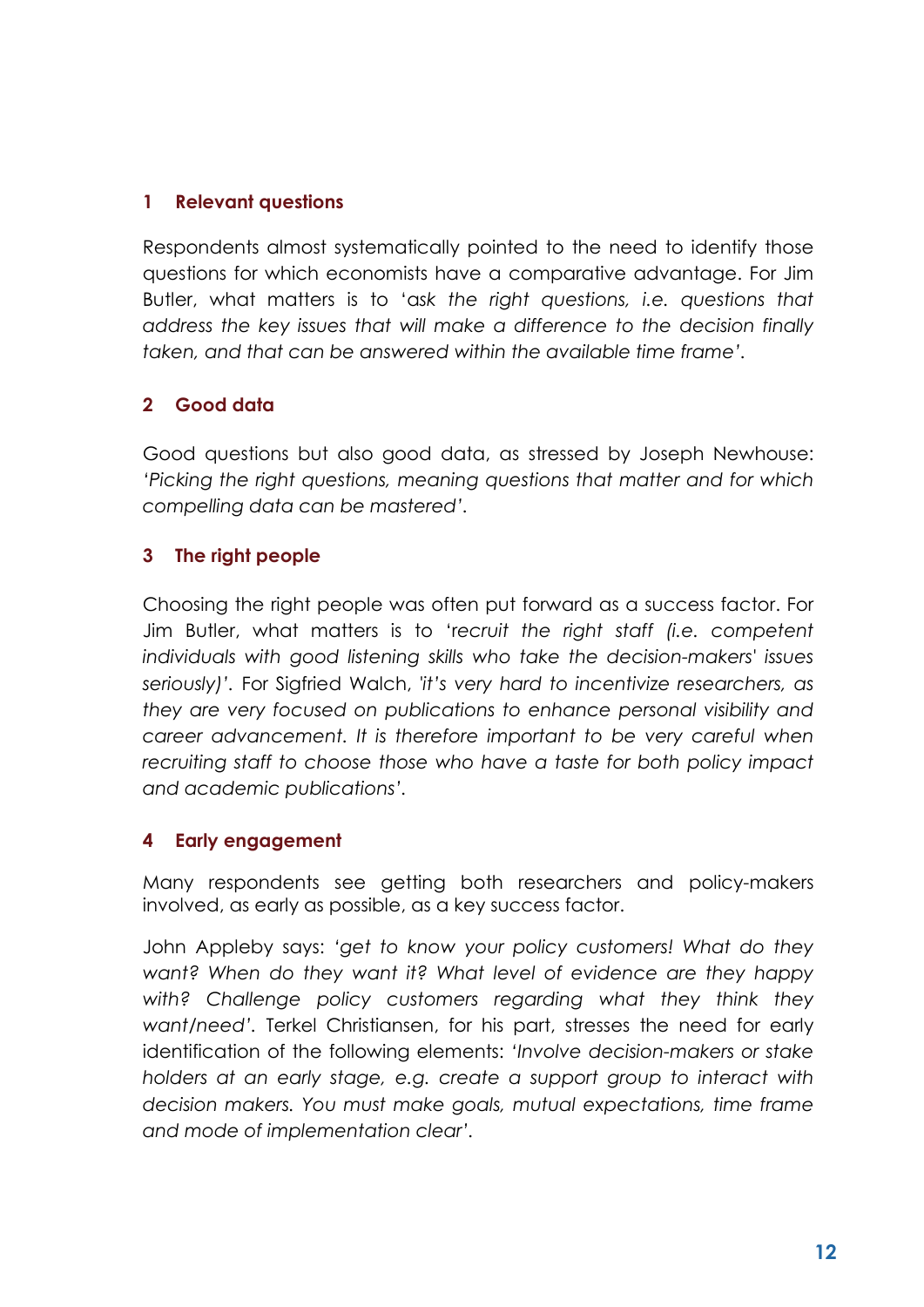## 1 Relevant questions

Respondents almost systematically pointed to the need to identify those questions for which economists have a comparative advantage. For Jim Butler, what matters is to '*ask the right questions, i.e. questions that address the key issues that will make a difference to the decision finally taken, and that can be answered within the available time frame'*.

## 2 Good data

Good questions but also good data, as stressed by Joseph Newhouse: *'Picking the right questions, meaning questions that matter and for which compelling data can be mastered'*.

## 3 The right people

Choosing the right people was often put forward as a success factor. For Jim Butler, what matters is to '*recruit the right staff (i.e. competent individuals with good listening skills who take the decision-makers' issues seriously)'*. For Sigfried Walch, *'it's very hard to incentivize researchers, as they are very focused on publications to enhance personal visibility and career advancement. It is therefore important to be very careful when recruiting staff to choose those who have a taste for both policy impact and academic publications'*.

## 4 Early engagement

Many respondents see getting both researchers and policy-makers involved, as early as possible, as a key success factor.

John Appleby says: *'get to know your policy customers! What do they want? When do they want it? What level of evidence are they happy with? Challenge policy customers regarding what they think they want/need'*. Terkel Christiansen, for his part, stresses the need for early identification of the following elements: *'Involve decision-makers or stake holders at an early stage, e.g. create a support group to interact with decision makers. You must make goals, mutual expectations, time frame and mode of implementation clear'*.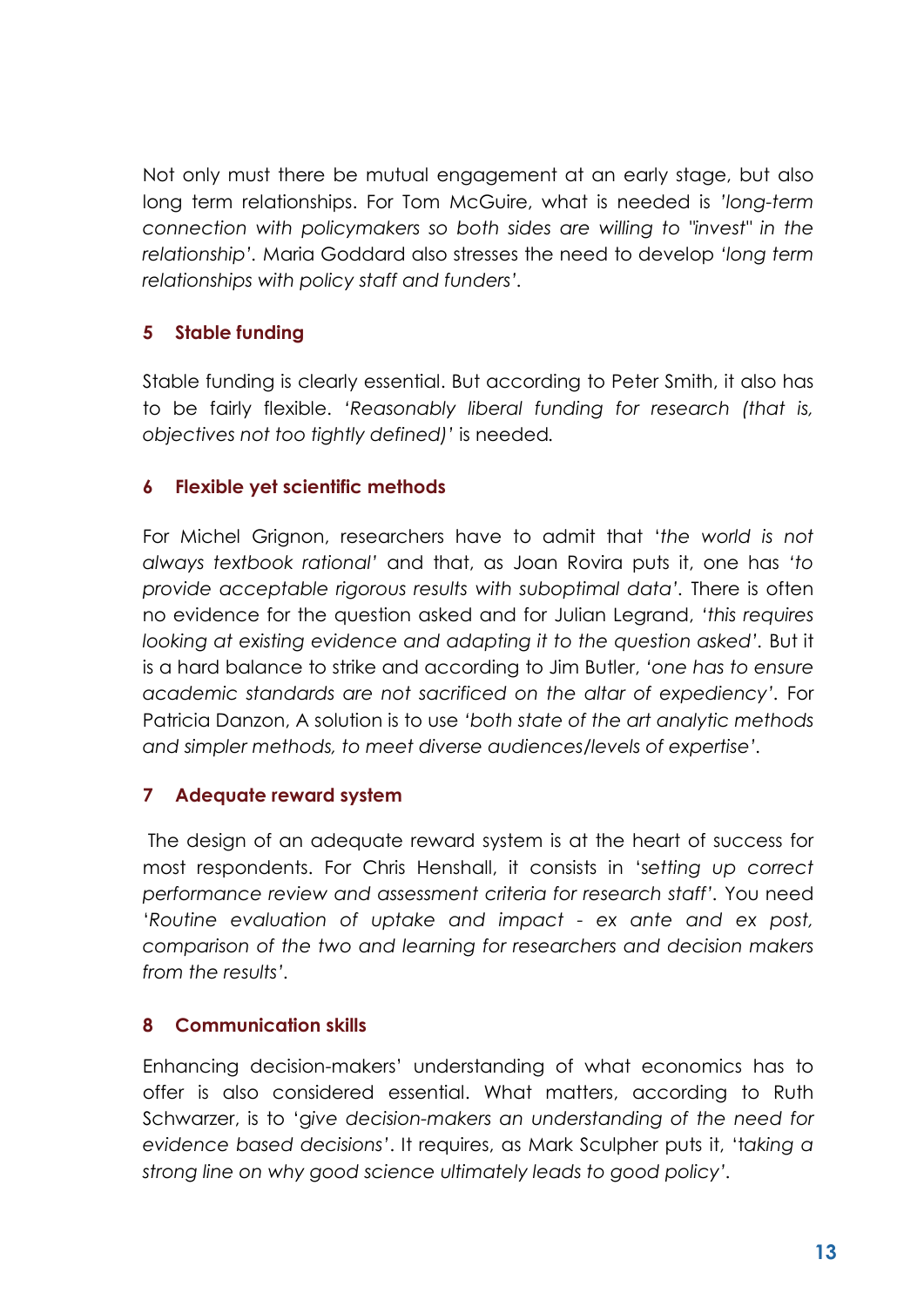Not only must there be mutual engagement at an early stage, but also long term relationships. For Tom McGuire, what is needed is *'long-term connection with policymakers so both sides are willing to "invest" in the relationship'*. Maria Goddard also stresses the need to develop *'long term relationships with policy staff and funders'*.

### 5 Stable funding

Stable funding is clearly essential. But according to Peter Smith, it also has to be fairly flexible. *'Reasonably liberal funding for research (that is, objectives not too tightly defined)'* is needed.

### 6 Flexible yet scientific methods

For Michel Grignon, researchers have to admit that '*the world is not always textbook rational'* and that, as Joan Rovira puts it, one has *'to provide acceptable rigorous results with suboptimal data'*. There is often no evidence for the question asked and for Julian Legrand, *'this requires looking at existing evidence and adapting it to the question asked'*. But it is a hard balance to strike and according to Jim Butler, *'one has to ensure academic standards are not sacrificed on the altar of expediency'*. For Patricia Danzon, A solution is to use *'both state of the art analytic methods and simpler methods, to meet diverse audiences/levels of expertise'*.

### 7 Adequate reward system

The design of an adequate reward system is at the heart of success for most respondents. For Chris Henshall, it consists in '*setting up correct performance review and assessment criteria for research staff'*. You need '*Routine evaluation of uptake and impact - ex ante and ex post, comparison of the two and learning for researchers and decision makers from the results'*.

### 8 Communication skills

Enhancing decision-makers' understanding of what economics has to offer is also considered essential. What matters, according to Ruth Schwarzer, is to '*give decision-makers an understanding of the need for evidence based decisions'*. It requires, as Mark Sculpher puts it, '*taking a strong line on why good science ultimately leads to good policy'*.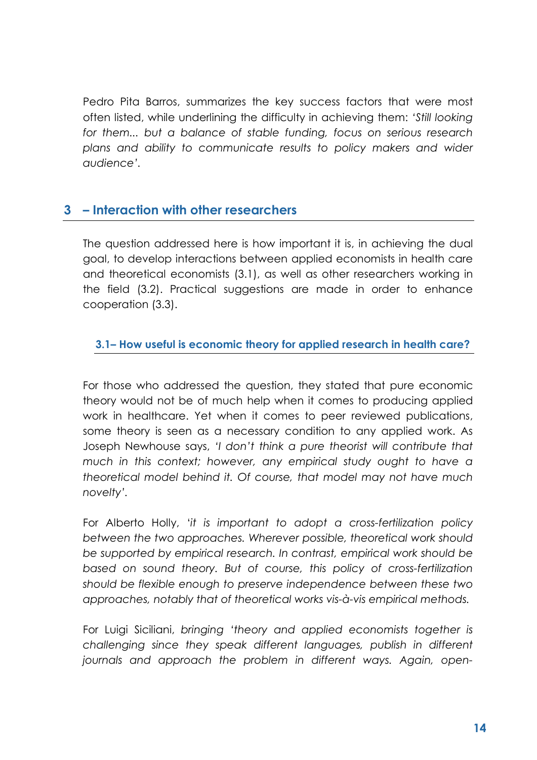Pedro Pita Barros, summarizes the key success factors that were most often listed, while underlining the difficulty in achieving them: '*Still looking for them... but a balance of stable funding, focus on serious research plans and ability to communicate results to policy makers and wider audience*'.

## 3 – Interaction with other researchers

The question addressed here is how important it is, in achieving the dual goal, to develop interactions between applied economists in health care and theoretical economists (3.1), as well as other researchers working in the field (3.2). Practical suggestions are made in order to enhance cooperation (3.3).

### 3.1– How useful is economic theory for applied research in health care?

For those who addressed the question, they stated that pure economic theory would not be of much help when it comes to producing applied work in healthcare. Yet when it comes to peer reviewed publications, some theory is seen as a necessary condition to any applied work. As Joseph Newhouse says, '*I don't think a pure theorist will contribute that much in this context; however, any empirical study ought to have a theoretical model behind it. Of course, that model may not have much novelty*'.

For Alberto Holly, '*it is important to adopt a cross-fertilization policy between the two approaches. Wherever possible, theoretical work should be supported by empirical research. In contrast, empirical work should be based on sound theory. But of course, this policy of cross-fertilization should be flexible enough to preserve independence between these two approaches, notably that of theoretical works vis-à-vis empirical methods.*

For Luigi Siciliani, *bringing* '*theory and applied economists together is challenging since they speak different languages, publish in different journals and approach the problem in different ways. Again, open-*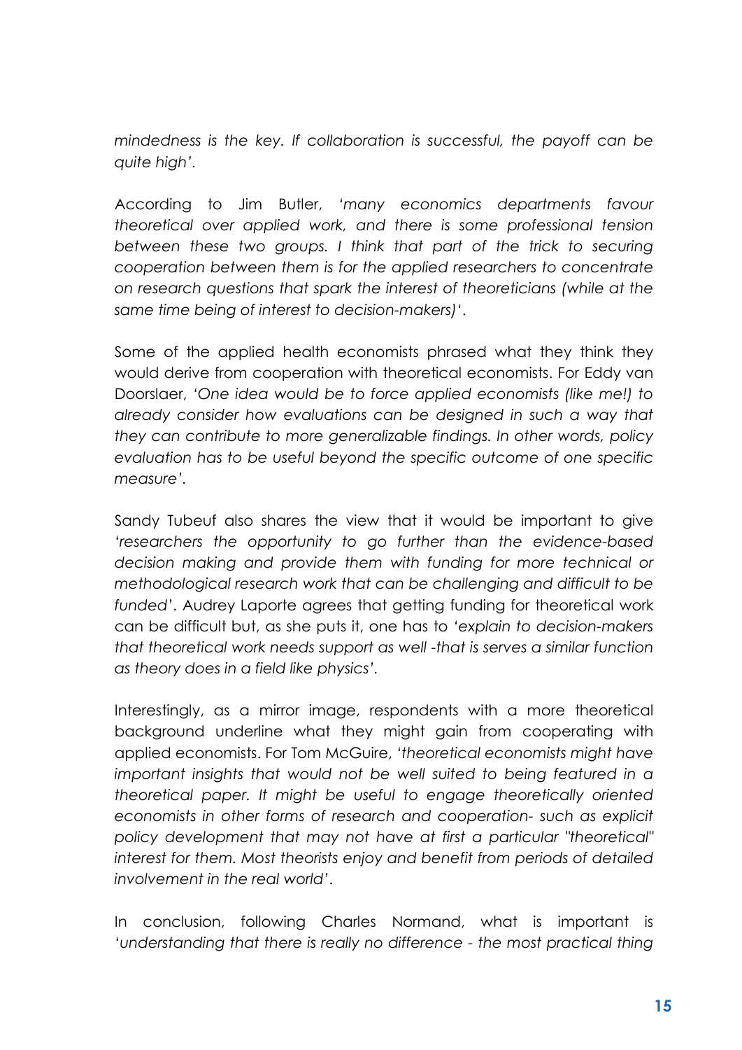*mindedness is the key. If collaboration is successful, the payoff can be quite high'.*

According to Jim Butler, *'many economics departments favour theoretical over applied work, and there is some professional tension between these two groups. I think that part of the trick to securing cooperation between them is for the applied researchers to concentrate on research questions that spark the interest of theoreticians (while at the same time being of interest to decision-makers)'*.

Some of the applied health economists phrased what they think they would derive from cooperation with theoretical economists. For Eddy van Doorslaer, *'One idea would be to force applied economists (like me!) to already consider how evaluations can be designed in such a way that they can contribute to more generalizable findings. In other words, policy evaluation has to be useful beyond the specific outcome of one specific measure'*.

Sandy Tubeuf also shares the view that it would be important to give *'researchers the opportunity to go further than the evidence-based decision making and provide them with funding for more technical or methodological research work that can be challenging and difficult to be funded'*. Audrey Laporte agrees that getting funding for theoretical work can be difficult but, as she puts it, one has to *'explain to decision-makers that theoretical work needs support as well -that is serves a similar function as theory does in a field like physics'*.

Interestingly, as a mirror image, respondents with a more theoretical background underline what they might gain from cooperating with applied economists. For Tom McGuire, *'theoretical economists might have important insights that would not be well suited to being featured in a theoretical paper. It might be useful to engage theoretically oriented economists in other forms of research and cooperation- such as explicit policy development that may not have at first a particular "theoretical" interest for them. Most theorists enjoy and benefit from periods of detailed involvement in the real world'*.

In conclusion, following Charles Normand, what is important is *'understanding that there is really no difference - the most practical thing*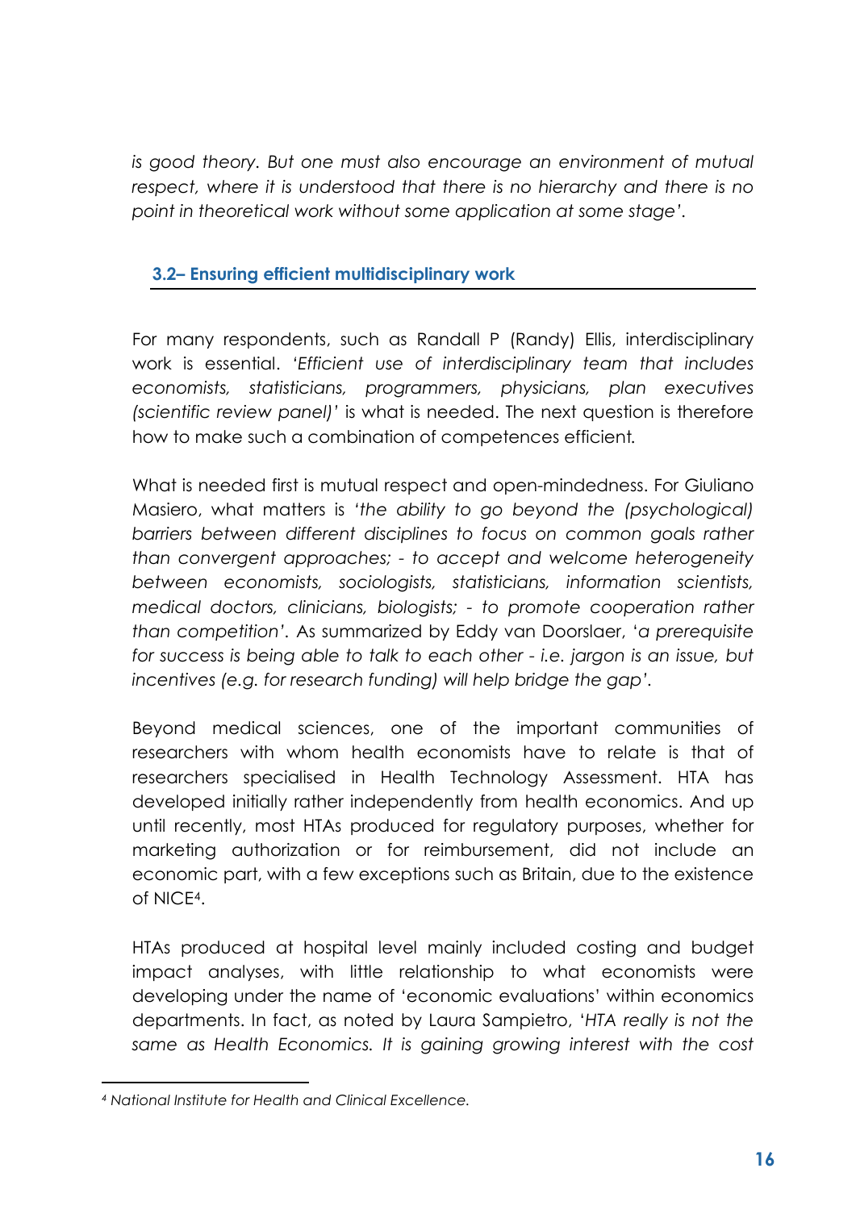*is good theory. But one must also encourage an environment of mutual respect, where it is understood that there is no hierarchy and there is no point in theoretical work without some application at some stage'.*

### 3.2– Ensuring efficient multidisciplinary work

For many respondents, such as Randall P (Randy) Ellis, interdisciplinary work is essential. '*Efficient use of interdisciplinary team that includes economists, statisticians, programmers, physicians, plan executives (scientific review panel)'* is what is needed. The next question is therefore how to make such a combination of competences efficient.

What is needed first is mutual respect and open-mindedness. For Giuliano Masiero, what matters is '*the ability to go beyond the (psychological) barriers between different disciplines to focus on common goals rather than convergent approaches; - to accept and welcome heterogeneity between economists, sociologists, statisticians, information scientists, medical doctors, clinicians, biologists; - to promote cooperation rather than competition'*. As summarized by Eddy van Doorslaer, '*a prerequisite for success is being able to talk to each other - i.e. jargon is an issue, but incentives (e.g. for research funding) will help bridge the gap'*.

Beyond medical sciences, one of the important communities of researchers with whom health economists have to relate is that of researchers specialised in Health Technology Assessment. HTA has developed initially rather independently from health economics. And up until recently, most HTAs produced for regulatory purposes, whether for marketing authorization or for reimbursement, did not include an economic part, with a few exceptions such as Britain, due to the existence of NICE[4].

HTAs produced at hospital level mainly included costing and budget impact analyses, with little relationship to what economists were developing under the name of 'economic evaluations' within economics departments. In fact, as noted by Laura Sampietro, '*HTA really is not the same as Health Economics. It is gaining growing interest with the cost*

---

[4] *National Institute for Health and Clinical Excellence.*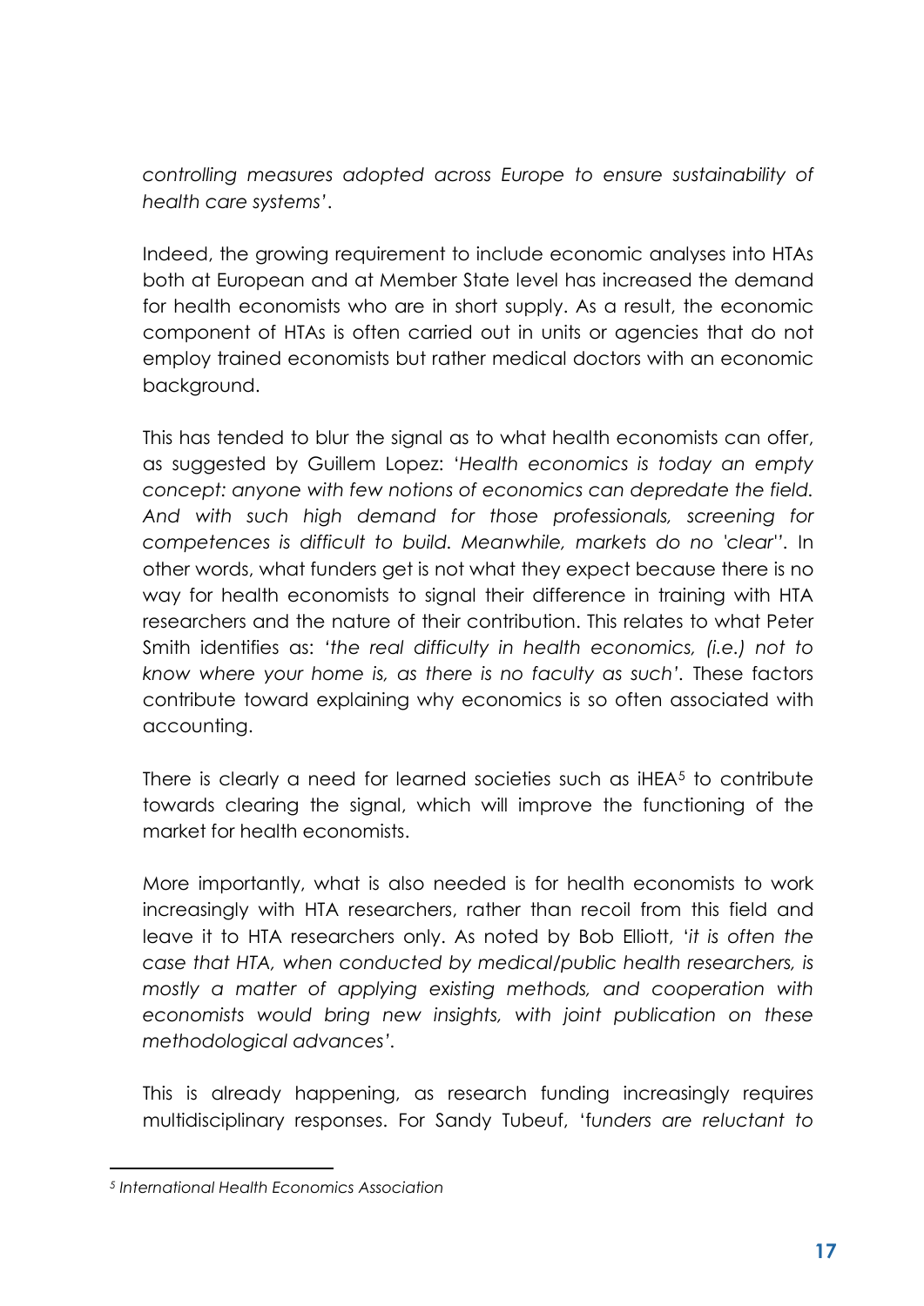*controlling measures adopted across Europe to ensure sustainability of health care systems'*.

Indeed, the growing requirement to include economic analyses into HTAs both at European and at Member State level has increased the demand for health economists who are in short supply. As a result, the economic component of HTAs is often carried out in units or agencies that do not employ trained economists but rather medical doctors with an economic background.

This has tended to blur the signal as to what health economists can offer, as suggested by Guillem Lopez: '*Health economics is today an empty concept: anyone with few notions of economics can depredate the field. And with such high demand for those professionals, screening for competences is difficult to build. Meanwhile, markets do no 'clear''*. In other words, what funders get is not what they expect because there is no way for health economists to signal their difference in training with HTA researchers and the nature of their contribution. This relates to what Peter Smith identifies as: '*the real difficulty in health economics, (i.e.) not to know where your home is, as there is no faculty as such'*. These factors contribute toward explaining why economics is so often associated with accounting.

There is clearly a need for learned societies such as iHEA[5] to contribute towards clearing the signal, which will improve the functioning of the market for health economists.

More importantly, what is also needed is for health economists to work increasingly with HTA researchers, rather than recoil from this field and leave it to HTA researchers only. As noted by Bob Elliott, '*it is often the case that HTA, when conducted by medical/public health researchers, is mostly a matter of applying existing methods, and cooperation with economists would bring new insights, with joint publication on these methodological advances'*.

This is already happening, as research funding increasingly requires multidisciplinary responses. For Sandy Tubeuf, '*funders are reluctant to*

---

[5] *International Health Economics Association*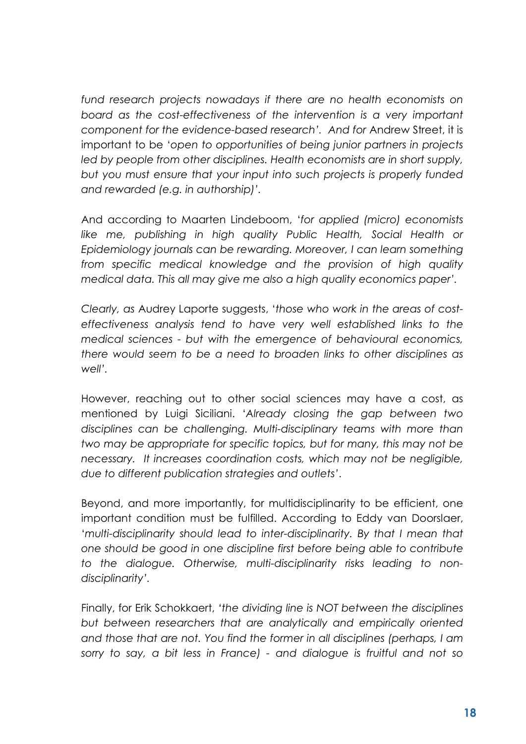*fund research projects nowadays if there are no health economists on board as the cost-effectiveness of the intervention is a very important component for the evidence-based research'. And for* Andrew Street, it is important to be '*open to opportunities of being junior partners in projects led by people from other disciplines. Health economists are in short supply, but you must ensure that your input into such projects is properly funded and rewarded (e.g. in authorship)'.*

And according to Maarten Lindeboom, '*for applied (micro) economists like me, publishing in high quality Public Health, Social Health or Epidemiology journals can be rewarding. Moreover, I can learn something from specific medical knowledge and the provision of high quality medical data. This all may give me also a high quality economics paper*'.

*Clearly, as* Audrey Laporte suggests, '*those who work in the areas of cost-effectiveness analysis tend to have very well established links to the medical sciences - but with the emergence of behavioural economics, there would seem to be a need to broaden links to other disciplines as well'.*

However, reaching out to other social sciences may have a cost, as mentioned by Luigi Siciliani. '*Already closing the gap between two disciplines can be challenging. Multi-disciplinary teams with more than two may be appropriate for specific topics, but for many, this may not be necessary. It increases coordination costs, which may not be negligible, due to different publication strategies and outlets*'.

Beyond, and more importantly, for multidisciplinarity to be efficient, one important condition must be fulfilled. According to Eddy van Doorslaer, '*multi-disciplinarity should lead to inter-disciplinarity. By that I mean that one should be good in one discipline first before being able to contribute to the dialogue. Otherwise, multi-disciplinarity risks leading to non-disciplinarity'.*

Finally, for Erik Schokkaert, '*the dividing line is NOT between the disciplines but between researchers that are analytically and empirically oriented and those that are not. You find the former in all disciplines (perhaps, I am sorry to say, a bit less in France) - and dialogue is fruitful and not so*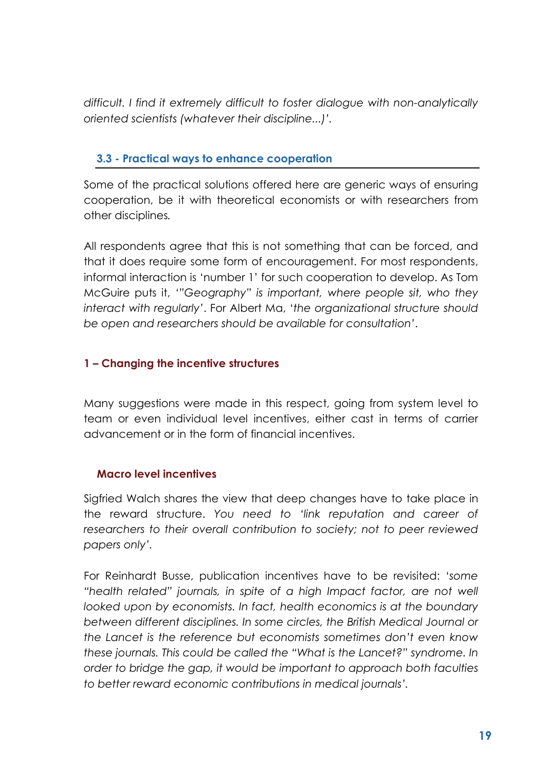*difficult. I find it extremely difficult to foster dialogue with non-analytically oriented scientists (whatever their discipline...)'.*

### 3.3 - Practical ways to enhance cooperation

Some of the practical solutions offered here are generic ways of ensuring cooperation, be it with theoretical economists or with researchers from other disciplines.

All respondents agree that this is not something that can be forced, and that it does require some form of encouragement. For most respondents, informal interaction is 'number 1' for such cooperation to develop. As Tom McGuire puts it, *'"Geography" is important, where people sit, who they interact with regularly'*. For Albert Ma, '*the organizational structure should be open and researchers should be available for consultation*'.

#### 1 – Changing the incentive structures

Many suggestions were made in this respect, going from system level to team or even individual level incentives, either cast in terms of carrier advancement or in the form of financial incentives.

##### Macro level incentives

Sigfried Walch shares the view that deep changes have to take place in the reward structure. *You need to 'link reputation and career of researchers to their overall contribution to society; not to peer reviewed papers only'.*

For Reinhardt Busse, publication incentives have to be revisited: '*some "health related" journals, in spite of a high Impact factor, are not well looked upon by economists. In fact, health economics is at the boundary between different disciplines. In some circles, the British Medical Journal or the Lancet is the reference but economists sometimes don't even know these journals. This could be called the "What is the Lancet?" syndrome. In order to bridge the gap, it would be important to approach both faculties to better reward economic contributions in medical journals'.*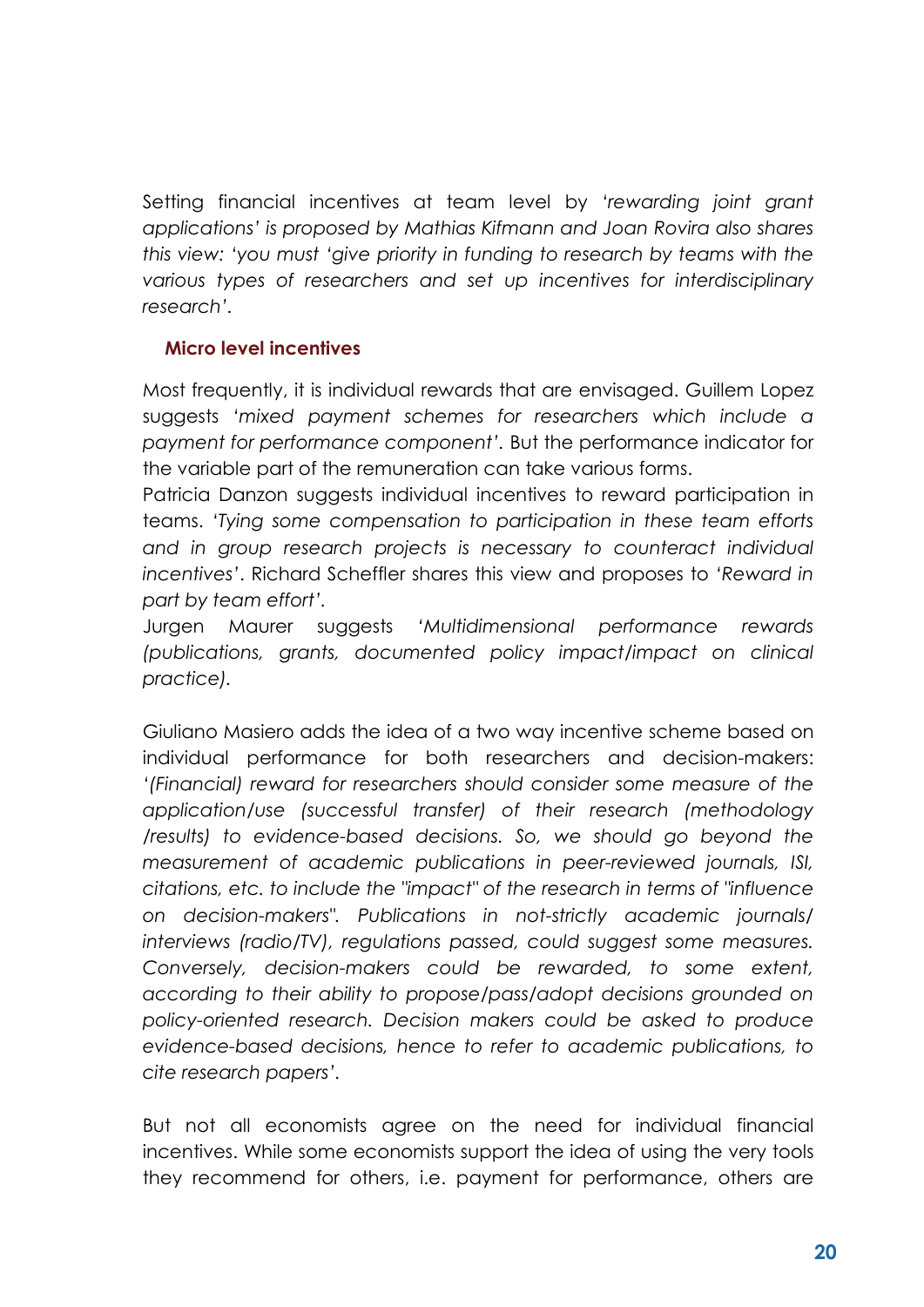Setting financial incentives at team level by *'rewarding joint grant applications' is proposed by Mathias Kifmann and Joan Rovira also shares this view: 'you must 'give priority in funding to research by teams with the various types of researchers and set up incentives for interdisciplinary research'.*

### Micro level incentives

Most frequently, it is individual rewards that are envisaged. Guillem Lopez suggests *'mixed payment schemes for researchers which include a payment for performance component'*. But the performance indicator for the variable part of the remuneration can take various forms.

Patricia Danzon suggests individual incentives to reward participation in teams. *'Tying some compensation to participation in these team efforts and in group research projects is necessary to counteract individual incentives'*. Richard Scheffler shares this view and proposes to *'Reward in part by team effort'*.

Jurgen Maurer suggests *'Multidimensional performance rewards (publications, grants, documented policy impact/impact on clinical practice)*.

Giuliano Masiero adds the idea of a two way incentive scheme based on individual performance for both researchers and decision-makers: *'(Financial) reward for researchers should consider some measure of the application/use (successful transfer) of their research (methodology /results) to evidence-based decisions. So, we should go beyond the measurement of academic publications in peer-reviewed journals, ISI, citations, etc. to include the "impact" of the research in terms of "influence on decision-makers". Publications in not-strictly academic journals/ interviews (radio/TV), regulations passed, could suggest some measures. Conversely, decision-makers could be rewarded, to some extent, according to their ability to propose/pass/adopt decisions grounded on policy-oriented research. Decision makers could be asked to produce evidence-based decisions, hence to refer to academic publications, to cite research papers'*.

But not all economists agree on the need for individual financial incentives. While some economists support the idea of using the very tools they recommend for others, i.e. payment for performance, others are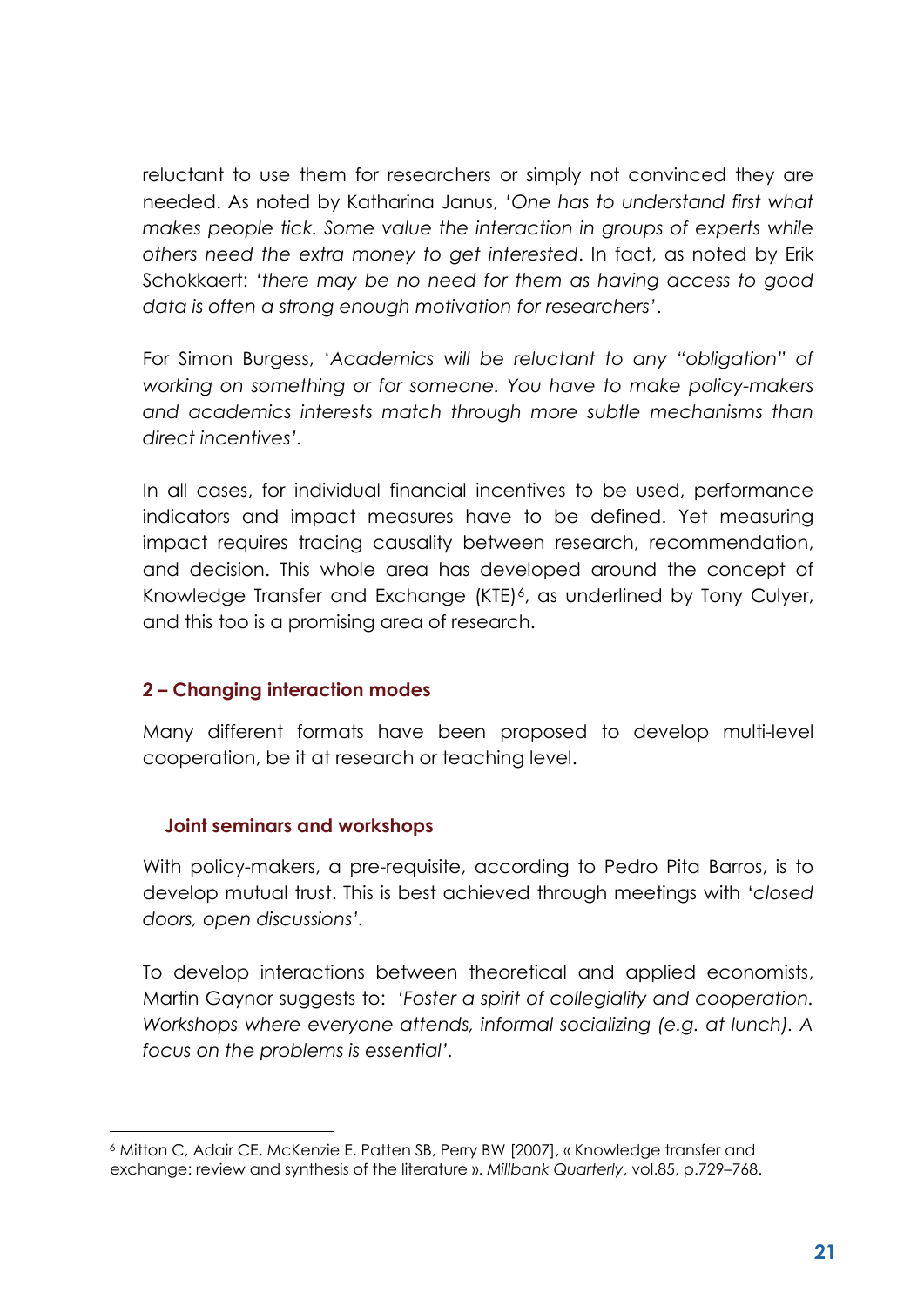reluctant to use them for researchers or simply not convinced they are needed. As noted by Katharina Janus, '*One has to understand first what makes people tick. Some value the interaction in groups of experts while others need the extra money to get interested*. In fact, as noted by Erik Schokkaert: '*there may be no need for them as having access to good data is often a strong enough motivation for researchers*'.

For Simon Burgess, '*Academics will be reluctant to any "obligation" of working on something or for someone. You have to make policy-makers and academics interests match through more subtle mechanisms than direct incentives*'.

In all cases, for individual financial incentives to be used, performance indicators and impact measures have to be defined. Yet measuring impact requires tracing causality between research, recommendation, and decision. This whole area has developed around the concept of Knowledge Transfer and Exchange (KTE)[6], as underlined by Tony Culyer, and this too is a promising area of research.

### 2 – Changing interaction modes

Many different formats have been proposed to develop multi-level cooperation, be it at research or teaching level.

#### Joint seminars and workshops

With policy-makers, a pre-requisite, according to Pedro Pita Barros, is to develop mutual trust. This is best achieved through meetings with '*closed doors, open discussions*'.

To develop interactions between theoretical and applied economists, Martin Gaynor suggests to: '*Foster a spirit of collegiality and cooperation. Workshops where everyone attends, informal socializing (e.g. at lunch). A focus on the problems is essential*'.

---

[6] Mitton C, Adair CE, McKenzie E, Patten SB, Perry BW [2007], « Knowledge transfer and exchange: review and synthesis of the literature ». *Millbank Quarterly*, vol.85, p.729–768.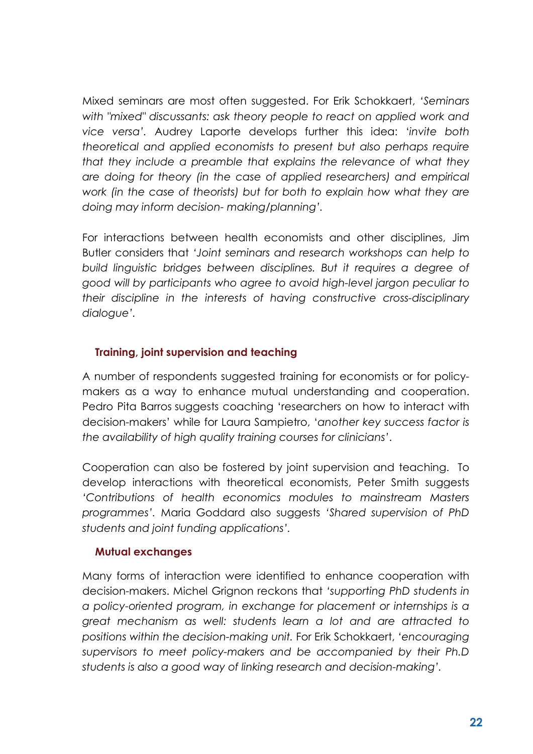Mixed seminars are most often suggested. For Erik Schokkaert, *'Seminars with "mixed" discussants: ask theory people to react on applied work and vice versa'*. Audrey Laporte develops further this idea: '*invite both theoretical and applied economists to present but also perhaps require that they include a preamble that explains the relevance of what they are doing for theory (in the case of applied researchers) and empirical work (in the case of theorists) but for both to explain how what they are doing may inform decision- making/planning'*.

For interactions between health economists and other disciplines, Jim Butler considers that *'Joint seminars and research workshops can help to build linguistic bridges between disciplines. But it requires a degree of good will by participants who agree to avoid high-level jargon peculiar to their discipline in the interests of having constructive cross-disciplinary dialogue'*.

### Training, joint supervision and teaching

A number of respondents suggested training for economists or for policy-makers as a way to enhance mutual understanding and cooperation. Pedro Pita Barros suggests coaching 'researchers on how to interact with decision-makers' while for Laura Sampietro, '*another key success factor is the availability of high quality training courses for clinicians*'.

Cooperation can also be fostered by joint supervision and teaching. To develop interactions with theoretical economists, Peter Smith suggests *'Contributions of health economics modules to mainstream Masters programmes'*. Maria Goddard also suggests *'Shared supervision of PhD students and joint funding applications'*.

### Mutual exchanges

Many forms of interaction were identified to enhance cooperation with decision-makers. Michel Grignon reckons that *'supporting PhD students in a policy-oriented program, in exchange for placement or internships is a great mechanism as well: students learn a lot and are attracted to positions within the decision-making unit.* For Erik Schokkaert, '*encouraging supervisors to meet policy-makers and be accompanied by their Ph.D students is also a good way of linking research and decision-making*'.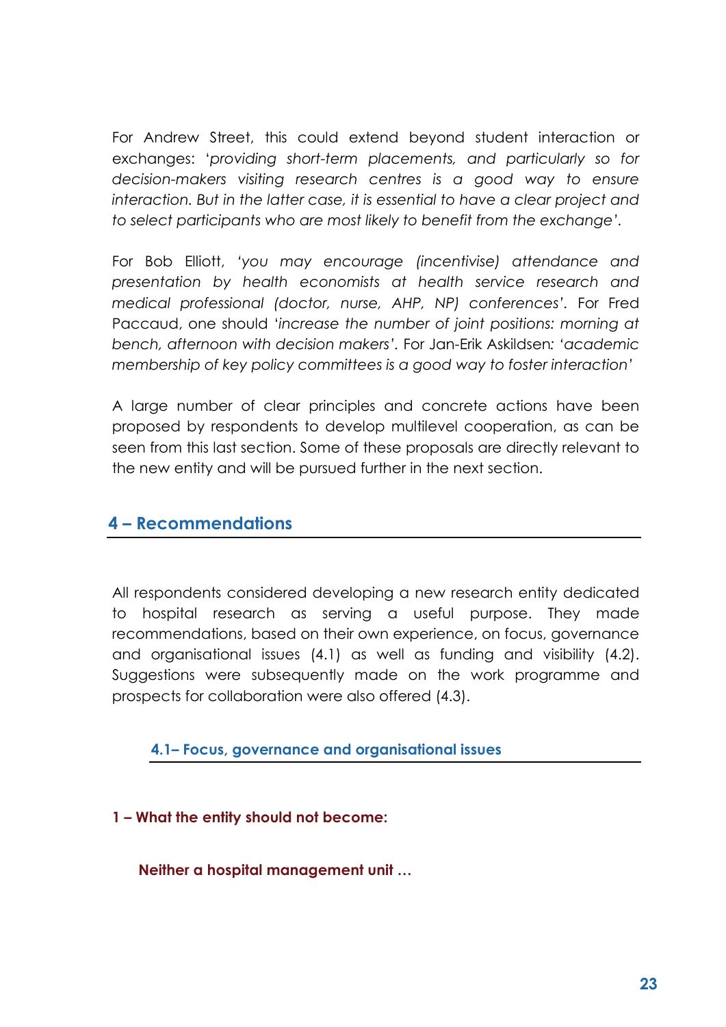For Andrew Street, this could extend beyond student interaction or exchanges: '*providing short-term placements, and particularly so for decision-makers visiting research centres is a good way to ensure interaction. But in the latter case, it is essential to have a clear project and to select participants who are most likely to benefit from the exchange*'.

For Bob Elliott, '*you may encourage (incentivise) attendance and presentation by health economists at health service research and medical professional (doctor, nurse, AHP, NP) conferences*'. For Fred Paccaud, one should '*increase the number of joint positions: morning at bench, afternoon with decision makers*'. For Jan-Erik Askildsen: '*academic membership of key policy committees is a good way to foster interaction*'

A large number of clear principles and concrete actions have been proposed by respondents to develop multilevel cooperation, as can be seen from this last section. Some of these proposals are directly relevant to the new entity and will be pursued further in the next section.

## 4 – Recommendations

All respondents considered developing a new research entity dedicated to hospital research as serving a useful purpose. They made recommendations, based on their own experience, on focus, governance and organisational issues (4.1) as well as funding and visibility (4.2). Suggestions were subsequently made on the work programme and prospects for collaboration were also offered (4.3).

### 4.1– Focus, governance and organisational issues

#### 1 – What the entity should not become:

##### Neither a hospital management unit …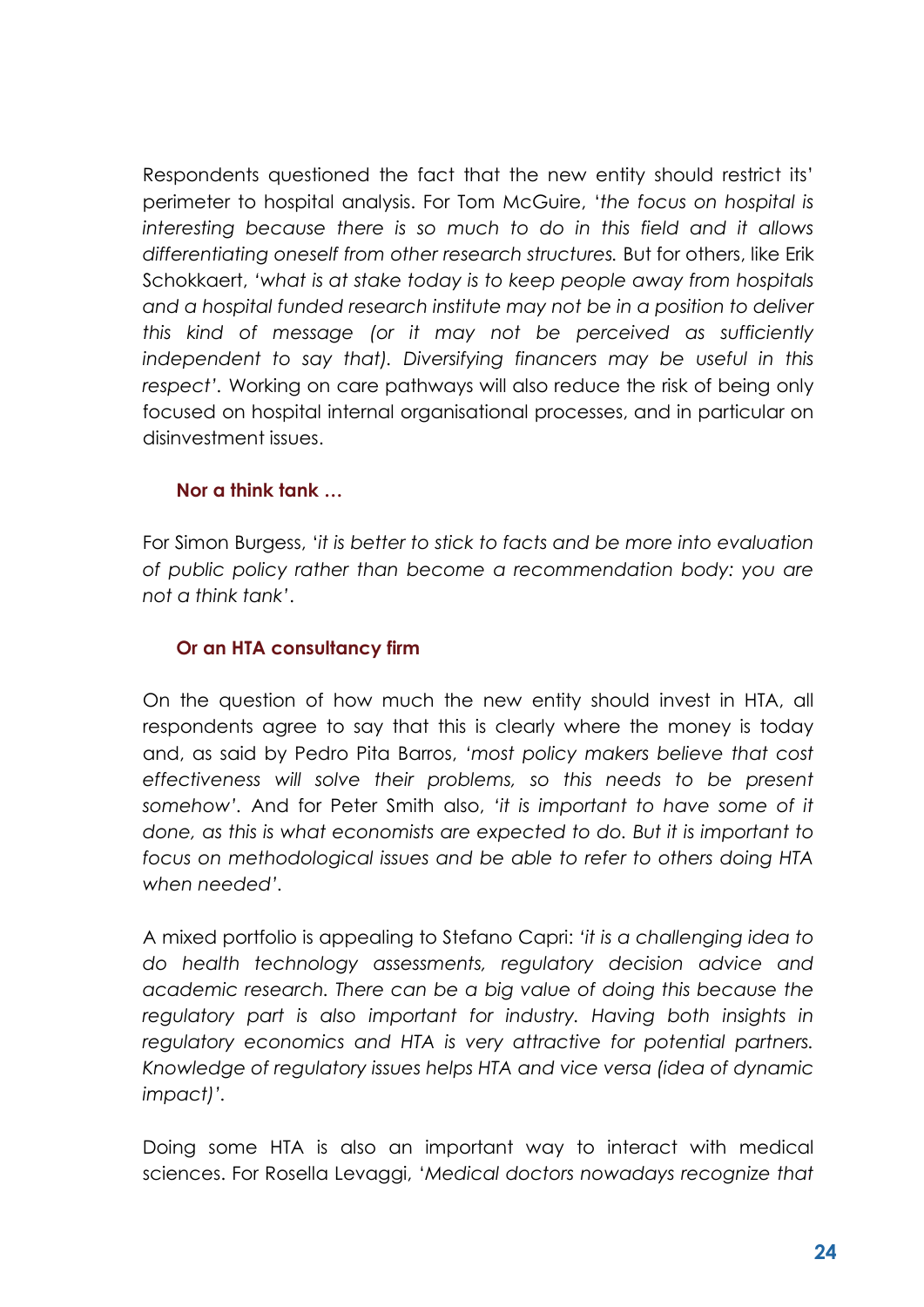Respondents questioned the fact that the new entity should restrict its' perimeter to hospital analysis. For Tom McGuire, '*the focus on hospital is interesting because there is so much to do in this field and it allows differentiating oneself from other research structures.* But for others, like Erik Schokkaert, '*what is at stake today is to keep people away from hospitals and a hospital funded research institute may not be in a position to deliver this kind of message (or it may not be perceived as sufficiently independent to say that). Diversifying financers may be useful in this respect'*. Working on care pathways will also reduce the risk of being only focused on hospital internal organisational processes, and in particular on disinvestment issues.

**Nor a think tank …**

For Simon Burgess, '*it is better to stick to facts and be more into evaluation of public policy rather than become a recommendation body: you are not a think tank'*.

**Or an HTA consultancy firm**

On the question of how much the new entity should invest in HTA, all respondents agree to say that this is clearly where the money is today and, as said by Pedro Pita Barros, *'most policy makers believe that cost effectiveness will solve their problems, so this needs to be present somehow'*. And for Peter Smith also, *'it is important to have some of it done, as this is what economists are expected to do. But it is important to focus on methodological issues and be able to refer to others doing HTA when needed'*.

A mixed portfolio is appealing to Stefano Capri: *'it is a challenging idea to do health technology assessments, regulatory decision advice and academic research. There can be a big value of doing this because the regulatory part is also important for industry. Having both insights in regulatory economics and HTA is very attractive for potential partners. Knowledge of regulatory issues helps HTA and vice versa (idea of dynamic impact)'*.

Doing some HTA is also an important way to interact with medical sciences. For Rosella Levaggi, '*Medical doctors nowadays recognize that*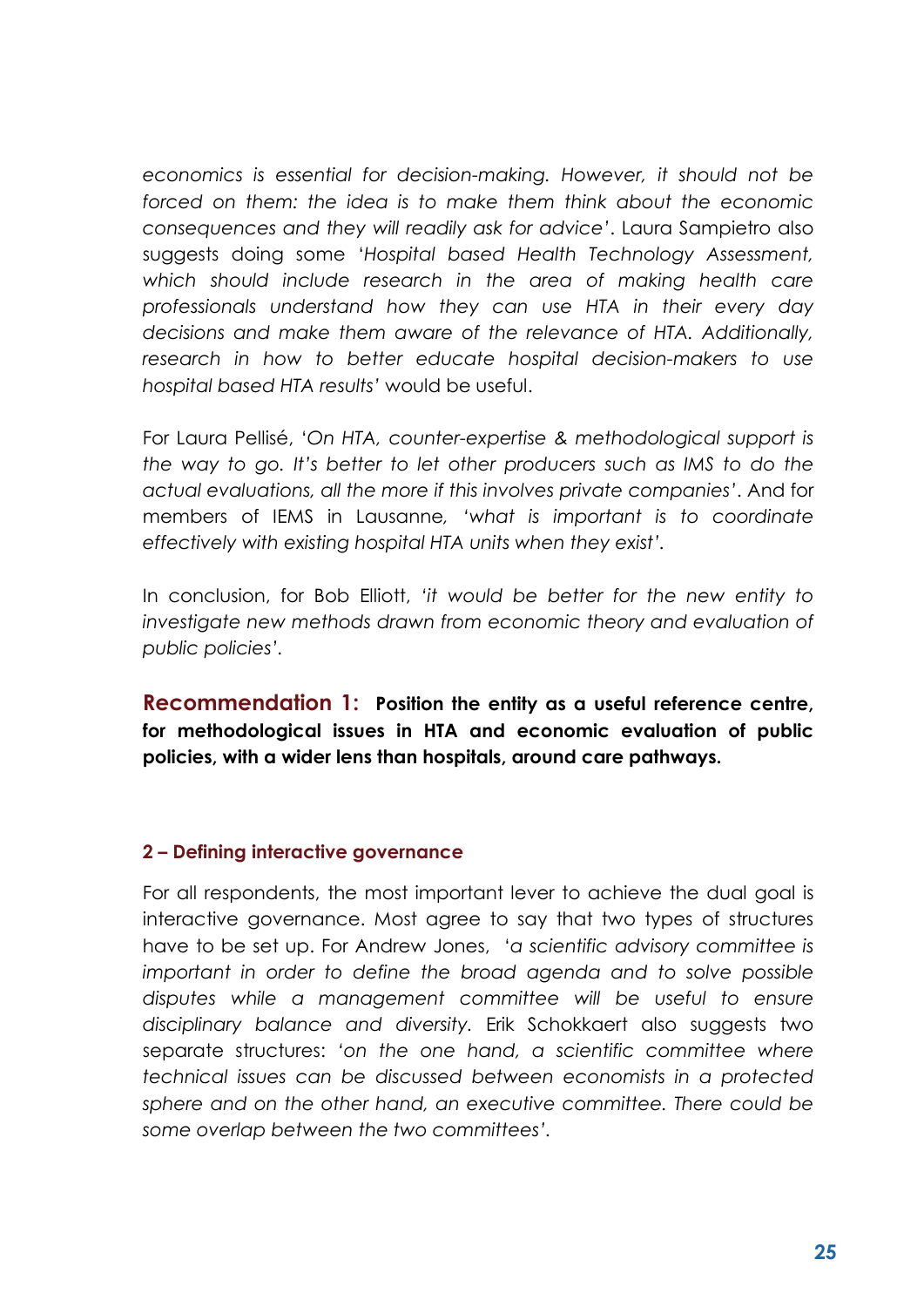*economics is essential for decision-making. However, it should not be forced on them: the idea is to make them think about the economic consequences and they will readily ask for advice'*. Laura Sampietro also suggests doing some '*Hospital based Health Technology Assessment, which should include research in the area of making health care professionals understand how they can use HTA in their every day decisions and make them aware of the relevance of HTA. Additionally, research in how to better educate hospital decision-makers to use hospital based HTA results'* would be useful.

For Laura Pellisé, '*On HTA, counter-expertise & methodological support is the way to go. It's better to let other producers such as IMS to do the actual evaluations, all the more if this involves private companies'*. And for members of IEMS in Lausanne, *'what is important is to coordinate effectively with existing hospital HTA units when they exist'*.

In conclusion, for Bob Elliott, *'it would be better for the new entity to investigate new methods drawn from economic theory and evaluation of public policies'*.

**Recommendation 1: Position the entity as a useful reference centre, for methodological issues in HTA and economic evaluation of public policies, with a wider lens than hospitals, around care pathways.**

### 2 – Defining interactive governance

For all respondents, the most important lever to achieve the dual goal is interactive governance. Most agree to say that two types of structures have to be set up. For Andrew Jones, *'a scientific advisory committee is important in order to define the broad agenda and to solve possible disputes while a management committee will be useful to ensure disciplinary balance and diversity.* Erik Schokkaert also suggests two separate structures: *'on the one hand, a scientific committee where technical issues can be discussed between economists in a protected sphere and on the other hand, an executive committee. There could be some overlap between the two committees'*.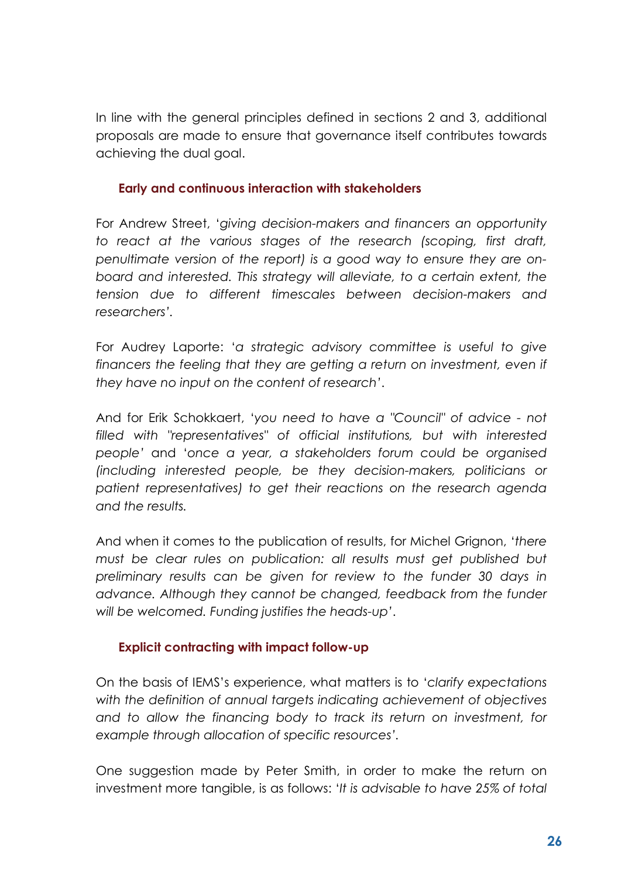In line with the general principles defined in sections 2 and 3, additional proposals are made to ensure that governance itself contributes towards achieving the dual goal.

### Early and continuous interaction with stakeholders

For Andrew Street, '*giving decision-makers and financers an opportunity to react at the various stages of the research (scoping, first draft, penultimate version of the report) is a good way to ensure they are on-board and interested. This strategy will alleviate, to a certain extent, the tension due to different timescales between decision-makers and researchers*'.

For Audrey Laporte: '*a strategic advisory committee is useful to give financers the feeling that they are getting a return on investment, even if they have no input on the content of research*'.

And for Erik Schokkaert, '*you need to have a "Council" of advice - not filled with "representatives" of official institutions, but with interested people*' and '*once a year, a stakeholders forum could be organised (including interested people, be they decision-makers, politicians or patient representatives) to get their reactions on the research agenda and the results.*

And when it comes to the publication of results, for Michel Grignon, '*there must be clear rules on publication: all results must get published but preliminary results can be given for review to the funder 30 days in advance. Although they cannot be changed, feedback from the funder will be welcomed. Funding justifies the heads-up*'.

### Explicit contracting with impact follow-up

On the basis of IEMS's experience, what matters is to '*clarify expectations with the definition of annual targets indicating achievement of objectives and to allow the financing body to track its return on investment, for example through allocation of specific resources*'.

One suggestion made by Peter Smith, in order to make the return on investment more tangible, is as follows: '*It is advisable to have 25% of total*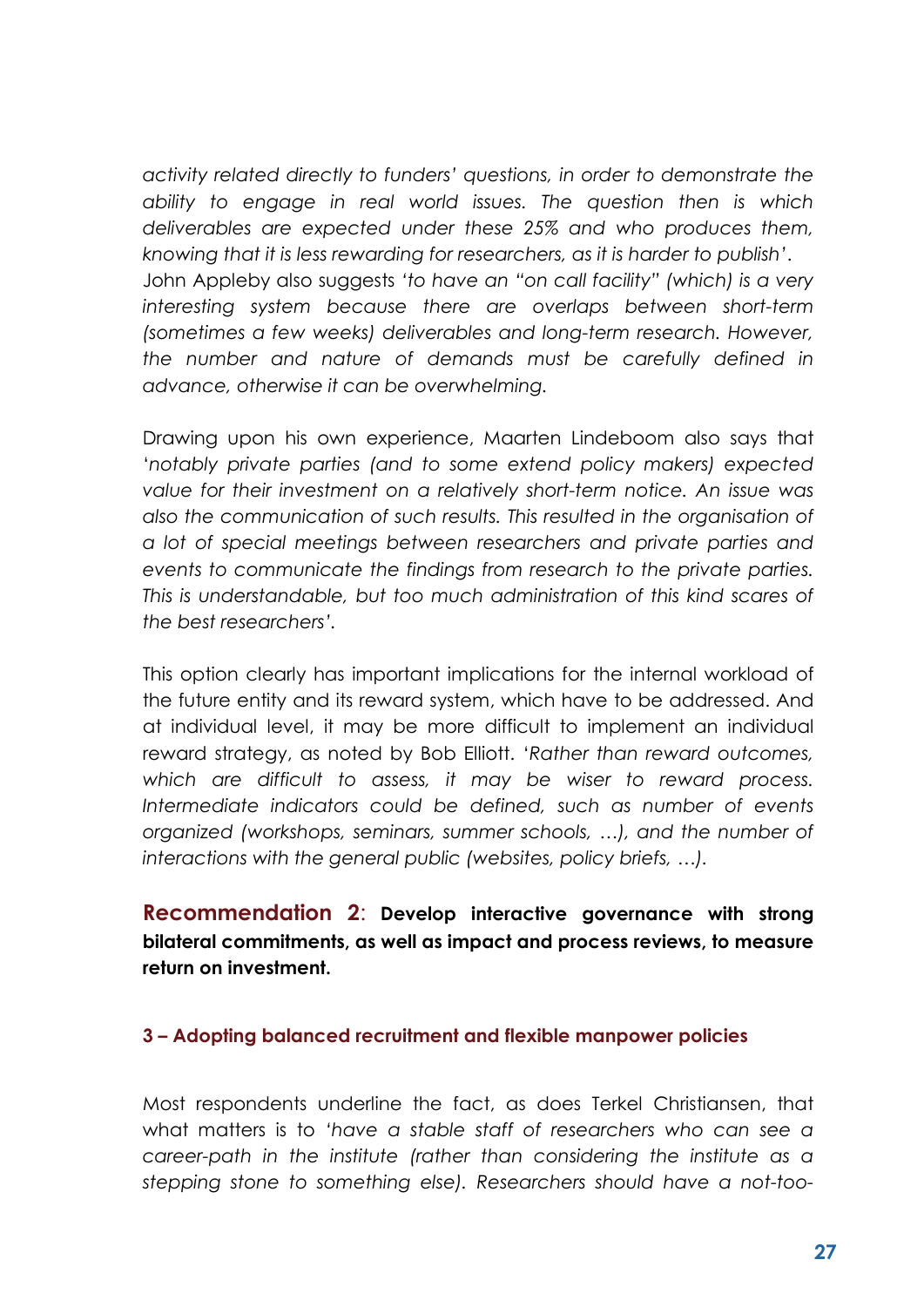*activity related directly to funders' questions, in order to demonstrate the ability to engage in real world issues. The question then is which deliverables are expected under these 25% and who produces them, knowing that it is less rewarding for researchers, as it is harder to publish'*.
John Appleby also suggests '*to have an "on call facility" (which) is a very interesting system because there are overlaps between short-term (sometimes a few weeks) deliverables and long-term research. However, the number and nature of demands must be carefully defined in advance, otherwise it can be overwhelming.*

Drawing upon his own experience, Maarten Lindeboom also says that '*notably private parties (and to some extend policy makers) expected value for their investment on a relatively short-term notice. An issue was also the communication of such results. This resulted in the organisation of a lot of special meetings between researchers and private parties and events to communicate the findings from research to the private parties. This is understandable, but too much administration of this kind scares of the best researchers'*.

This option clearly has important implications for the internal workload of the future entity and its reward system, which have to be addressed. And at individual level, it may be more difficult to implement an individual reward strategy, as noted by Bob Elliott. '*Rather than reward outcomes, which are difficult to assess, it may be wiser to reward process. Intermediate indicators could be defined, such as number of events organized (workshops, seminars, summer schools, …), and the number of interactions with the general public (websites, policy briefs, …).*

**Recommendation 2**: **Develop interactive governance with strong bilateral commitments, as well as impact and process reviews, to measure return on investment.**

### 3 – Adopting balanced recruitment and flexible manpower policies

Most respondents underline the fact, as does Terkel Christiansen, that what matters is to '*have a stable staff of researchers who can see a career-path in the institute (rather than considering the institute as a stepping stone to something else). Researchers should have a not-too-*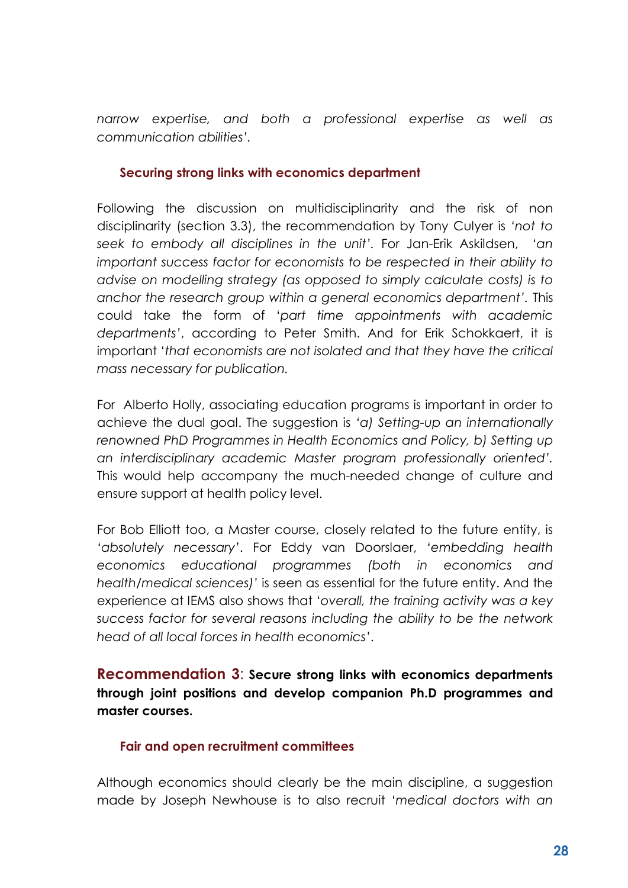*narrow expertise, and both a professional expertise as well as communication abilities'*.

### Securing strong links with economics department

Following the discussion on multidisciplinarity and the risk of non disciplinarity (section 3.3), the recommendation by Tony Culyer is *'not to seek to embody all disciplines in the unit'*. For Jan-Erik Askildsen, *'an important success factor for economists to be respected in their ability to advise on modelling strategy (as opposed to simply calculate costs) is to anchor the research group within a general economics department'*. This could take the form of '*part time appointments with academic departments*', according to Peter Smith. And for Erik Schokkaert, it is important '*that economists are not isolated and that they have the critical mass necessary for publication.*

For Alberto Holly, associating education programs is important in order to achieve the dual goal. The suggestion is *'a) Setting-up an internationally renowned PhD Programmes in Health Economics and Policy, b) Setting up an interdisciplinary academic Master program professionally oriented'*. This would help accompany the much-needed change of culture and ensure support at health policy level.

For Bob Elliott too, a Master course, closely related to the future entity, is '*absolutely necessary*'. For Eddy van Doorslaer, *'embedding health economics educational programmes (both in economics and health/medical sciences)'* is seen as essential for the future entity. And the experience at IEMS also shows that '*overall, the training activity was a key success factor for several reasons including the ability to be the network head of all local forces in health economics*'.

**Recommendation 3**: **Secure strong links with economics departments through joint positions and develop companion Ph.D programmes and master courses.**

### Fair and open recruitment committees

Although economics should clearly be the main discipline, a suggestion made by Joseph Newhouse is to also recruit '*medical doctors with an*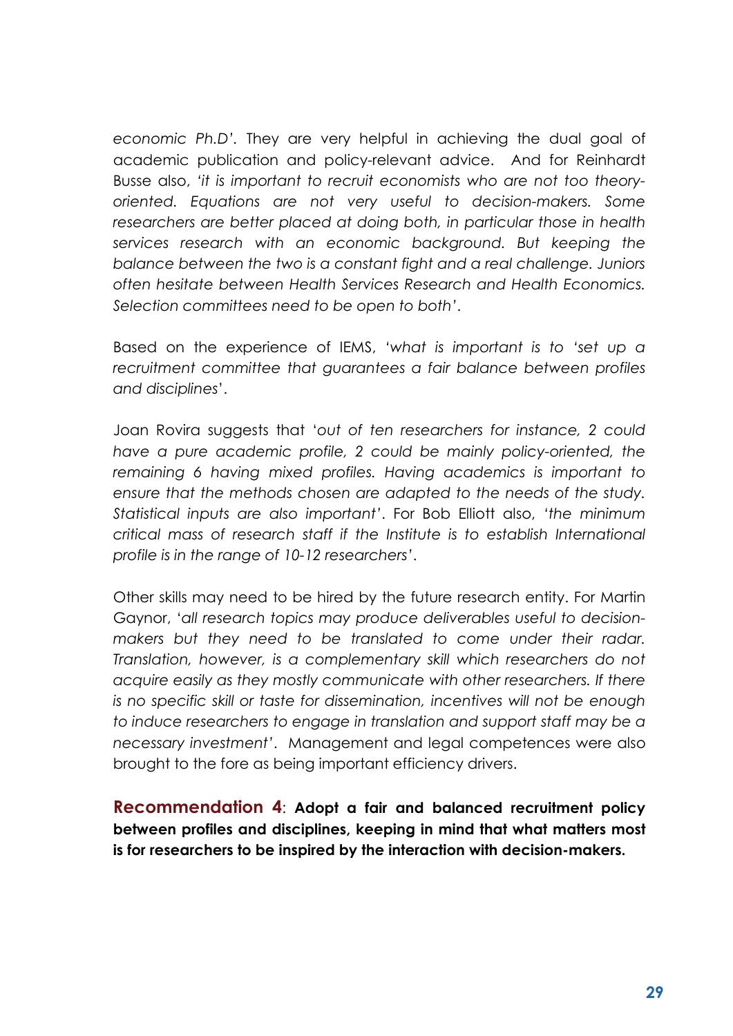*economic Ph.D'*. They are very helpful in achieving the dual goal of academic publication and policy-relevant advice. And for Reinhardt Busse also, *'it is important to recruit economists who are not too theory-oriented. Equations are not very useful to decision-makers. Some researchers are better placed at doing both, in particular those in health services research with an economic background. But keeping the balance between the two is a constant fight and a real challenge. Juniors often hesitate between Health Services Research and Health Economics. Selection committees need to be open to both'*.

Based on the experience of IEMS, *'what is important is to 'set up a recruitment committee that guarantees a fair balance between profiles and disciplines*'.

Joan Rovira suggests that '*out of ten researchers for instance, 2 could have a pure academic profile, 2 could be mainly policy-oriented, the remaining 6 having mixed profiles. Having academics is important to ensure that the methods chosen are adapted to the needs of the study. Statistical inputs are also important'*. For Bob Elliott also, *'the minimum critical mass of research staff if the Institute is to establish International profile is in the range of 10-12 researchers'*.

Other skills may need to be hired by the future research entity. For Martin Gaynor, '*all research topics may produce deliverables useful to decision-makers but they need to be translated to come under their radar. Translation, however, is a complementary skill which researchers do not acquire easily as they mostly communicate with other researchers. If there is no specific skill or taste for dissemination, incentives will not be enough to induce researchers to engage in translation and support staff may be a necessary investment'*. Management and legal competences were also brought to the fore as being important efficiency drivers.

**Recommendation 4**: **Adopt a fair and balanced recruitment policy between profiles and disciplines, keeping in mind that what matters most is for researchers to be inspired by the interaction with decision-makers.**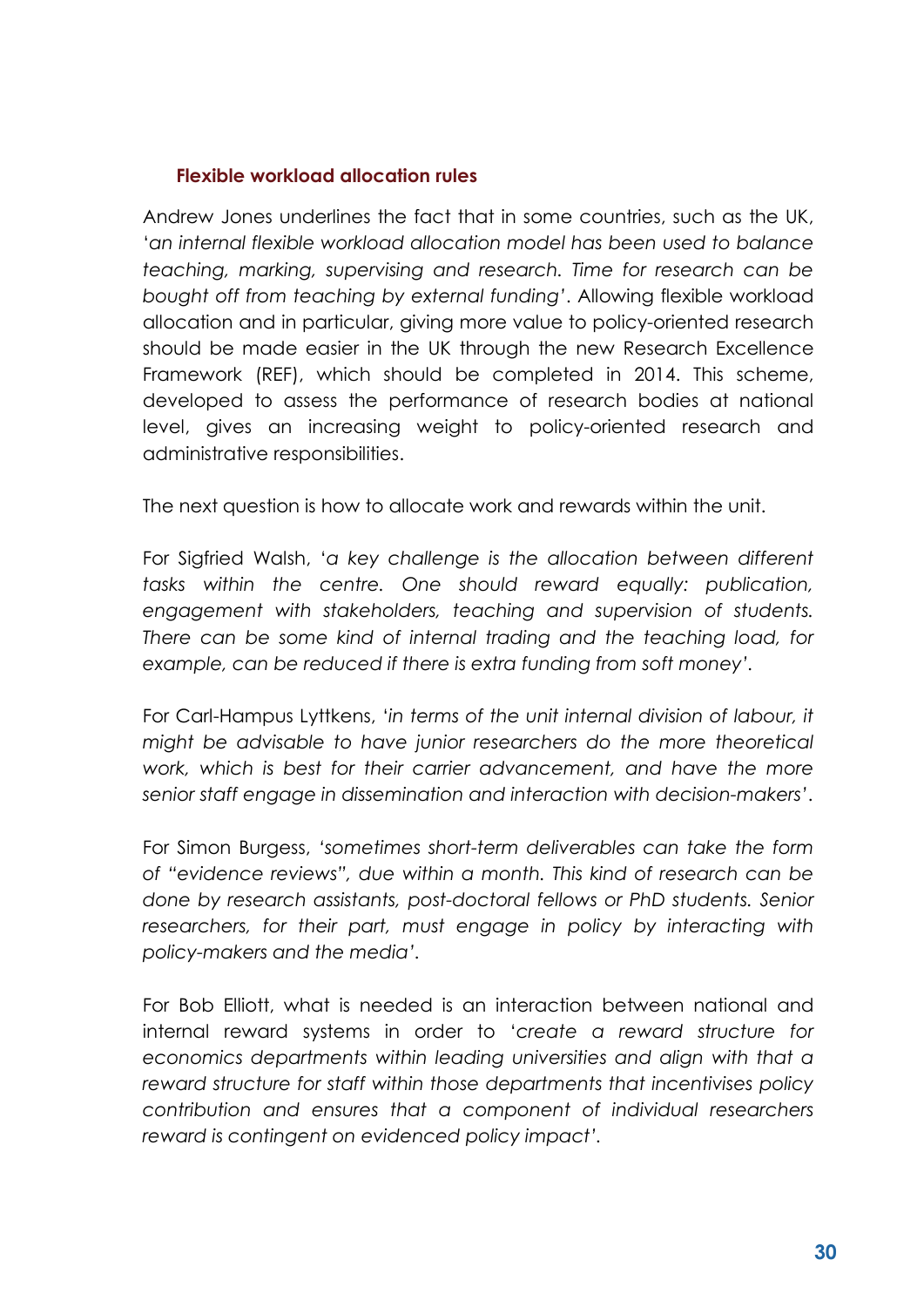### Flexible workload allocation rules

Andrew Jones underlines the fact that in some countries, such as the UK, '*an internal flexible workload allocation model has been used to balance teaching, marking, supervising and research. Time for research can be bought off from teaching by external funding*'. Allowing flexible workload allocation and in particular, giving more value to policy-oriented research should be made easier in the UK through the new Research Excellence Framework (REF), which should be completed in 2014. This scheme, developed to assess the performance of research bodies at national level, gives an increasing weight to policy-oriented research and administrative responsibilities.

The next question is how to allocate work and rewards within the unit.

For Sigfried Walsh, '*a key challenge is the allocation between different tasks within the centre. One should reward equally: publication, engagement with stakeholders, teaching and supervision of students. There can be some kind of internal trading and the teaching load, for example, can be reduced if there is extra funding from soft money*'.

For Carl-Hampus Lyttkens, '*in terms of the unit internal division of labour, it might be advisable to have junior researchers do the more theoretical work, which is best for their carrier advancement, and have the more senior staff engage in dissemination and interaction with decision-makers*'.

For Simon Burgess, '*sometimes short-term deliverables can take the form of "evidence reviews", due within a month. This kind of research can be done by research assistants, post-doctoral fellows or PhD students. Senior researchers, for their part, must engage in policy by interacting with policy-makers and the media*'.

For Bob Elliott, what is needed is an interaction between national and internal reward systems in order to '*create a reward structure for economics departments within leading universities and align with that a reward structure for staff within those departments that incentivises policy contribution and ensures that a component of individual researchers reward is contingent on evidenced policy impact*'.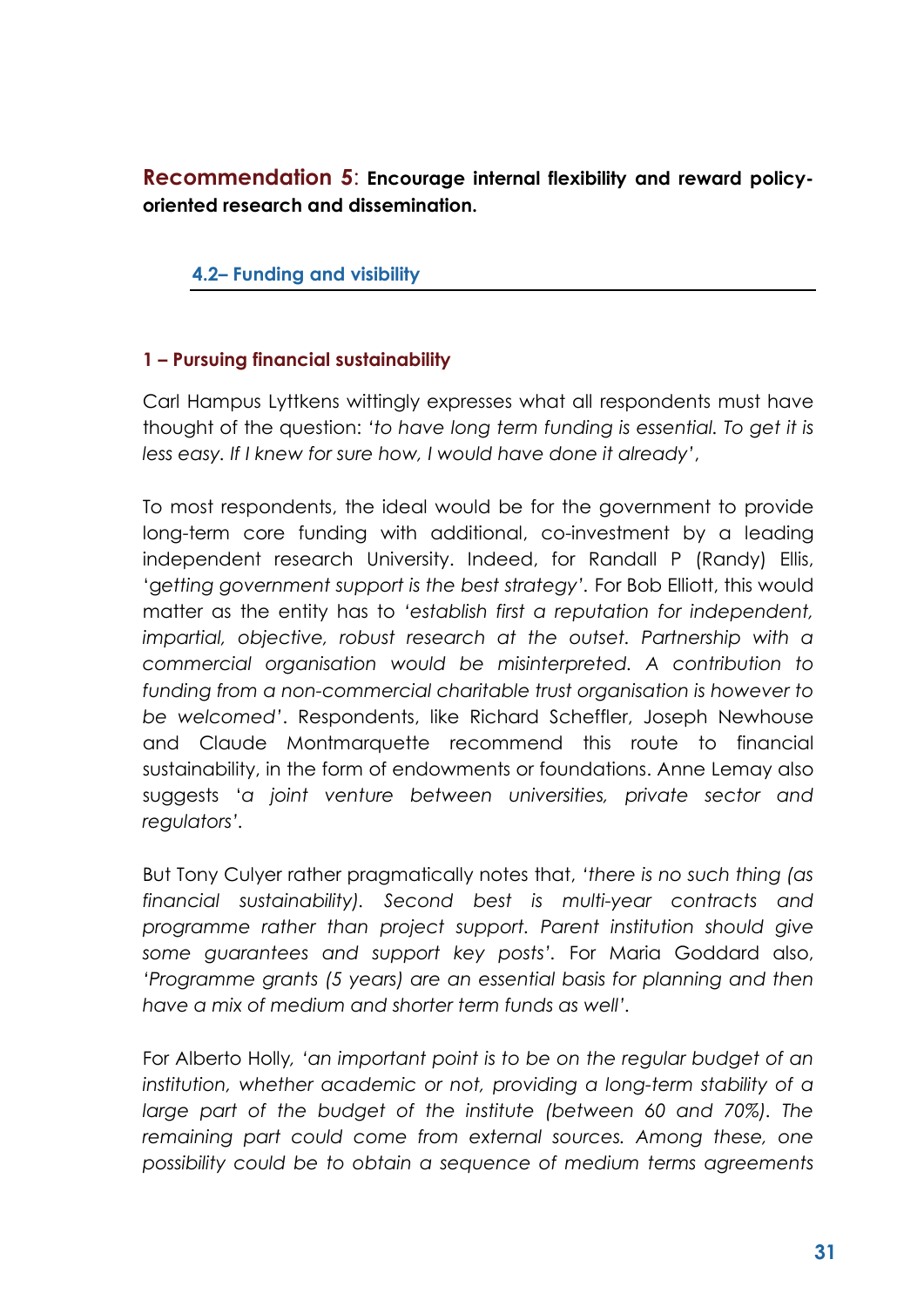**Recommendation 5**: **Encourage internal flexibility and reward policy-oriented research and dissemination.**

### 4.2– Funding and visibility

#### 1 – Pursuing financial sustainability

Carl Hampus Lyttkens wittingly expresses what all respondents must have thought of the question: '*to have long term funding is essential. To get it is less easy. If I knew for sure how, I would have done it already'*,

To most respondents, the ideal would be for the government to provide long-term core funding with additional, co-investment by a leading independent research University. Indeed, for Randall P (Randy) Ellis, '*getting government support is the best strategy'*. For Bob Elliott, this would matter as the entity has to '*establish first a reputation for independent, impartial, objective, robust research at the outset. Partnership with a commercial organisation would be misinterpreted. A contribution to funding from a non-commercial charitable trust organisation is however to be welcomed'*. Respondents, like Richard Scheffler, Joseph Newhouse and Claude Montmarquette recommend this route to financial sustainability, in the form of endowments or foundations. Anne Lemay also suggests '*a joint venture between universities, private sector and regulators'*.

But Tony Culyer rather pragmatically notes that, '*there is no such thing (as financial sustainability). Second best is multi-year contracts and programme rather than project support. Parent institution should give some guarantees and support key posts'*. For Maria Goddard also, '*Programme grants (5 years) are an essential basis for planning and then have a mix of medium and shorter term funds as well'*.

For Alberto Holly, '*an important point is to be on the regular budget of an institution, whether academic or not, providing a long-term stability of a large part of the budget of the institute (between 60 and 70%). The remaining part could come from external sources. Among these, one possibility could be to obtain a sequence of medium terms agreements*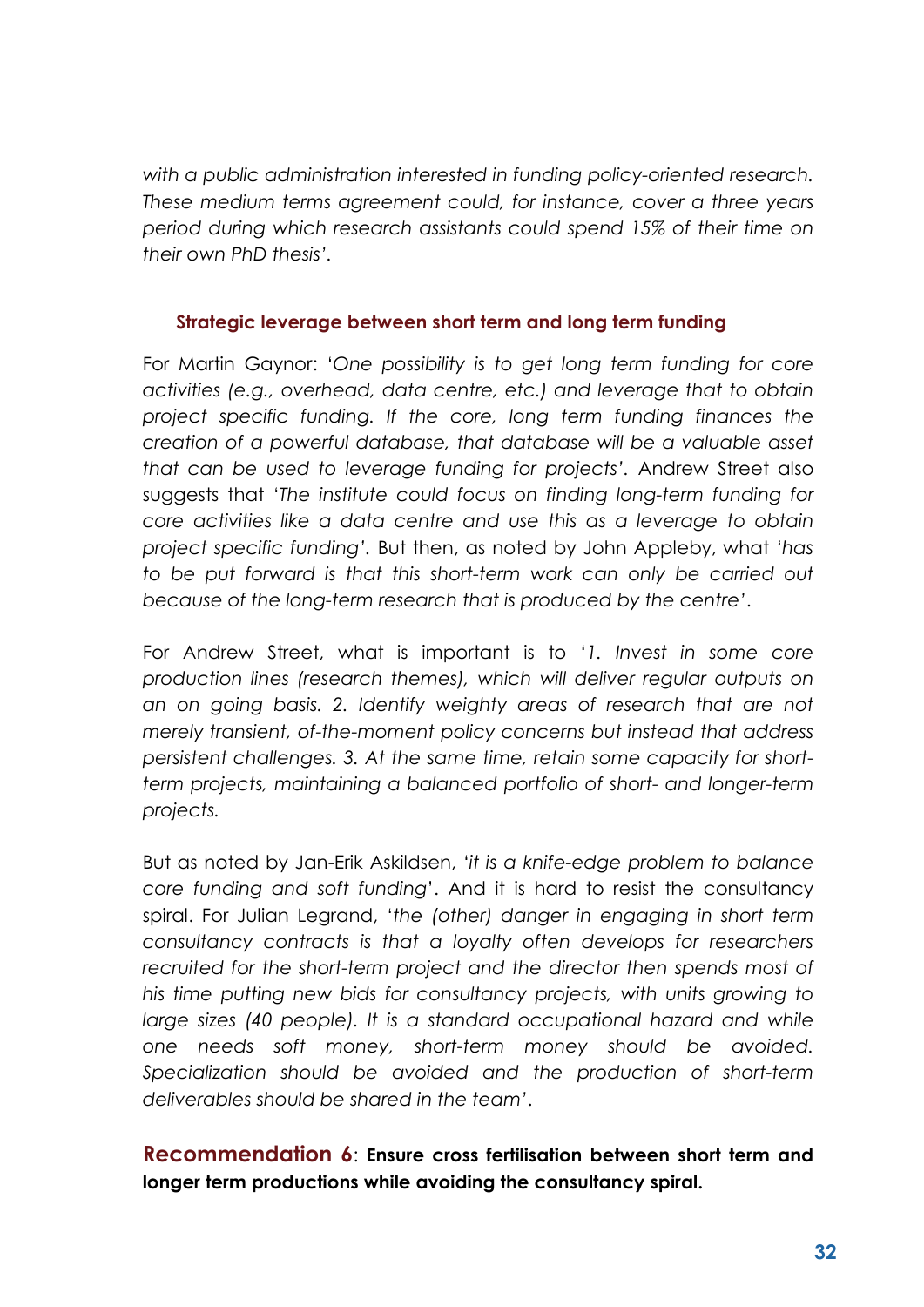*with a public administration interested in funding policy-oriented research. These medium terms agreement could, for instance, cover a three years period during which research assistants could spend 15% of their time on their own PhD thesis'.*

### Strategic leverage between short term and long term funding

For Martin Gaynor: '*One possibility is to get long term funding for core activities (e.g., overhead, data centre, etc.) and leverage that to obtain project specific funding. If the core, long term funding finances the creation of a powerful database, that database will be a valuable asset that can be used to leverage funding for projects'*. Andrew Street also suggests that '*The institute could focus on finding long-term funding for core activities like a data centre and use this as a leverage to obtain project specific funding'*. But then, as noted by John Appleby, what '*has to be put forward is that this short-term work can only be carried out because of the long-term research that is produced by the centre'*.

For Andrew Street, what is important is to '*1. Invest in some core production lines (research themes), which will deliver regular outputs on an on going basis. 2. Identify weighty areas of research that are not merely transient, of-the-moment policy concerns but instead that address persistent challenges. 3. At the same time, retain some capacity for short-term projects, maintaining a balanced portfolio of short- and longer-term projects.*

But as noted by Jan-Erik Askildsen, '*it is a knife-edge problem to balance core funding and soft funding*'. And it is hard to resist the consultancy spiral. For Julian Legrand, '*the (other) danger in engaging in short term consultancy contracts is that a loyalty often develops for researchers recruited for the short-term project and the director then spends most of his time putting new bids for consultancy projects, with units growing to large sizes (40 people). It is a standard occupational hazard and while one needs soft money, short-term money should be avoided. Specialization should be avoided and the production of short-term deliverables should be shared in the team*'.

**Recommendation 6**: **Ensure cross fertilisation between short term and longer term productions while avoiding the consultancy spiral.**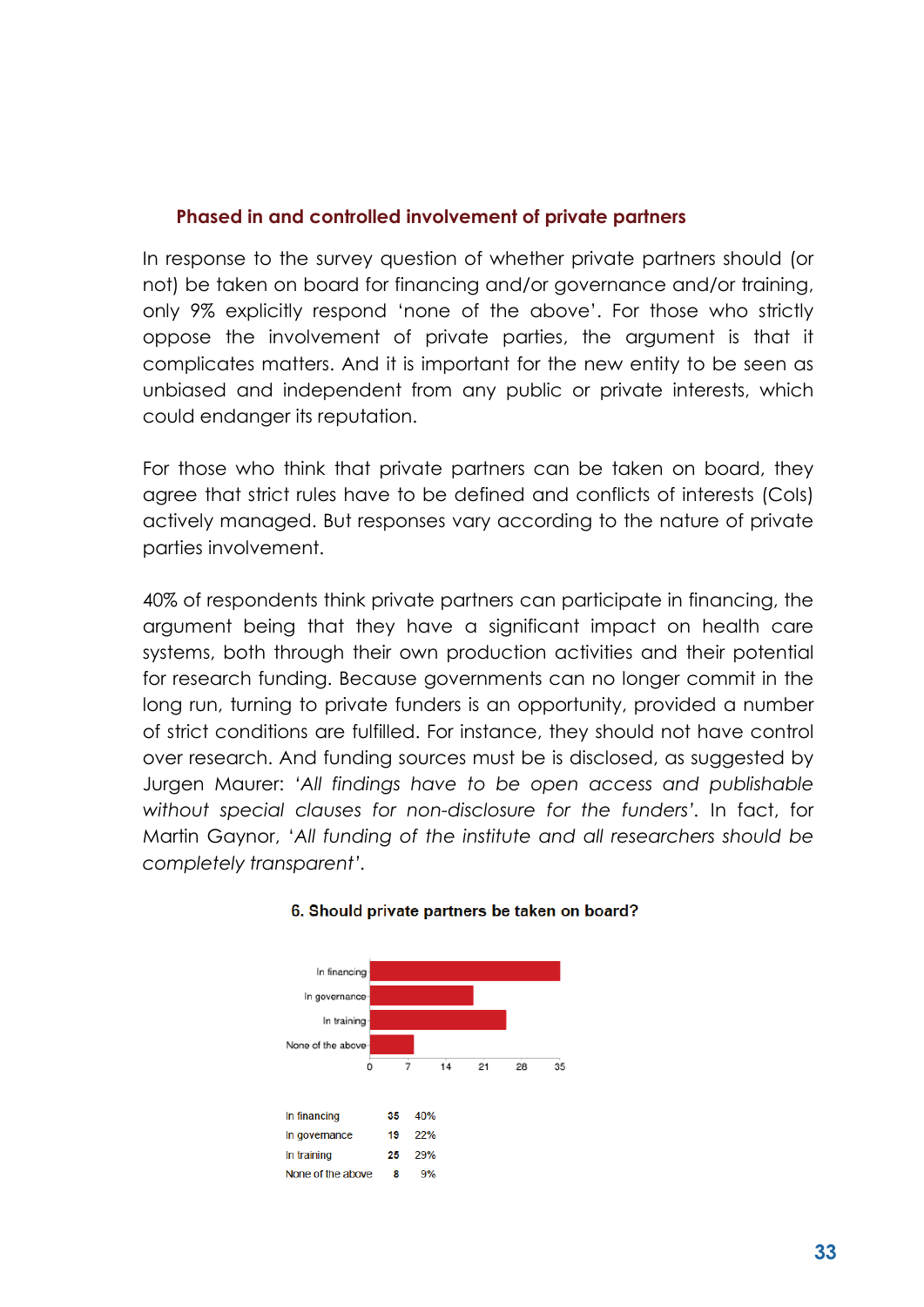### Phased in and controlled involvement of private partners

In response to the survey question of whether private partners should (or not) be taken on board for financing and/or governance and/or training, only 9% explicitly respond 'none of the above'. For those who strictly oppose the involvement of private parties, the argument is that it complicates matters. And it is important for the new entity to be seen as unbiased and independent from any public or private interests, which could endanger its reputation.

For those who think that private partners can be taken on board, they agree that strict rules have to be defined and conflicts of interests (CoIs) actively managed. But responses vary according to the nature of private parties involvement.

40% of respondents think private partners can participate in financing, the argument being that they have a significant impact on health care systems, both through their own production activities and their potential for research funding. Because governments can no longer commit in the long run, turning to private funders is an opportunity, provided a number of strict conditions are fulfilled. For instance, they should not have control over research. And funding sources must be is disclosed, as suggested by Jurgen Maurer: '*All findings have to be open access and publishable without special clauses for non-disclosure for the funders*'. In fact, for Martin Gaynor, '*All funding of the institute and all researchers should be completely transparent*'.

**6. Should private partners be taken on board?**

| | | |
|---|---|---|
| In financing | 35 | 40% |
| In governance | 19 | 22% |
| In training | 25 | 29% |
| None of the above | 8 | 9% |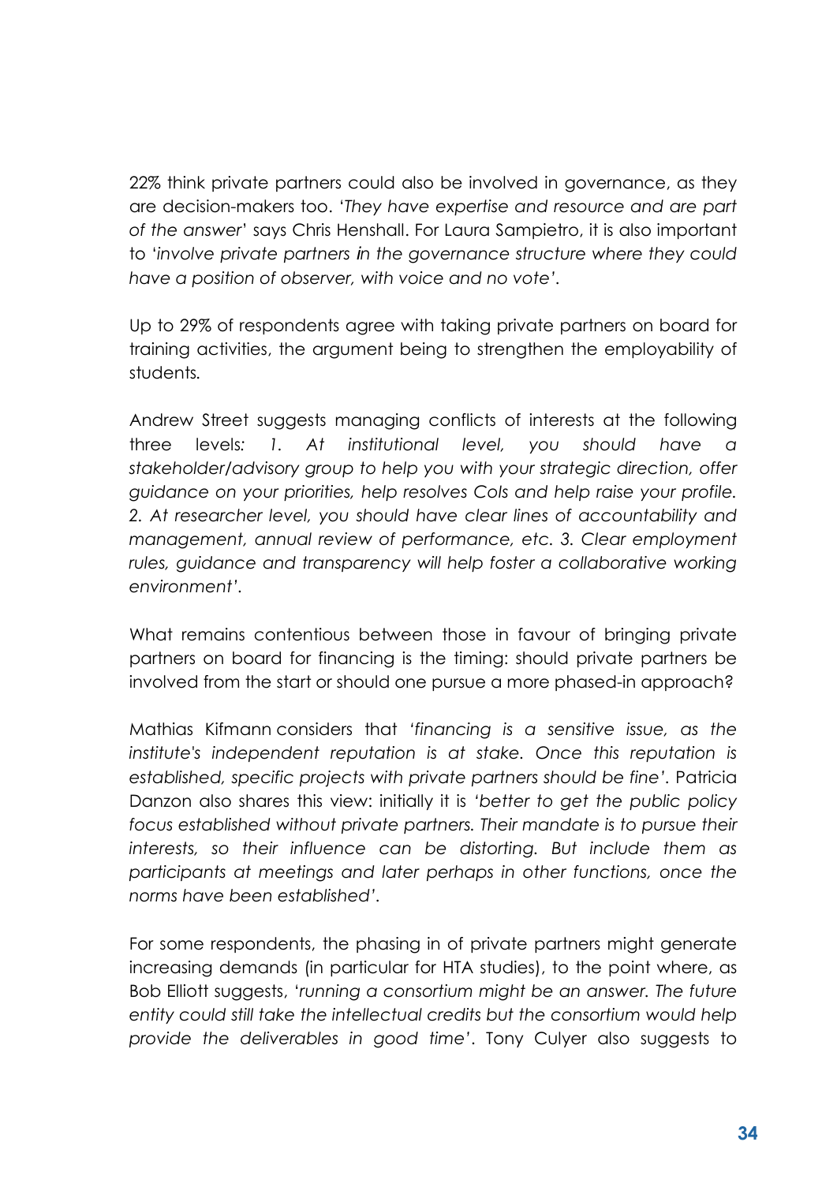22% think private partners could also be involved in governance, as they are decision-makers too. '*They have expertise and resource and are part of the answer*' says Chris Henshall. For Laura Sampietro, it is also important to '*involve private partners in the governance structure where they could have a position of observer, with voice and no vote'*.

Up to 29% of respondents agree with taking private partners on board for training activities, the argument being to strengthen the employability of students.

Andrew Street suggests managing conflicts of interests at the following three levels*: 1. At institutional level, you should have a stakeholder/advisory group to help you with your strategic direction, offer guidance on your priorities, help resolves CoIs and help raise your profile. 2. At researcher level, you should have clear lines of accountability and management, annual review of performance, etc. 3. Clear employment rules, guidance and transparency will help foster a collaborative working environment'*.

What remains contentious between those in favour of bringing private partners on board for financing is the timing: should private partners be involved from the start or should one pursue a more phased-in approach?

Mathias Kifmann considers that '*financing is a sensitive issue, as the institute's independent reputation is at stake. Once this reputation is established, specific projects with private partners should be fine'*. Patricia Danzon also shares this view: initially it is '*better to get the public policy focus established without private partners. Their mandate is to pursue their interests, so their influence can be distorting. But include them as participants at meetings and later perhaps in other functions, once the norms have been established'*.

For some respondents, the phasing in of private partners might generate increasing demands (in particular for HTA studies), to the point where, as Bob Elliott suggests, '*running a consortium might be an answer. The future entity could still take the intellectual credits but the consortium would help provide the deliverables in good time'*. Tony Culyer also suggests to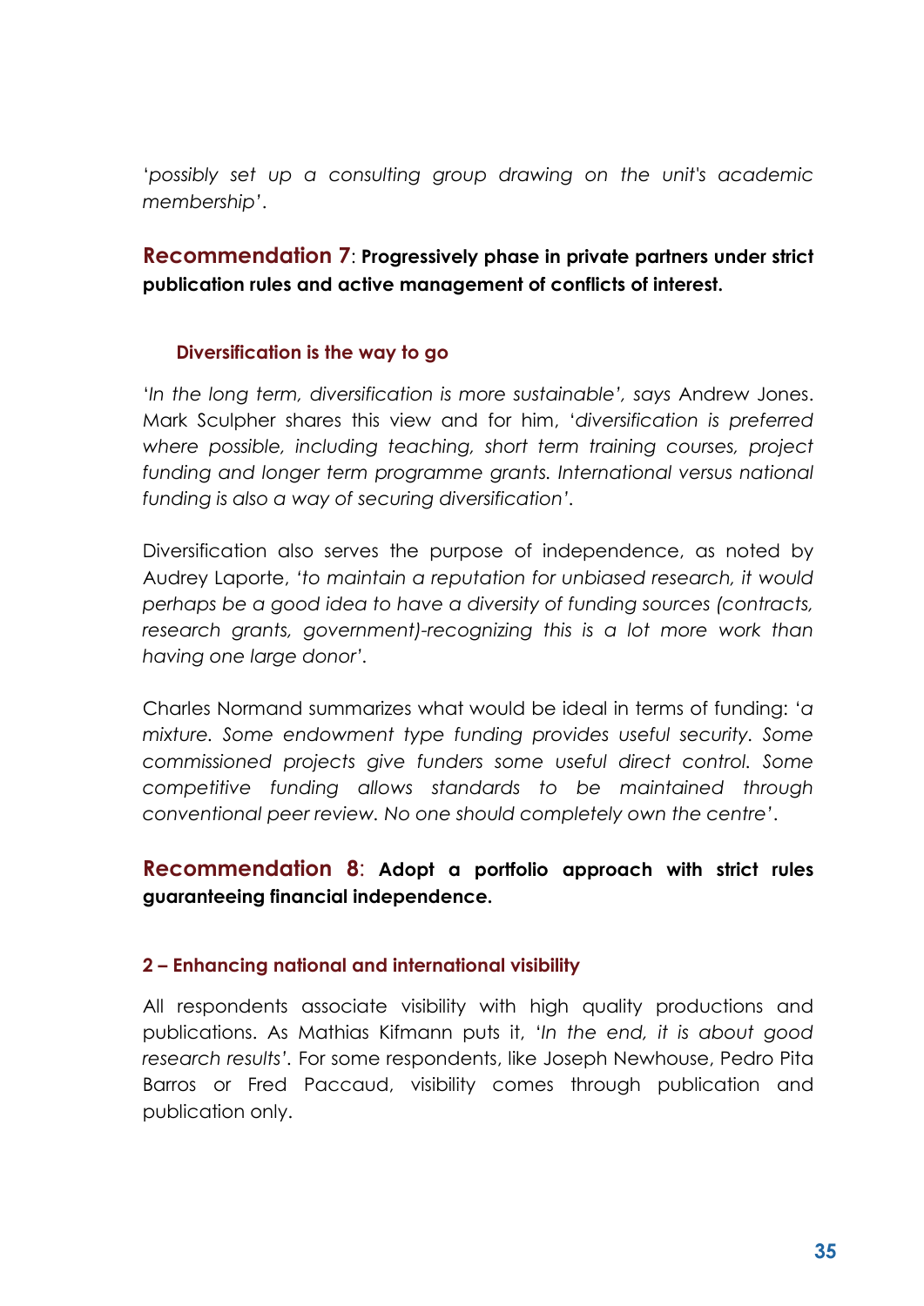'*possibly set up a consulting group drawing on the unit's academic membership*'.

**Recommendation 7**: **Progressively phase in private partners under strict publication rules and active management of conflicts of interest.**

### Diversification is the way to go

'*In the long term, diversification is more sustainable', says* Andrew Jones. Mark Sculpher shares this view and for him, '*diversification is preferred where possible, including teaching, short term training courses, project funding and longer term programme grants. International versus national funding is also a way of securing diversification'.*

Diversification also serves the purpose of independence, as noted by Audrey Laporte, *'to maintain a reputation for unbiased research, it would perhaps be a good idea to have a diversity of funding sources (contracts, research grants, government)-recognizing this is a lot more work than having one large donor'.*

Charles Normand summarizes what would be ideal in terms of funding: '*a mixture. Some endowment type funding provides useful security. Some commissioned projects give funders some useful direct control. Some competitive funding allows standards to be maintained through conventional peer review. No one should completely own the centre*'.

**Recommendation 8**: **Adopt a portfolio approach with strict rules guaranteeing financial independence.**

## 2 – Enhancing national and international visibility

All respondents associate visibility with high quality productions and publications. As Mathias Kifmann puts it, '*In the end, it is about good research results'*. For some respondents, like Joseph Newhouse, Pedro Pita Barros or Fred Paccaud, visibility comes through publication and publication only.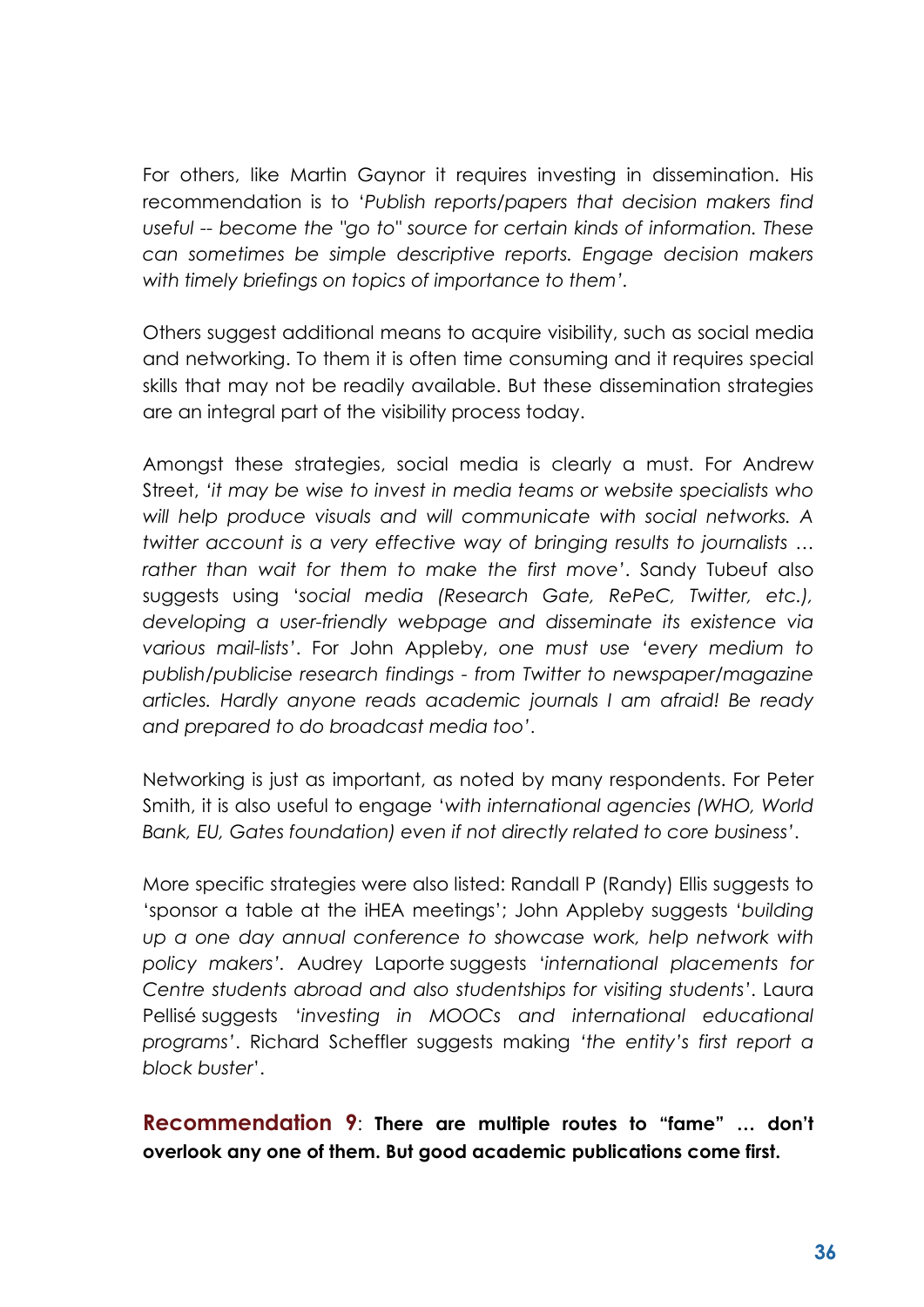For others, like Martin Gaynor it requires investing in dissemination. His recommendation is to '*Publish reports/papers that decision makers find useful -- become the "go to" source for certain kinds of information. These can sometimes be simple descriptive reports. Engage decision makers with timely briefings on topics of importance to them'*.

Others suggest additional means to acquire visibility, such as social media and networking. To them it is often time consuming and it requires special skills that may not be readily available. But these dissemination strategies are an integral part of the visibility process today.

Amongst these strategies, social media is clearly a must. For Andrew Street, *'it may be wise to invest in media teams or website specialists who will help produce visuals and will communicate with social networks. A twitter account is a very effective way of bringing results to journalists … rather than wait for them to make the first move'*. Sandy Tubeuf also suggests using '*social media (Research Gate, RePeC, Twitter, etc.), developing a user-friendly webpage and disseminate its existence via various mail-lists'*. For John Appleby, *one must use 'every medium to publish/publicise research findings - from Twitter to newspaper/magazine articles. Hardly anyone reads academic journals I am afraid! Be ready and prepared to do broadcast media too'*.

Networking is just as important, as noted by many respondents. For Peter Smith, it is also useful to engage '*with international agencies (WHO, World Bank, EU, Gates foundation) even if not directly related to core business'*.

More specific strategies were also listed: Randall P (Randy) Ellis suggests to 'sponsor a table at the iHEA meetings'; John Appleby suggests '*building up a one day annual conference to showcase work, help network with policy makers'*. Audrey Laporte suggests '*international placements for Centre students abroad and also studentships for visiting students'*. Laura Pellisé suggests '*investing in MOOCs and international educational programs'*. Richard Scheffler suggests making *'the entity's first report a block buster*'.

**Recommendation 9**: **There are multiple routes to "fame" … don't overlook any one of them. But good academic publications come first.**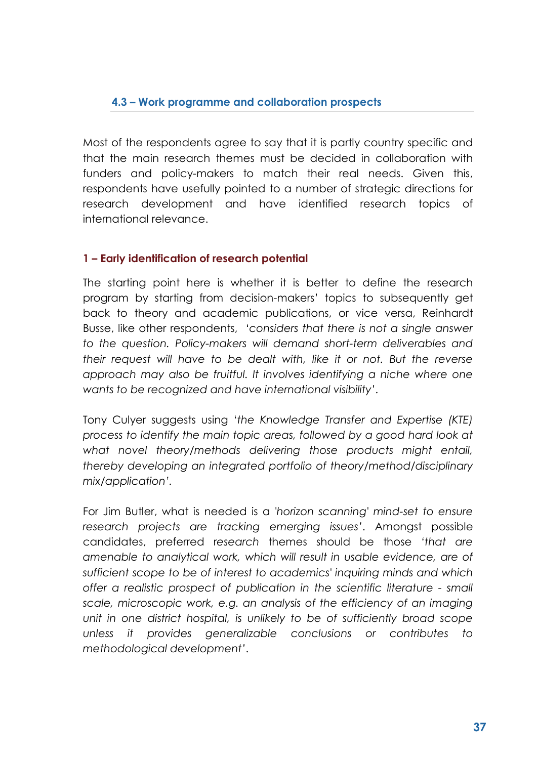### 4.3 – Work programme and collaboration prospects

Most of the respondents agree to say that it is partly country specific and that the main research themes must be decided in collaboration with funders and policy-makers to match their real needs. Given this, respondents have usefully pointed to a number of strategic directions for research development and have identified research topics of international relevance.

#### 1 – Early identification of research potential

The starting point here is whether it is better to define the research program by starting from decision-makers' topics to subsequently get back to theory and academic publications, or vice versa, Reinhardt Busse, like other respondents, '*considers that there is not a single answer to the question. Policy-makers will demand short-term deliverables and their request will have to be dealt with, like it or not. But the reverse approach may also be fruitful. It involves identifying a niche where one wants to be recognized and have international visibility*'.

Tony Culyer suggests using '*the Knowledge Transfer and Expertise (KTE) process to identify the main topic areas, followed by a good hard look at what novel theory/methods delivering those products might entail, thereby developing an integrated portfolio of theory/method/disciplinary mix/application*'.

For Jim Butler, what is needed is a *'horizon scanning' mind-set to ensure research projects are tracking emerging issues'*. Amongst possible candidates, preferred research themes should be those '*that are amenable to analytical work, which will result in usable evidence, are of sufficient scope to be of interest to academics' inquiring minds and which offer a realistic prospect of publication in the scientific literature - small scale, microscopic work, e.g. an analysis of the efficiency of an imaging unit in one district hospital, is unlikely to be of sufficiently broad scope unless it provides generalizable conclusions or contributes to methodological development*'.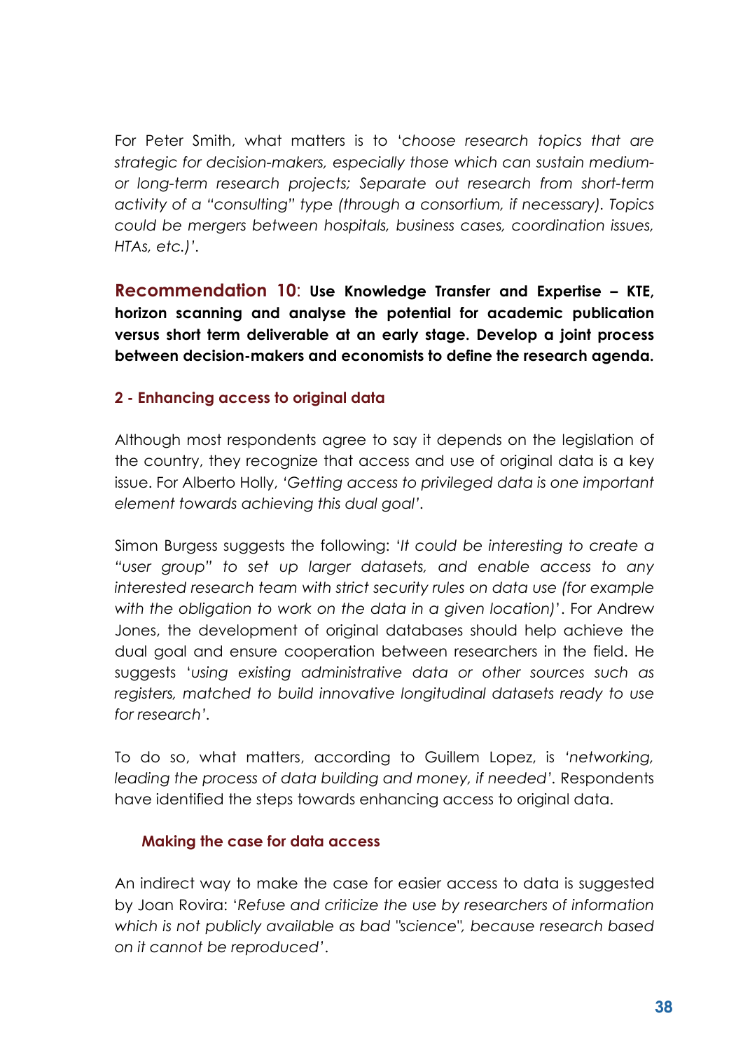For Peter Smith, what matters is to '*choose research topics that are strategic for decision-makers, especially those which can sustain medium- or long-term research projects; Separate out research from short-term activity of a "consulting" type (through a consortium, if necessary). Topics could be mergers between hospitals, business cases, coordination issues, HTAs, etc.)*'.

**Recommendation 10**: **Use Knowledge Transfer and Expertise – KTE, horizon scanning and analyse the potential for academic publication versus short term deliverable at an early stage. Develop a joint process between decision-makers and economists to define the research agenda.**

### 2 - Enhancing access to original data

Although most respondents agree to say it depends on the legislation of the country, they recognize that access and use of original data is a key issue. For Alberto Holly, '*Getting access to privileged data is one important element towards achieving this dual goal*'.

Simon Burgess suggests the following: '*It could be interesting to create a "user group" to set up larger datasets, and enable access to any interested research team with strict security rules on data use (for example with the obligation to work on the data in a given location)*'. For Andrew Jones, the development of original databases should help achieve the dual goal and ensure cooperation between researchers in the field. He suggests '*using existing administrative data or other sources such as registers, matched to build innovative longitudinal datasets ready to use for research*'.

To do so, what matters, according to Guillem Lopez, is '*networking, leading the process of data building and money, if needed*'. Respondents have identified the steps towards enhancing access to original data.

#### Making the case for data access

An indirect way to make the case for easier access to data is suggested by Joan Rovira: '*Refuse and criticize the use by researchers of information which is not publicly available as bad "science", because research based on it cannot be reproduced*'.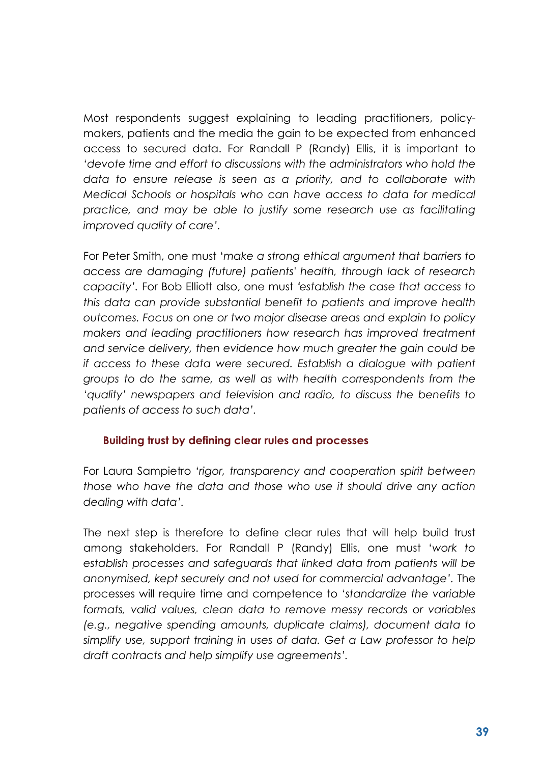Most respondents suggest explaining to leading practitioners, policy-makers, patients and the media the gain to be expected from enhanced access to secured data. For Randall P (Randy) Ellis, it is important to '*devote time and effort to discussions with the administrators who hold the data to ensure release is seen as a priority, and to collaborate with Medical Schools or hospitals who can have access to data for medical practice, and may be able to justify some research use as facilitating improved quality of care*'.

For Peter Smith, one must '*make a strong ethical argument that barriers to access are damaging (future) patients' health, through lack of research capacity*'. For Bob Elliott also, one must *'establish the case that access to this data can provide substantial benefit to patients and improve health outcomes. Focus on one or two major disease areas and explain to policy makers and leading practitioners how research has improved treatment and service delivery, then evidence how much greater the gain could be if access to these data were secured. Establish a dialogue with patient groups to do the same, as well as with health correspondents from the 'quality' newspapers and television and radio, to discuss the benefits to patients of access to such data'*.

### Building trust by defining clear rules and processes

For Laura Sampietro '*rigor, transparency and cooperation spirit between those who have the data and those who use it should drive any action dealing with data*'.

The next step is therefore to define clear rules that will help build trust among stakeholders. For Randall P (Randy) Ellis, one must '*work to establish processes and safeguards that linked data from patients will be anonymised, kept securely and not used for commercial advantage*'. The processes will require time and competence to '*standardize the variable formats, valid values, clean data to remove messy records or variables (e.g., negative spending amounts, duplicate claims), document data to simplify use, support training in uses of data. Get a Law professor to help draft contracts and help simplify use agreements*'.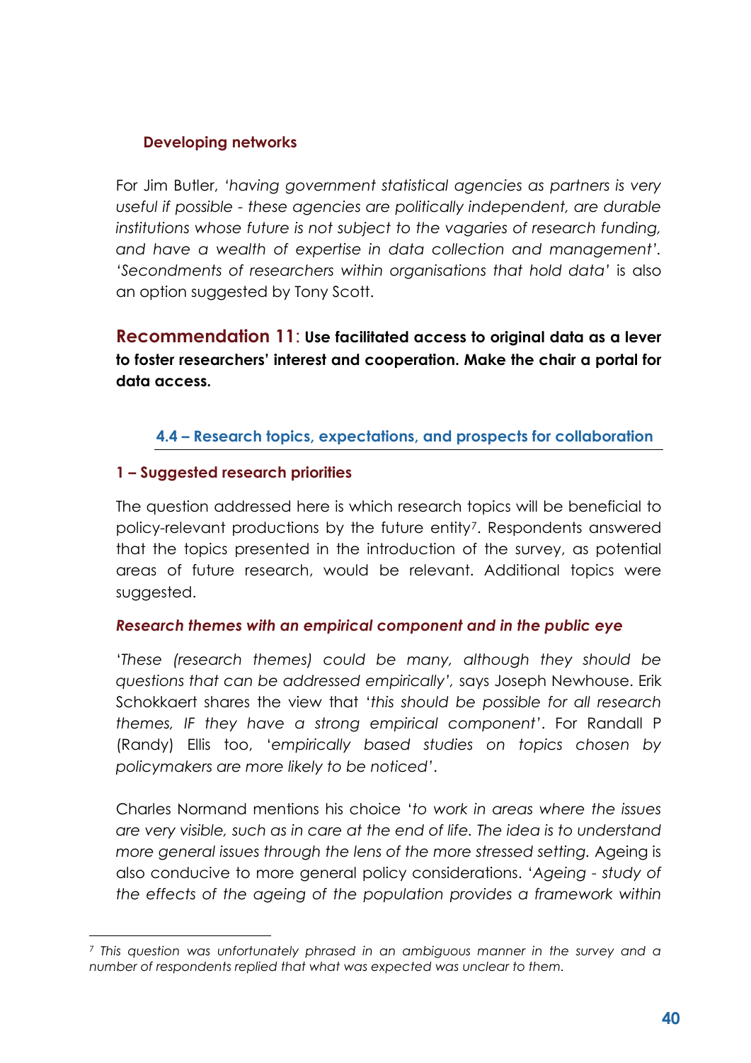#### Developing networks

For Jim Butler, *'having government statistical agencies as partners is very useful if possible - these agencies are politically independent, are durable institutions whose future is not subject to the vagaries of research funding, and have a wealth of expertise in data collection and management'*. *'Secondments of researchers within organisations that hold data'* is also an option suggested by Tony Scott.

**Recommendation 11**: **Use facilitated access to original data as a lever to foster researchers' interest and cooperation. Make the chair a portal for data access.**

### 4.4 – Research topics, expectations, and prospects for collaboration

#### 1 – Suggested research priorities

The question addressed here is which research topics will be beneficial to policy-relevant productions by the future entity[7]. Respondents answered that the topics presented in the introduction of the survey, as potential areas of future research, would be relevant. Additional topics were suggested.

***Research themes with an empirical component and in the public eye***

'*These (research themes) could be many, although they should be questions that can be addressed empirically',* says Joseph Newhouse. Erik Schokkaert shares the view that '*this should be possible for all research themes, IF they have a strong empirical component*'. For Randall P (Randy) Ellis too, '*empirically based studies on topics chosen by policymakers are more likely to be noticed*'.

Charles Normand mentions his choice '*to work in areas where the issues are very visible, such as in care at the end of life. The idea is to understand more general issues through the lens of the more stressed setting.* Ageing is also conducive to more general policy considerations. '*Ageing - study of the effects of the ageing of the population provides a framework within*

---

[7] *This question was unfortunately phrased in an ambiguous manner in the survey and a number of respondents replied that what was expected was unclear to them.*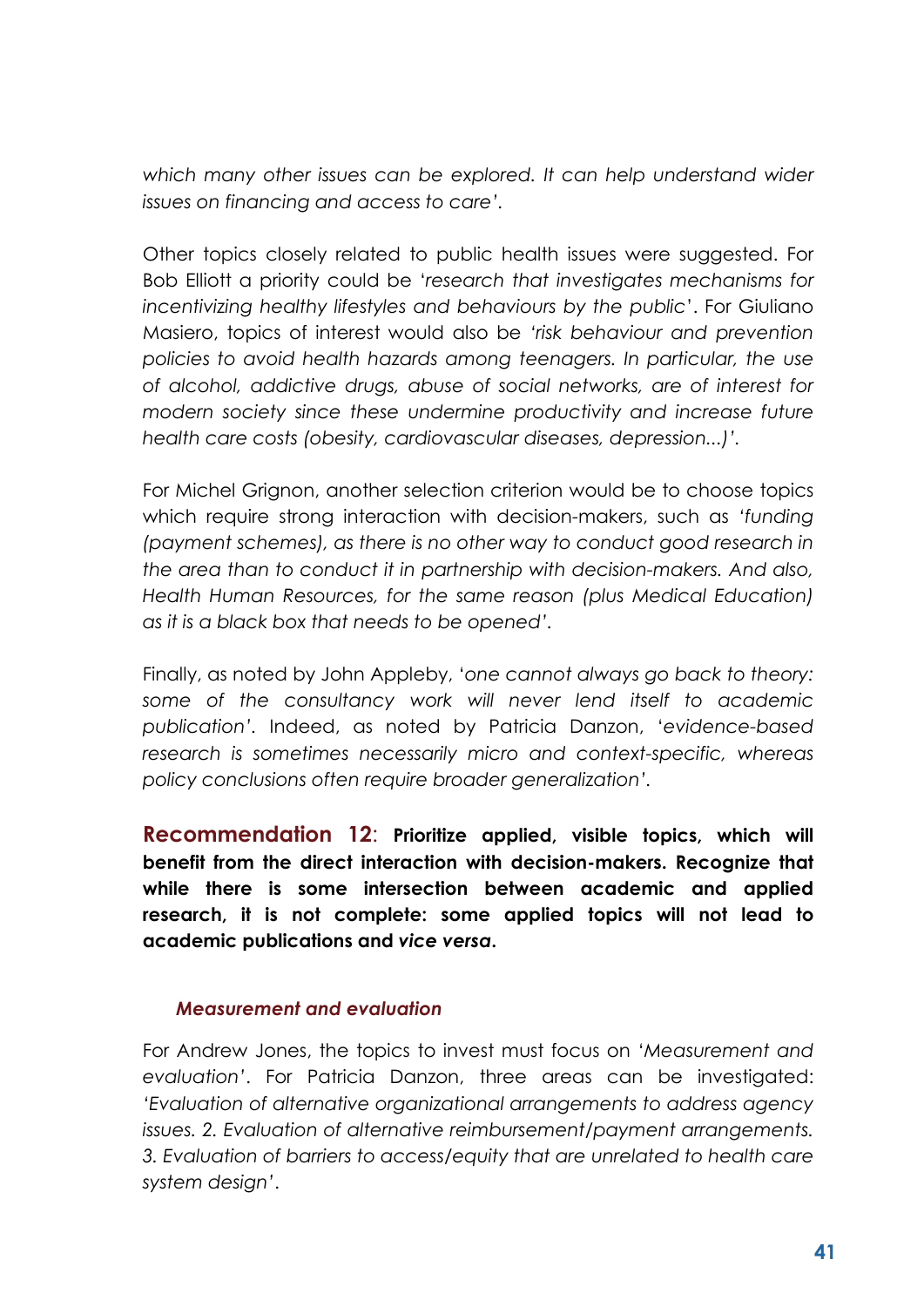*which many other issues can be explored. It can help understand wider issues on financing and access to care'.*

Other topics closely related to public health issues were suggested. For Bob Elliott a priority could be '*research that investigates mechanisms for incentivizing healthy lifestyles and behaviours by the public*'. For Giuliano Masiero, topics of interest would also be *'risk behaviour and prevention policies to avoid health hazards among teenagers. In particular, the use of alcohol, addictive drugs, abuse of social networks, are of interest for modern society since these undermine productivity and increase future health care costs (obesity, cardiovascular diseases, depression...)'.*

For Michel Grignon, another selection criterion would be to choose topics which require strong interaction with decision-makers, such as '*funding (payment schemes), as there is no other way to conduct good research in the area than to conduct it in partnership with decision-makers. And also, Health Human Resources, for the same reason (plus Medical Education) as it is a black box that needs to be opened'*.

Finally, as noted by John Appleby, '*one cannot always go back to theory: some of the consultancy work will never lend itself to academic publication'*. Indeed, as noted by Patricia Danzon, '*evidence-based research is sometimes necessarily micro and context-specific, whereas policy conclusions often require broader generalization'*.

**Recommendation 12: Prioritize applied, visible topics, which will benefit from the direct interaction with decision-makers. Recognize that while there is some intersection between academic and applied research, it is not complete: some applied topics will not lead to academic publications and *vice versa*.**

### *Measurement and evaluation*

For Andrew Jones, the topics to invest must focus on '*Measurement and evaluation*'. For Patricia Danzon, three areas can be investigated: *'Evaluation of alternative organizational arrangements to address agency issues. 2. Evaluation of alternative reimbursement/payment arrangements. 3. Evaluation of barriers to access/equity that are unrelated to health care system design'*.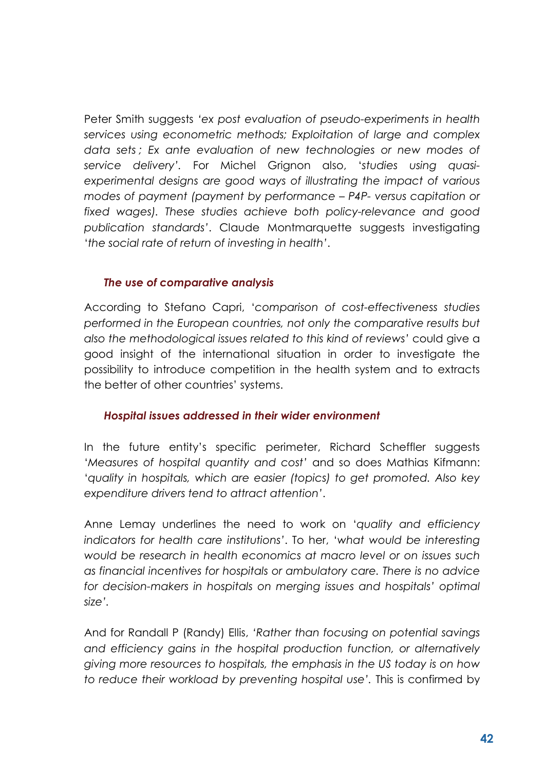Peter Smith suggests *'ex post evaluation of pseudo-experiments in health services using econometric methods; Exploitation of large and complex data sets ; Ex ante evaluation of new technologies or new modes of service delivery'.* For Michel Grignon also, '*studies using quasi-experimental designs are good ways of illustrating the impact of various modes of payment (payment by performance – P4P- versus capitation or fixed wages). These studies achieve both policy-relevance and good publication standards*'. Claude Montmarquette suggests investigating '*the social rate of return of investing in health*'.

### *The use of comparative analysis*

According to Stefano Capri, '*comparison of cost-effectiveness studies performed in the European countries, not only the comparative results but also the methodological issues related to this kind of reviews*' could give a good insight of the international situation in order to investigate the possibility to introduce competition in the health system and to extracts the better of other countries' systems.

### *Hospital issues addressed in their wider environment*

In the future entity's specific perimeter, Richard Scheffler suggests '*Measures of hospital quantity and cost*' and so does Mathias Kifmann: '*quality in hospitals, which are easier (topics) to get promoted. Also key expenditure drivers tend to attract attention*'.

Anne Lemay underlines the need to work on '*quality and efficiency indicators for health care institutions*'. To her, '*what would be interesting would be research in health economics at macro level or on issues such as financial incentives for hospitals or ambulatory care. There is no advice for decision-makers in hospitals on merging issues and hospitals' optimal size*'.

And for Randall P (Randy) Ellis, *'Rather than focusing on potential savings and efficiency gains in the hospital production function, or alternatively giving more resources to hospitals, the emphasis in the US today is on how to reduce their workload by preventing hospital use'.* This is confirmed by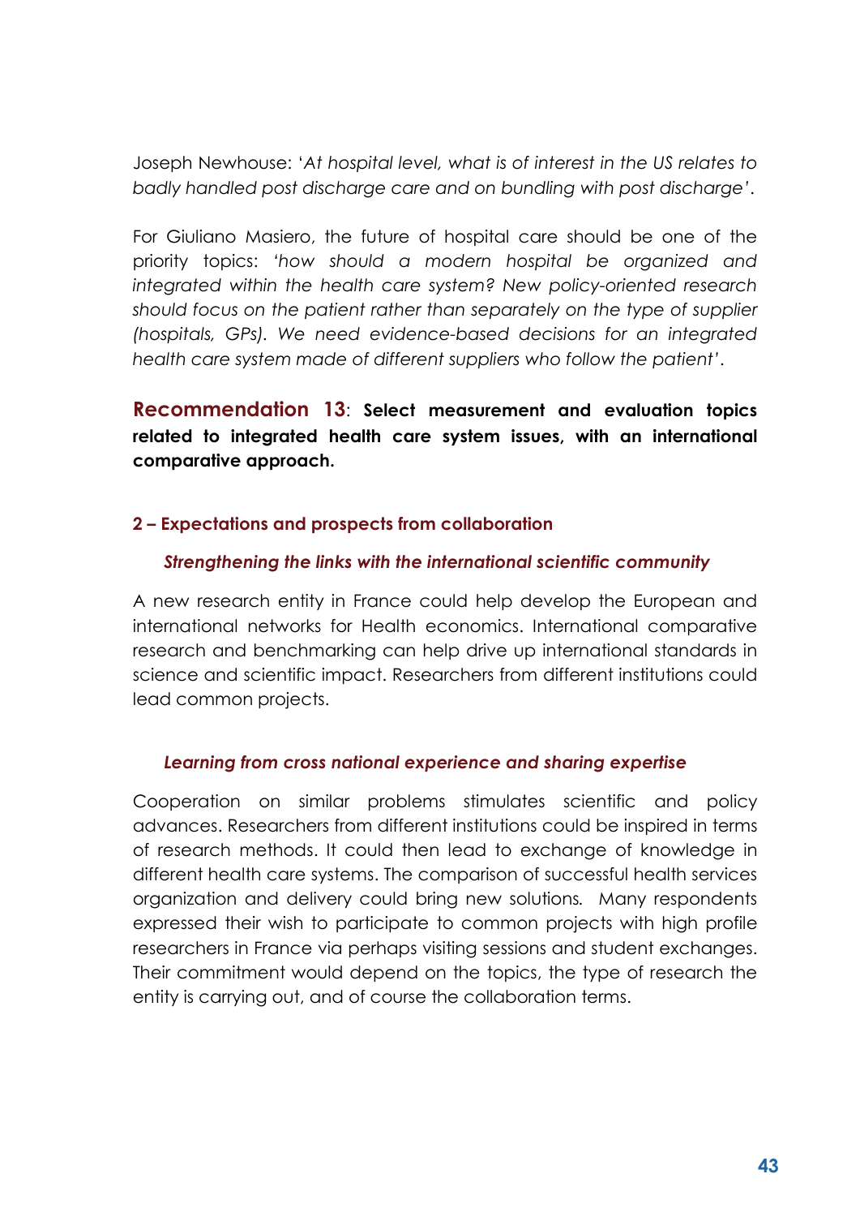Joseph Newhouse: '*At hospital level, what is of interest in the US relates to badly handled post discharge care and on bundling with post discharge*'.

For Giuliano Masiero, the future of hospital care should be one of the priority topics: '*how should a modern hospital be organized and integrated within the health care system? New policy-oriented research should focus on the patient rather than separately on the type of supplier (hospitals, GPs). We need evidence-based decisions for an integrated health care system made of different suppliers who follow the patient*'.

**Recommendation 13**: **Select measurement and evaluation topics related to integrated health care system issues, with an international comparative approach.**

### 2 – Expectations and prospects from collaboration

#### *Strengthening the links with the international scientific community*

A new research entity in France could help develop the European and international networks for Health economics. International comparative research and benchmarking can help drive up international standards in science and scientific impact. Researchers from different institutions could lead common projects.

#### *Learning from cross national experience and sharing expertise*

Cooperation on similar problems stimulates scientific and policy advances. Researchers from different institutions could be inspired in terms of research methods. It could then lead to exchange of knowledge in different health care systems. The comparison of successful health services organization and delivery could bring new solutions. Many respondents expressed their wish to participate to common projects with high profile researchers in France via perhaps visiting sessions and student exchanges. Their commitment would depend on the topics, the type of research the entity is carrying out, and of course the collaboration terms.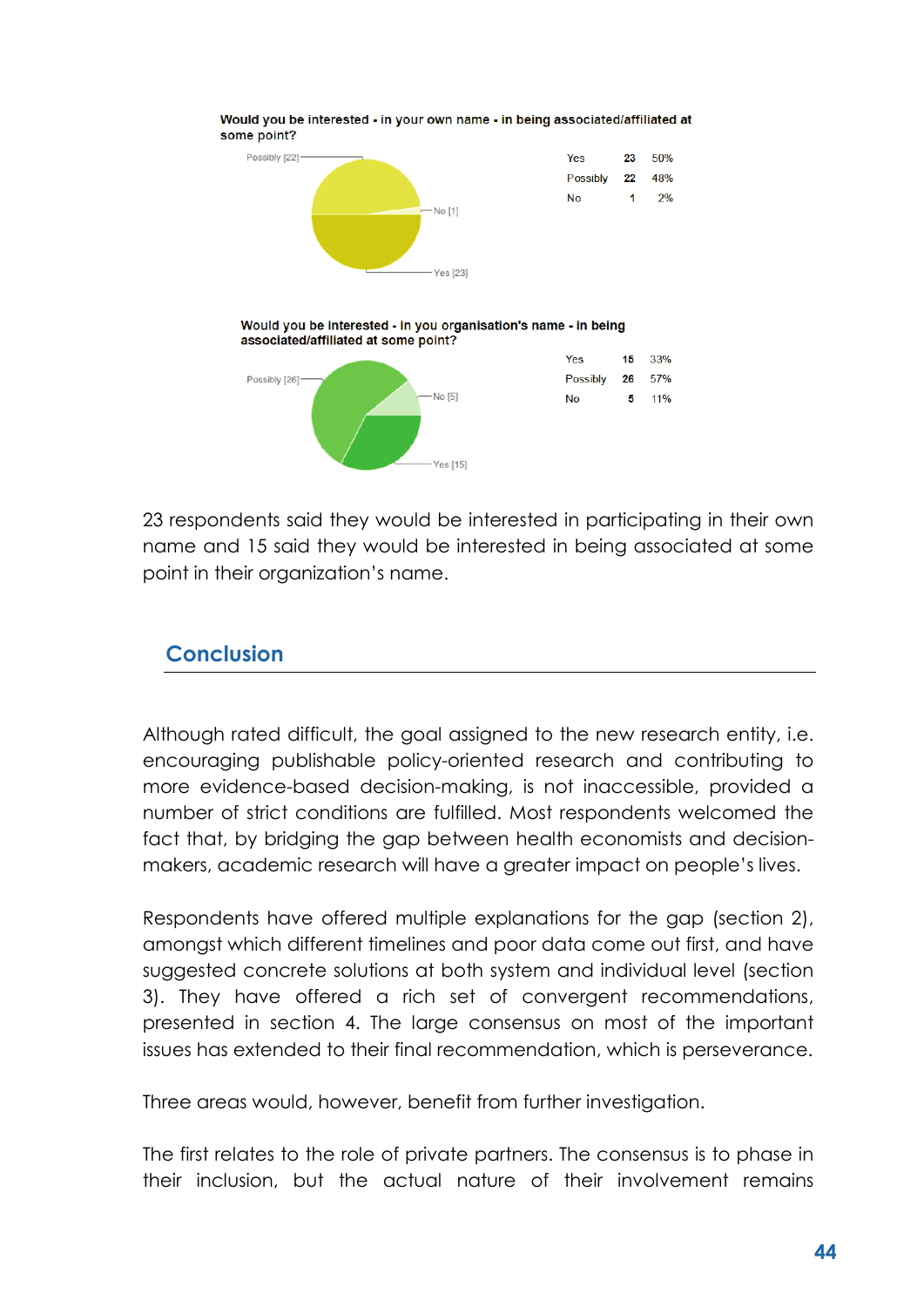**Would you be interested - in your own name - in being associated/affiliated at some point?**

| | | |
|---|---|---|
| Yes | 23 | 50% |
| Possibly | 22 | 48% |
| No | 1 | 2% |

**Would you be interested - in you organisation's name - in being associated/affiliated at some point?**

| | | |
|---|---|---|
| Yes | 15 | 33% |
| Possibly | 26 | 57% |
| No | 5 | 11% |

23 respondents said they would be interested in participating in their own name and 15 said they would be interested in being associated at some point in their organization's name.

## Conclusion

Although rated difficult, the goal assigned to the new research entity, i.e. encouraging publishable policy-oriented research and contributing to more evidence-based decision-making, is not inaccessible, provided a number of strict conditions are fulfilled. Most respondents welcomed the fact that, by bridging the gap between health economists and decision-makers, academic research will have a greater impact on people's lives.

Respondents have offered multiple explanations for the gap (section 2), amongst which different timelines and poor data come out first, and have suggested concrete solutions at both system and individual level (section 3). They have offered a rich set of convergent recommendations, presented in section 4. The large consensus on most of the important issues has extended to their final recommendation, which is perseverance.

Three areas would, however, benefit from further investigation.

The first relates to the role of private partners. The consensus is to phase in their inclusion, but the actual nature of their involvement remains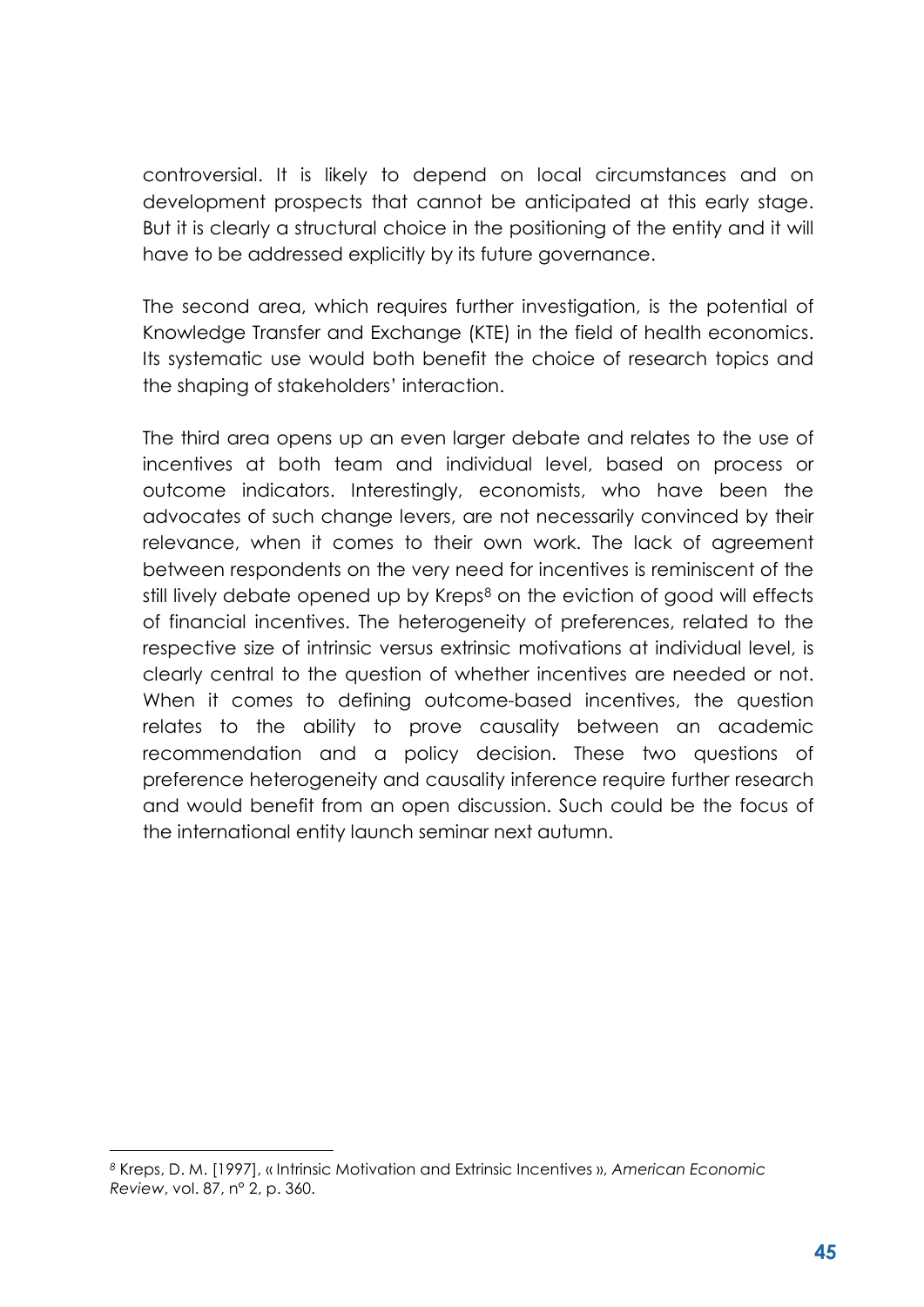controversial. It is likely to depend on local circumstances and on development prospects that cannot be anticipated at this early stage. But it is clearly a structural choice in the positioning of the entity and it will have to be addressed explicitly by its future governance.

The second area, which requires further investigation, is the potential of Knowledge Transfer and Exchange (KTE) in the field of health economics. Its systematic use would both benefit the choice of research topics and the shaping of stakeholders' interaction.

The third area opens up an even larger debate and relates to the use of incentives at both team and individual level, based on process or outcome indicators. Interestingly, economists, who have been the advocates of such change levers, are not necessarily convinced by their relevance, when it comes to their own work. The lack of agreement between respondents on the very need for incentives is reminiscent of the still lively debate opened up by Kreps[8] on the eviction of good will effects of financial incentives. The heterogeneity of preferences, related to the respective size of intrinsic versus extrinsic motivations at individual level, is clearly central to the question of whether incentives are needed or not. When it comes to defining outcome-based incentives, the question relates to the ability to prove causality between an academic recommendation and a policy decision. These two questions of preference heterogeneity and causality inference require further research and would benefit from an open discussion. Such could be the focus of the international entity launch seminar next autumn.

---

[8] Kreps, D. M. [1997], « Intrinsic Motivation and Extrinsic Incentives », *American Economic Review*, vol. 87, n° 2, p. 360.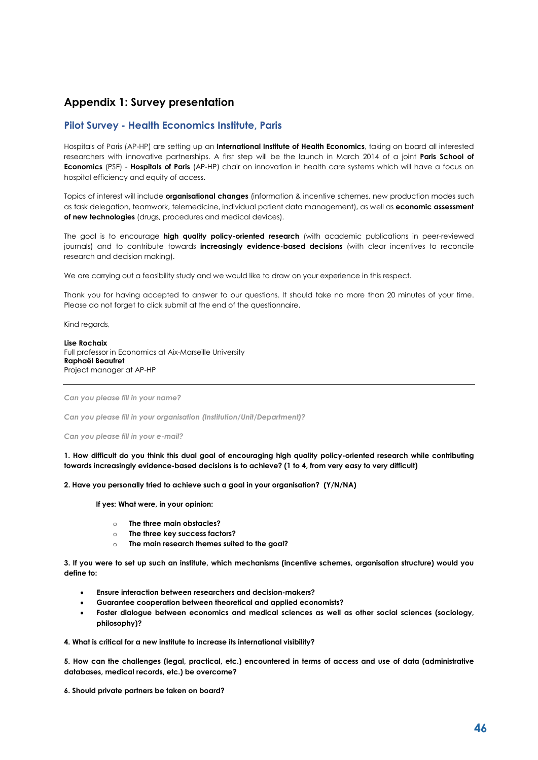## Appendix 1: Survey presentation

### Pilot Survey - Health Economics Institute, Paris

Hospitals of Paris (AP-HP) are setting up an **International Institute of Health Economics**, taking on board all interested researchers with innovative partnerships. A first step will be the launch in March 2014 of a joint **Paris School of Economics** (PSE) - **Hospitals of Paris** (AP-HP) chair on innovation in health care systems which will have a focus on hospital efficiency and equity of access.

Topics of interest will include **organisational changes** (information & incentive schemes, new production modes such as task delegation, teamwork, telemedicine, individual patient data management), as well as **economic assessment of new technologies** (drugs, procedures and medical devices).

The goal is to encourage **high quality policy-oriented research** (with academic publications in peer-reviewed journals) and to contribute towards **increasingly evidence-based decisions** (with clear incentives to reconcile research and decision making).

We are carrying out a feasibility study and we would like to draw on your experience in this respect.

Thank you for having accepted to answer to our questions. It should take no more than 20 minutes of your time. Please do not forget to click submit at the end of the questionnaire.

Kind regards,

**Lise Rochaix**
Full professor in Economics at Aix-Marseille University
**Raphaël Beaufret**
Project manager at AP-HP

---

*Can you please fill in your name?*

*Can you please fill in your organisation (Institution/Unit/Department)?*

*Can you please fill in your e-mail?*

**1. How difficult do you think this dual goal of encouraging high quality policy-oriented research while contributing towards increasingly evidence-based decisions is to achieve? (1 to 4, from very easy to very difficult)**

**2. Have you personally tried to achieve such a goal in your organisation? (Y/N/NA)**

**If yes: What were, in your opinion:**

- **The three main obstacles?**
- **The three key success factors?**
- **The main research themes suited to the goal?**

**3. If you were to set up such an institute, which mechanisms (incentive schemes, organisation structure) would you define to:**

- **Ensure interaction between researchers and decision-makers?**
- **Guarantee cooperation between theoretical and applied economists?**
- **Foster dialogue between economics and medical sciences as well as other social sciences (sociology, philosophy)?**

**4. What is critical for a new institute to increase its international visibility?**

**5. How can the challenges (legal, practical, etc.) encountered in terms of access and use of data (administrative databases, medical records, etc.) be overcome?**

**6. Should private partners be taken on board?**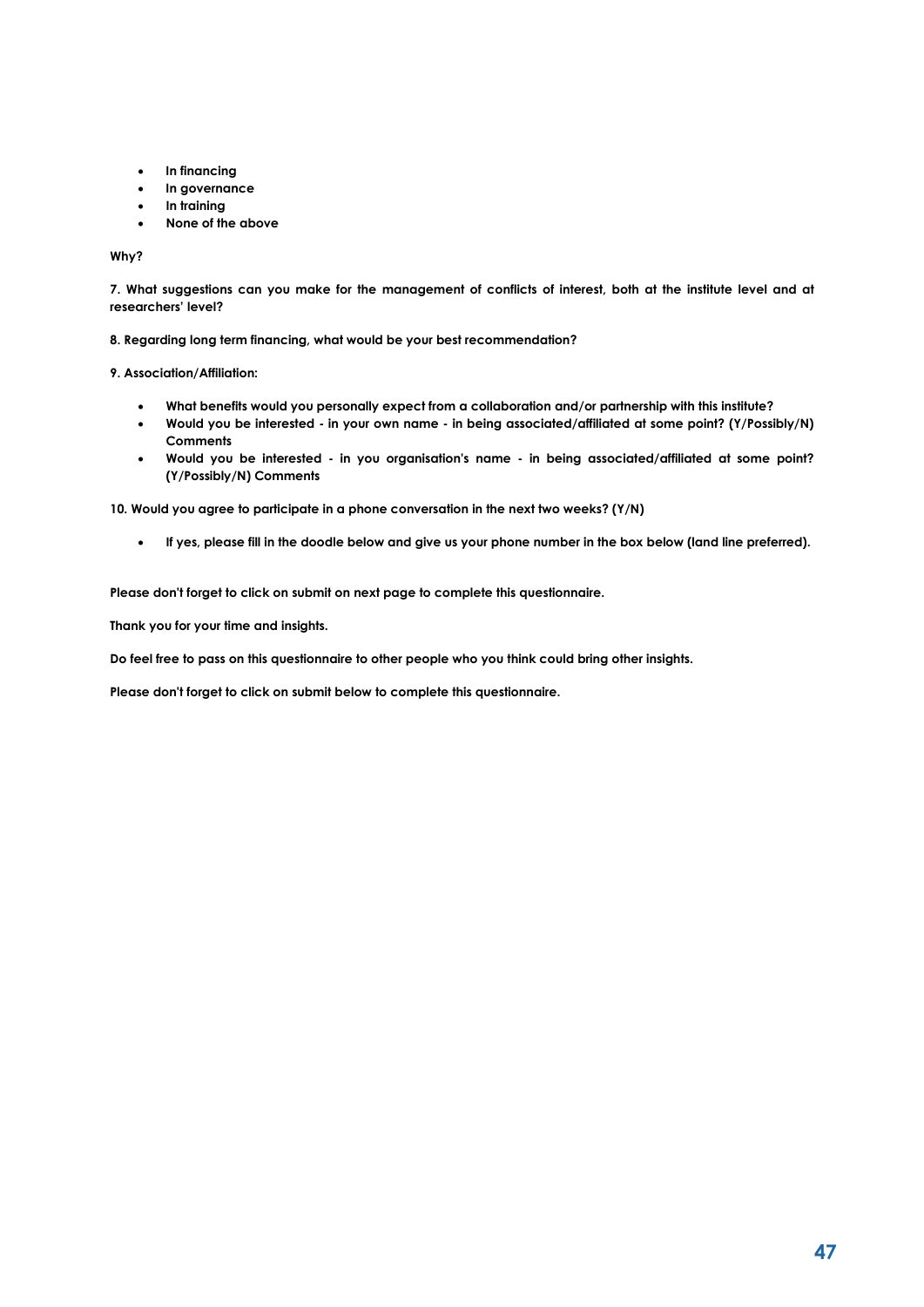- **In financing**
- **In governance**
- **In training**
- **None of the above**

**Why?**

**7. What suggestions can you make for the management of conflicts of interest, both at the institute level and at researchers' level?**

**8. Regarding long term financing, what would be your best recommendation?**

**9. Association/Affiliation:**

- **What benefits would you personally expect from a collaboration and/or partnership with this institute?**
- **Would you be interested - in your own name - in being associated/affiliated at some point? (Y/Possibly/N) Comments**
- **Would you be interested - in you organisation's name - in being associated/affiliated at some point? (Y/Possibly/N) Comments**

**10. Would you agree to participate in a phone conversation in the next two weeks? (Y/N)**

- **If yes, please fill in the doodle below and give us your phone number in the box below (land line preferred).**

**Please don't forget to click on submit on next page to complete this questionnaire.**

**Thank you for your time and insights.**

**Do feel free to pass on this questionnaire to other people who you think could bring other insights.**

**Please don't forget to click on submit below to complete this questionnaire.**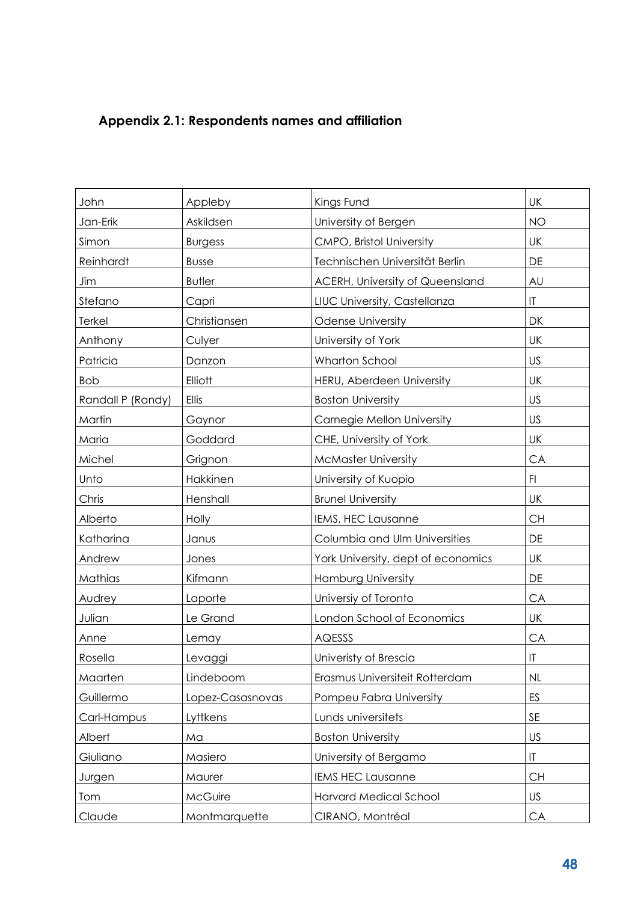### Appendix 2.1: Respondents names and affiliation

| | | | |
|---|---|---|---|
| John | Appleby | Kings Fund | UK |
| Jan-Erik | Askildsen | University of Bergen | NO |
| Simon | Burgess | CMPO, Bristol University | UK |
| Reinhardt | Busse | Technischen Universität Berlin | DE |
| Jim | Butler | ACERH, University of Queensland | AU |
| Stefano | Capri | LIUC University, Castellanza | IT |
| Terkel | Christiansen | Odense University | DK |
| Anthony | Culyer | University of York | UK |
| Patricia | Danzon | Wharton School | US |
| Bob | Elliott | HERU, Aberdeen University | UK |
| Randall P (Randy) | Ellis | Boston University | US |
| Martin | Gaynor | Carnegie Mellon University | US |
| Maria | Goddard | CHE, University of York | UK |
| Michel | Grignon | McMaster University | CA |
| Unto | Hakkinen | University of Kuopio | FI |
| Chris | Henshall | Brunel University | UK |
| Alberto | Holly | IEMS, HEC Lausanne | CH |
| Katharina | Janus | Columbia and Ulm Universities | DE |
| Andrew | Jones | York University, dept of economics | UK |
| Mathias | Kifmann | Hamburg University | DE |
| Audrey | Laporte | Universiy of Toronto | CA |
| Julian | Le Grand | London School of Economics | UK |
| Anne | Lemay | AQESSS | CA |
| Rosella | Levaggi | Univeristy of Brescia | IT |
| Maarten | Lindeboom | Erasmus Universiteit Rotterdam | NL |
| Guillermo | Lopez-Casasnovas | Pompeu Fabra University | ES |
| Carl-Hampus | Lyttkens | Lunds universitets | SE |
| Albert | Ma | Boston University | US |
| Giuliano | Masiero | University of Bergamo | IT |
| Jurgen | Maurer | IEMS HEC Lausanne | CH |
| Tom | McGuire | Harvard Medical School | US |
| Claude | Montmarquette | CIRANO, Montréal | CA |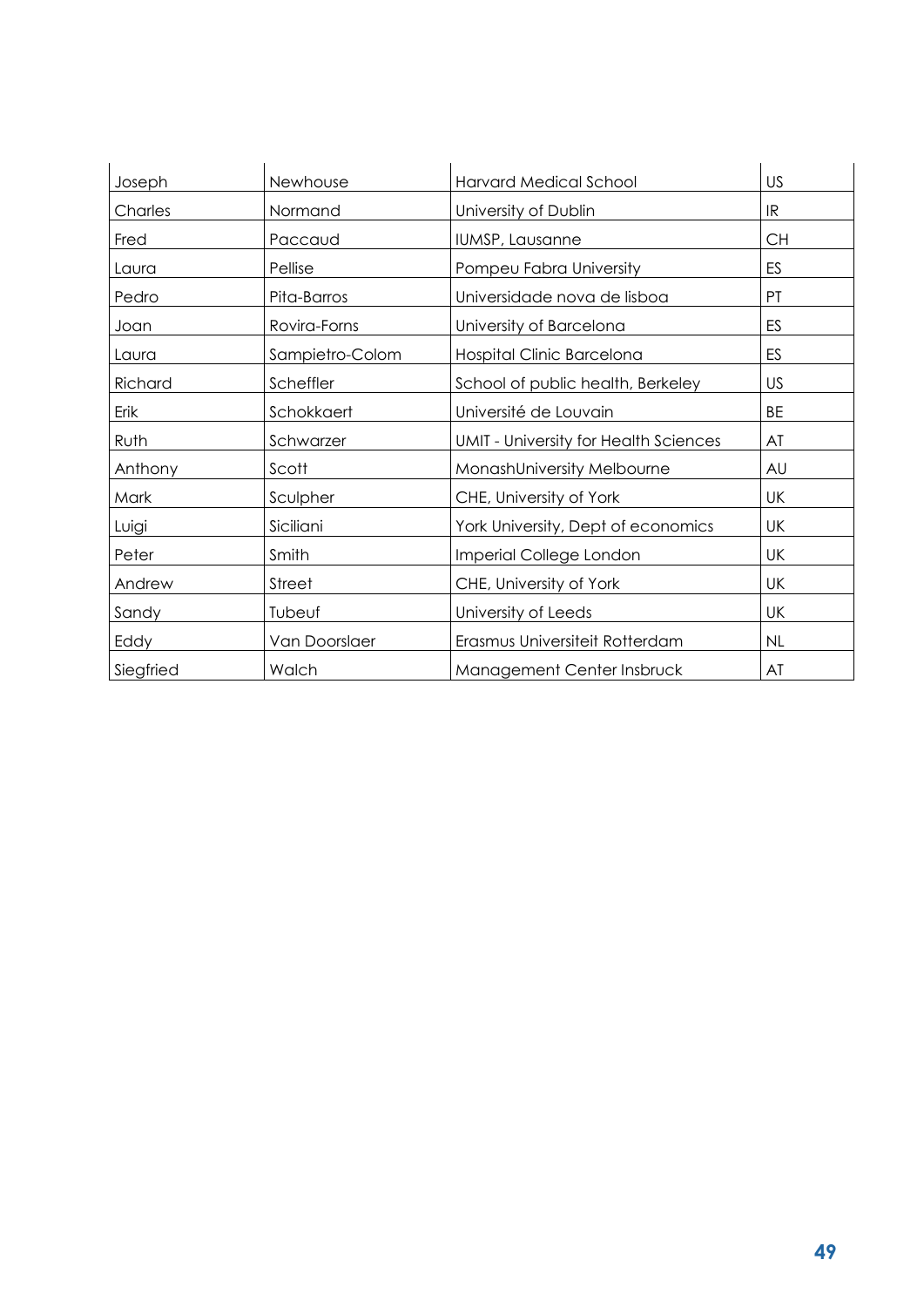| Joseph | Newhouse | Harvard Medical School | US |
|---|---|---|---|
| Charles | Normand | University of Dublin | IR |
| Fred | Paccaud | IUMSP, Lausanne | CH |
| Laura | Pellise | Pompeu Fabra University | ES |
| Pedro | Pita-Barros | Universidade nova de lisboa | PT |
| Joan | Rovira-Forns | University of Barcelona | ES |
| Laura | Sampietro-Colom | Hospital Clinic Barcelona | ES |
| Richard | Scheffler | School of public health, Berkeley | US |
| Erik | Schokkaert | Université de Louvain | BE |
| Ruth | Schwarzer | UMIT - University for Health Sciences | AT |
| Anthony | Scott | MonashUniversity Melbourne | AU |
| Mark | Sculpher | CHE, University of York | UK |
| Luigi | Siciliani | York University, Dept of economics | UK |
| Peter | Smith | Imperial College London | UK |
| Andrew | Street | CHE, University of York | UK |
| Sandy | Tubeuf | University of Leeds | UK |
| Eddy | Van Doorslaer | Erasmus Universiteit Rotterdam | NL |
| Siegfried | Walch | Management Center Insbruck | AT |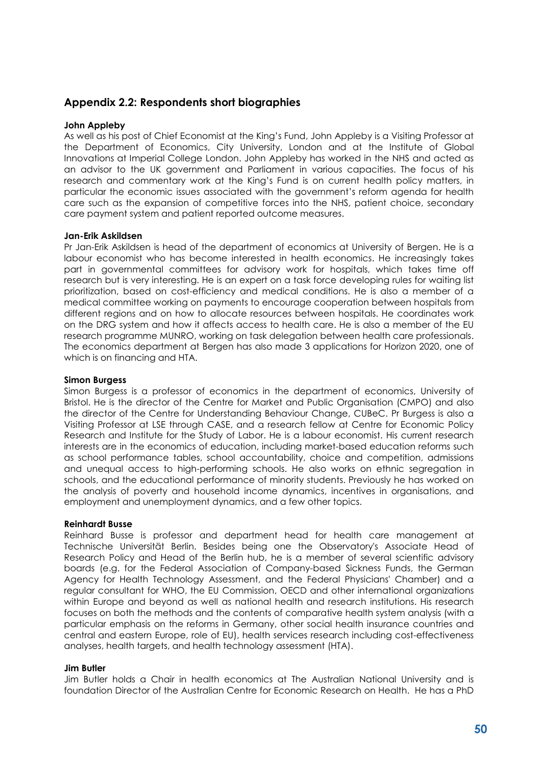## Appendix 2.2: Respondents short biographies

**John Appleby**

As well as his post of Chief Economist at the King's Fund, John Appleby is a Visiting Professor at the Department of Economics, City University, London and at the Institute of Global Innovations at Imperial College London. John Appleby has worked in the NHS and acted as an advisor to the UK government and Parliament in various capacities. The focus of his research and commentary work at the King's Fund is on current health policy matters, in particular the economic issues associated with the government's reform agenda for health care such as the expansion of competitive forces into the NHS, patient choice, secondary care payment system and patient reported outcome measures.

**Jan-Erik Askildsen**

Pr Jan-Erik Askildsen is head of the department of economics at University of Bergen. He is a labour economist who has become interested in health economics. He increasingly takes part in governmental committees for advisory work for hospitals, which takes time off research but is very interesting. He is an expert on a task force developing rules for waiting list prioritization, based on cost-efficiency and medical conditions. He is also a member of a medical committee working on payments to encourage cooperation between hospitals from different regions and on how to allocate resources between hospitals. He coordinates work on the DRG system and how it affects access to health care. He is also a member of the EU research programme MUNRO, working on task delegation between health care professionals. The economics department at Bergen has also made 3 applications for Horizon 2020, one of which is on financing and HTA.

**Simon Burgess**

Simon Burgess is a professor of economics in the department of economics, University of Bristol. He is the director of the Centre for Market and Public Organisation (CMPO) and also the director of the Centre for Understanding Behaviour Change, CUBeC. Pr Burgess is also a Visiting Professor at LSE through CASE, and a research fellow at Centre for Economic Policy Research and Institute for the Study of Labor. He is a labour economist. His current research interests are in the economics of education, including market-based education reforms such as school performance tables, school accountability, choice and competition, admissions and unequal access to high-performing schools. He also works on ethnic segregation in schools, and the educational performance of minority students. Previously he has worked on the analysis of poverty and household income dynamics, incentives in organisations, and employment and unemployment dynamics, and a few other topics.

**Reinhardt Busse**

Reinhard Busse is professor and department head for health care management at Technische Universität Berlin. Besides being one the Observatory's Associate Head of Research Policy and Head of the Berlin hub, he is a member of several scientific advisory boards (e.g. for the Federal Association of Company-based Sickness Funds, the German Agency for Health Technology Assessment, and the Federal Physicians' Chamber) and a regular consultant for WHO, the EU Commission, OECD and other international organizations within Europe and beyond as well as national health and research institutions. His research focuses on both the methods and the contents of comparative health system analysis (with a particular emphasis on the reforms in Germany, other social health insurance countries and central and eastern Europe, role of EU), health services research including cost-effectiveness analyses, health targets, and health technology assessment (HTA).

**Jim Butler**

Jim Butler holds a Chair in health economics at The Australian National University and is foundation Director of the Australian Centre for Economic Research on Health. He has a PhD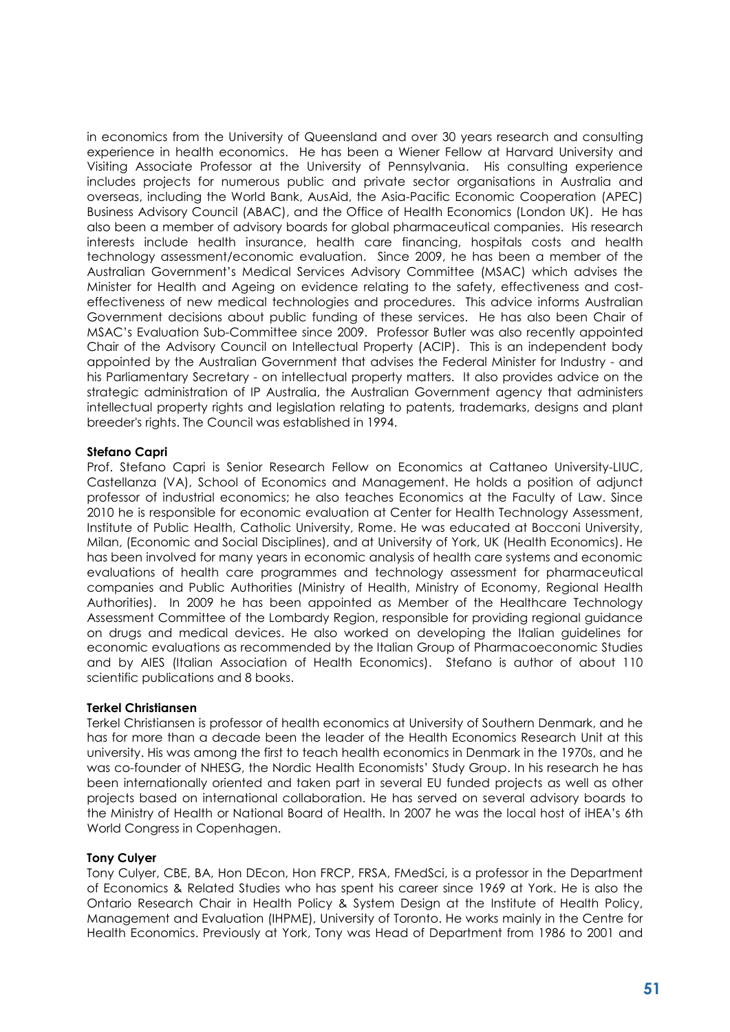in economics from the University of Queensland and over 30 years research and consulting experience in health economics. He has been a Wiener Fellow at Harvard University and Visiting Associate Professor at the University of Pennsylvania. His consulting experience includes projects for numerous public and private sector organisations in Australia and overseas, including the World Bank, AusAid, the Asia-Pacific Economic Cooperation (APEC) Business Advisory Council (ABAC), and the Office of Health Economics (London UK). He has also been a member of advisory boards for global pharmaceutical companies. His research interests include health insurance, health care financing, hospitals costs and health technology assessment/economic evaluation. Since 2009, he has been a member of the Australian Government's Medical Services Advisory Committee (MSAC) which advises the Minister for Health and Ageing on evidence relating to the safety, effectiveness and cost-effectiveness of new medical technologies and procedures. This advice informs Australian Government decisions about public funding of these services. He has also been Chair of MSAC's Evaluation Sub-Committee since 2009. Professor Butler was also recently appointed Chair of the Advisory Council on Intellectual Property (ACIP). This is an independent body appointed by the Australian Government that advises the Federal Minister for Industry - and his Parliamentary Secretary - on intellectual property matters. It also provides advice on the strategic administration of IP Australia, the Australian Government agency that administers intellectual property rights and legislation relating to patents, trademarks, designs and plant breeder's rights. The Council was established in 1994.

**Stefano Capri**

Prof. Stefano Capri is Senior Research Fellow on Economics at Cattaneo University-LIUC, Castellanza (VA), School of Economics and Management. He holds a position of adjunct professor of industrial economics; he also teaches Economics at the Faculty of Law. Since 2010 he is responsible for economic evaluation at Center for Health Technology Assessment, Institute of Public Health, Catholic University, Rome. He was educated at Bocconi University, Milan, (Economic and Social Disciplines), and at University of York, UK (Health Economics). He has been involved for many years in economic analysis of health care systems and economic evaluations of health care programmes and technology assessment for pharmaceutical companies and Public Authorities (Ministry of Health, Ministry of Economy, Regional Health Authorities). In 2009 he has been appointed as Member of the Healthcare Technology Assessment Committee of the Lombardy Region, responsible for providing regional guidance on drugs and medical devices. He also worked on developing the Italian guidelines for economic evaluations as recommended by the Italian Group of Pharmacoeconomic Studies and by AIES (Italian Association of Health Economics). Stefano is author of about 110 scientific publications and 8 books.

**Terkel Christiansen**

Terkel Christiansen is professor of health economics at University of Southern Denmark, and he has for more than a decade been the leader of the Health Economics Research Unit at this university. His was among the first to teach health economics in Denmark in the 1970s, and he was co-founder of NHESG, the Nordic Health Economists' Study Group. In his research he has been internationally oriented and taken part in several EU funded projects as well as other projects based on international collaboration. He has served on several advisory boards to the Ministry of Health or National Board of Health. In 2007 he was the local host of iHEA's 6th World Congress in Copenhagen.

**Tony Culyer**

Tony Culyer, CBE, BA, Hon DEcon, Hon FRCP, FRSA, FMedSci, is a professor in the Department of Economics & Related Studies who has spent his career since 1969 at York. He is also the Ontario Research Chair in Health Policy & System Design at the Institute of Health Policy, Management and Evaluation (IHPME), University of Toronto. He works mainly in the Centre for Health Economics. Previously at York, Tony was Head of Department from 1986 to 2001 and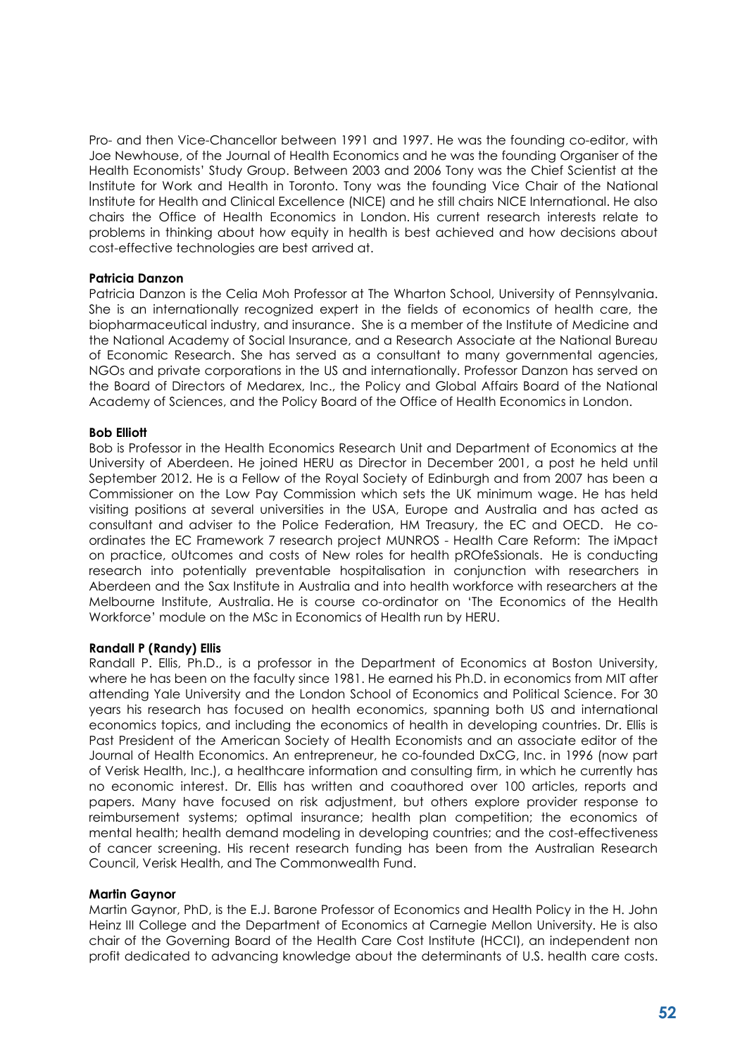Pro- and then Vice-Chancellor between 1991 and 1997. He was the founding co-editor, with Joe Newhouse, of the Journal of Health Economics and he was the founding Organiser of the Health Economists' Study Group. Between 2003 and 2006 Tony was the Chief Scientist at the Institute for Work and Health in Toronto. Tony was the founding Vice Chair of the National Institute for Health and Clinical Excellence (NICE) and he still chairs NICE International. He also chairs the Office of Health Economics in London. His current research interests relate to problems in thinking about how equity in health is best achieved and how decisions about cost-effective technologies are best arrived at.

**Patricia Danzon**

Patricia Danzon is the Celia Moh Professor at The Wharton School, University of Pennsylvania. She is an internationally recognized expert in the fields of economics of health care, the biopharmaceutical industry, and insurance. She is a member of the Institute of Medicine and the National Academy of Social Insurance, and a Research Associate at the National Bureau of Economic Research. She has served as a consultant to many governmental agencies, NGOs and private corporations in the US and internationally. Professor Danzon has served on the Board of Directors of Medarex, Inc., the Policy and Global Affairs Board of the National Academy of Sciences, and the Policy Board of the Office of Health Economics in London.

**Bob Elliott**

Bob is Professor in the Health Economics Research Unit and Department of Economics at the University of Aberdeen. He joined HERU as Director in December 2001, a post he held until September 2012. He is a Fellow of the Royal Society of Edinburgh and from 2007 has been a Commissioner on the Low Pay Commission which sets the UK minimum wage. He has held visiting positions at several universities in the USA, Europe and Australia and has acted as consultant and adviser to the Police Federation, HM Treasury, the EC and OECD. He co-ordinates the EC Framework 7 research project MUNROS - Health Care Reform: The iMpact on practice, oUtcomes and costs of New roles for health pROfeSsionals. He is conducting research into potentially preventable hospitalisation in conjunction with researchers in Aberdeen and the Sax Institute in Australia and into health workforce with researchers at the Melbourne Institute, Australia. He is course co-ordinator on 'The Economics of the Health Workforce' module on the MSc in Economics of Health run by HERU.

**Randall P (Randy) Ellis**

Randall P. Ellis, Ph.D., is a professor in the Department of Economics at Boston University, where he has been on the faculty since 1981. He earned his Ph.D. in economics from MIT after attending Yale University and the London School of Economics and Political Science. For 30 years his research has focused on health economics, spanning both US and international economics topics, and including the economics of health in developing countries. Dr. Ellis is Past President of the American Society of Health Economists and an associate editor of the Journal of Health Economics. An entrepreneur, he co-founded DxCG, Inc. in 1996 (now part of Verisk Health, Inc.), a healthcare information and consulting firm, in which he currently has no economic interest. Dr. Ellis has written and coauthored over 100 articles, reports and papers. Many have focused on risk adjustment, but others explore provider response to reimbursement systems; optimal insurance; health plan competition; the economics of mental health; health demand modeling in developing countries; and the cost-effectiveness of cancer screening. His recent research funding has been from the Australian Research Council, Verisk Health, and The Commonwealth Fund.

**Martin Gaynor**

Martin Gaynor, PhD, is the E.J. Barone Professor of Economics and Health Policy in the H. John Heinz III College and the Department of Economics at Carnegie Mellon University. He is also chair of the Governing Board of the Health Care Cost Institute (HCCI), an independent non profit dedicated to advancing knowledge about the determinants of U.S. health care costs.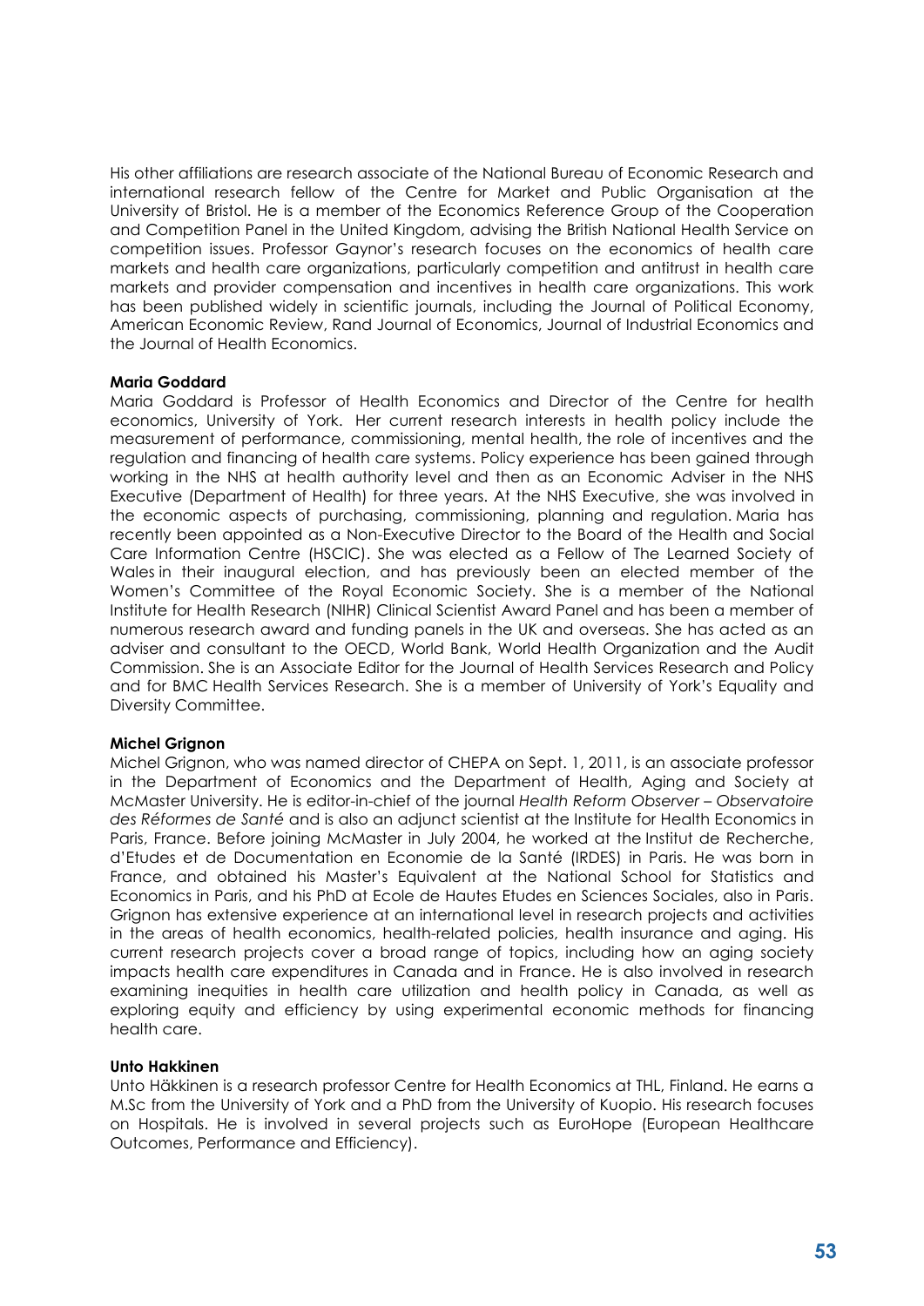His other affiliations are research associate of the National Bureau of Economic Research and international research fellow of the Centre for Market and Public Organisation at the University of Bristol. He is a member of the Economics Reference Group of the Cooperation and Competition Panel in the United Kingdom, advising the British National Health Service on competition issues. Professor Gaynor's research focuses on the economics of health care markets and health care organizations, particularly competition and antitrust in health care markets and provider compensation and incentives in health care organizations. This work has been published widely in scientific journals, including the Journal of Political Economy, American Economic Review, Rand Journal of Economics, Journal of Industrial Economics and the Journal of Health Economics.

**Maria Goddard**

Maria Goddard is Professor of Health Economics and Director of the Centre for health economics, University of York. Her current research interests in health policy include the measurement of performance, commissioning, mental health, the role of incentives and the regulation and financing of health care systems. Policy experience has been gained through working in the NHS at health authority level and then as an Economic Adviser in the NHS Executive (Department of Health) for three years. At the NHS Executive, she was involved in the economic aspects of purchasing, commissioning, planning and regulation. Maria has recently been appointed as a Non-Executive Director to the Board of the Health and Social Care Information Centre (HSCIC). She was elected as a Fellow of The Learned Society of Wales in their inaugural election, and has previously been an elected member of the Women's Committee of the Royal Economic Society. She is a member of the National Institute for Health Research (NIHR) Clinical Scientist Award Panel and has been a member of numerous research award and funding panels in the UK and overseas. She has acted as an adviser and consultant to the OECD, World Bank, World Health Organization and the Audit Commission. She is an Associate Editor for the Journal of Health Services Research and Policy and for BMC Health Services Research. She is a member of University of York's Equality and Diversity Committee.

**Michel Grignon**

Michel Grignon, who was named director of CHEPA on Sept. 1, 2011, is an associate professor in the Department of Economics and the Department of Health, Aging and Society at McMaster University. He is editor-in-chief of the journal *Health Reform Observer – Observatoire des Réformes de Santé* and is also an adjunct scientist at the Institute for Health Economics in Paris, France. Before joining McMaster in July 2004, he worked at the Institut de Recherche, d'Etudes et de Documentation en Economie de la Santé (IRDES) in Paris. He was born in France, and obtained his Master's Equivalent at the National School for Statistics and Economics in Paris, and his PhD at Ecole de Hautes Etudes en Sciences Sociales, also in Paris. Grignon has extensive experience at an international level in research projects and activities in the areas of health economics, health-related policies, health insurance and aging. His current research projects cover a broad range of topics, including how an aging society impacts health care expenditures in Canada and in France. He is also involved in research examining inequities in health care utilization and health policy in Canada, as well as exploring equity and efficiency by using experimental economic methods for financing health care.

**Unto Hakkinen**

Unto Häkkinen is a research professor Centre for Health Economics at THL, Finland. He earns a M.Sc from the University of York and a PhD from the University of Kuopio. His research focuses on Hospitals. He is involved in several projects such as EuroHope (European Healthcare Outcomes, Performance and Efficiency).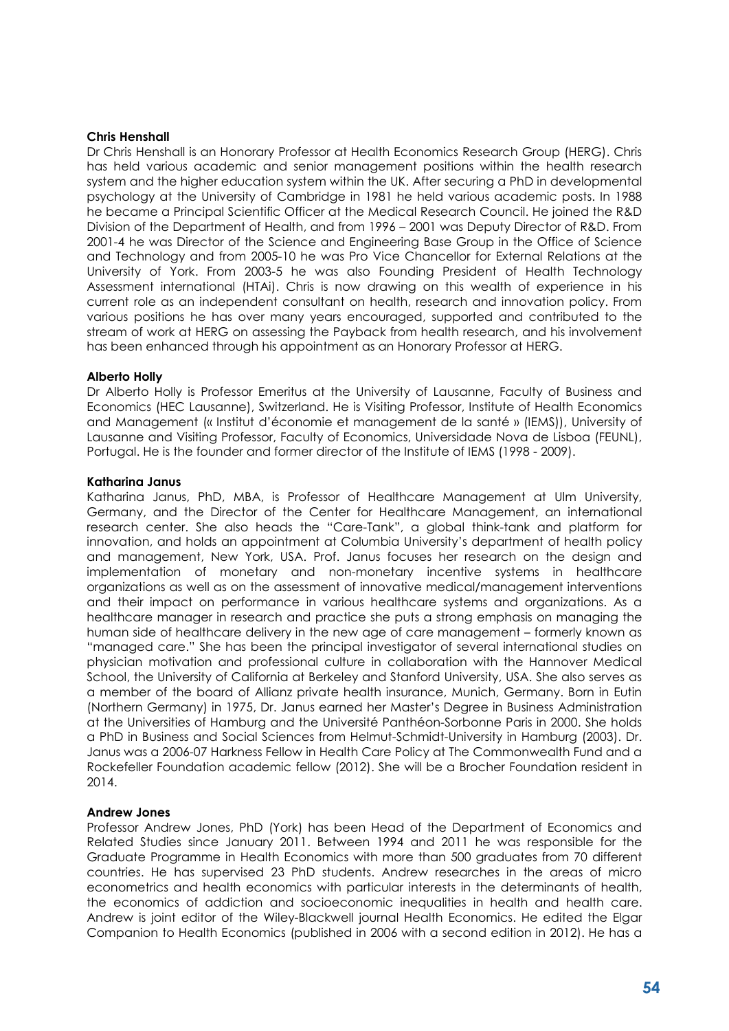**Chris Henshall**

Dr Chris Henshall is an Honorary Professor at Health Economics Research Group (HERG). Chris has held various academic and senior management positions within the health research system and the higher education system within the UK. After securing a PhD in developmental psychology at the University of Cambridge in 1981 he held various academic posts. In 1988 he became a Principal Scientific Officer at the Medical Research Council. He joined the R&D Division of the Department of Health, and from 1996 – 2001 was Deputy Director of R&D. From 2001-4 he was Director of the Science and Engineering Base Group in the Office of Science and Technology and from 2005-10 he was Pro Vice Chancellor for External Relations at the University of York. From 2003-5 he was also Founding President of Health Technology Assessment international (HTAi). Chris is now drawing on this wealth of experience in his current role as an independent consultant on health, research and innovation policy. From various positions he has over many years encouraged, supported and contributed to the stream of work at HERG on assessing the Payback from health research, and his involvement has been enhanced through his appointment as an Honorary Professor at HERG.

**Alberto Holly**

Dr Alberto Holly is Professor Emeritus at the University of Lausanne, Faculty of Business and Economics (HEC Lausanne), Switzerland. He is Visiting Professor, Institute of Health Economics and Management (« Institut d'économie et management de la santé » (IEMS)), University of Lausanne and Visiting Professor, Faculty of Economics, Universidade Nova de Lisboa (FEUNL), Portugal. He is the founder and former director of the Institute of IEMS (1998 - 2009).

**Katharina Janus**

Katharina Janus, PhD, MBA, is Professor of Healthcare Management at Ulm University, Germany, and the Director of the Center for Healthcare Management, an international research center. She also heads the "Care-Tank", a global think-tank and platform for innovation, and holds an appointment at Columbia University's department of health policy and management, New York, USA. Prof. Janus focuses her research on the design and implementation of monetary and non-monetary incentive systems in healthcare organizations as well as on the assessment of innovative medical/management interventions and their impact on performance in various healthcare systems and organizations. As a healthcare manager in research and practice she puts a strong emphasis on managing the human side of healthcare delivery in the new age of care management – formerly known as "managed care." She has been the principal investigator of several international studies on physician motivation and professional culture in collaboration with the Hannover Medical School, the University of California at Berkeley and Stanford University, USA. She also serves as a member of the board of Allianz private health insurance, Munich, Germany. Born in Eutin (Northern Germany) in 1975, Dr. Janus earned her Master's Degree in Business Administration at the Universities of Hamburg and the Université Panthéon-Sorbonne Paris in 2000. She holds a PhD in Business and Social Sciences from Helmut-Schmidt-University in Hamburg (2003). Dr. Janus was a 2006-07 Harkness Fellow in Health Care Policy at The Commonwealth Fund and a Rockefeller Foundation academic fellow (2012). She will be a Brocher Foundation resident in 2014.

**Andrew Jones**

Professor Andrew Jones, PhD (York) has been Head of the Department of Economics and Related Studies since January 2011. Between 1994 and 2011 he was responsible for the Graduate Programme in Health Economics with more than 500 graduates from 70 different countries. He has supervised 23 PhD students. Andrew researches in the areas of micro econometrics and health economics with particular interests in the determinants of health, the economics of addiction and socioeconomic inequalities in health and health care. Andrew is joint editor of the Wiley-Blackwell journal Health Economics. He edited the Elgar Companion to Health Economics (published in 2006 with a second edition in 2012). He has a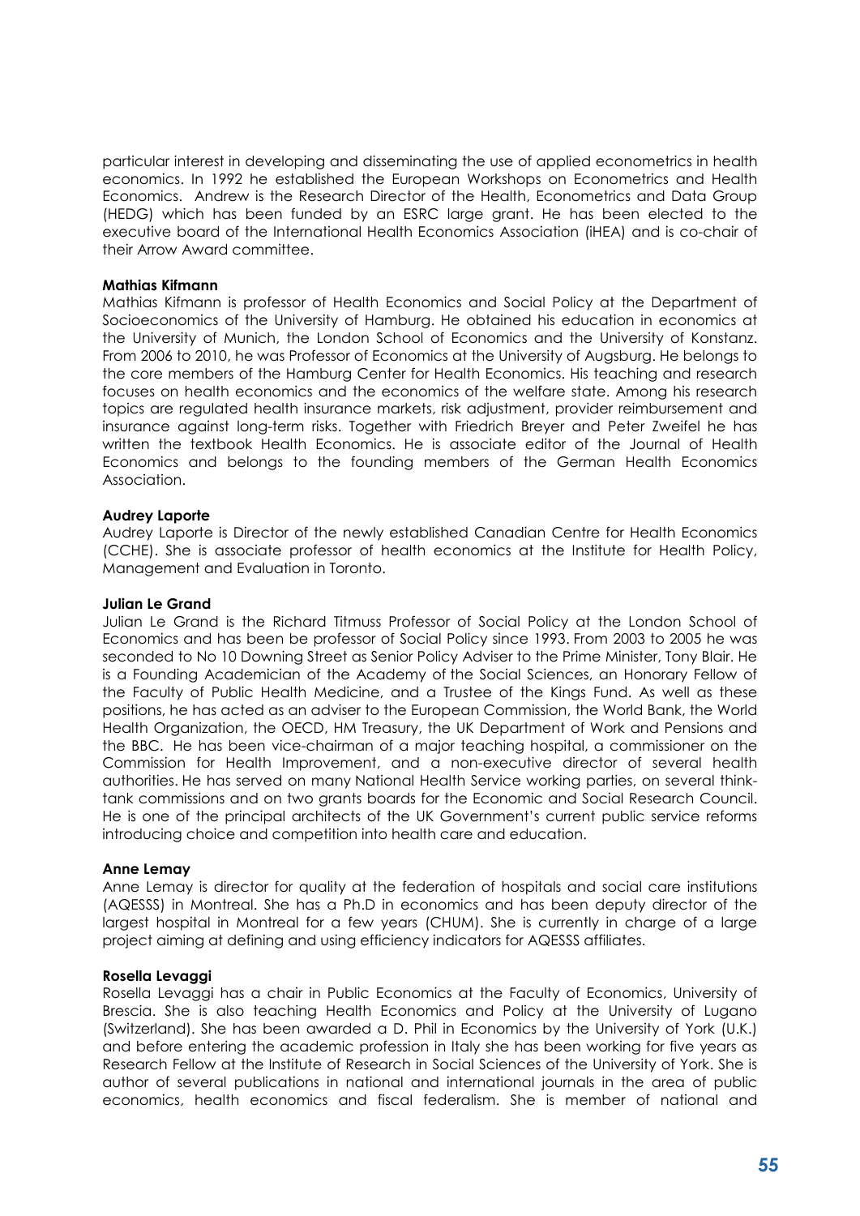particular interest in developing and disseminating the use of applied econometrics in health economics. In 1992 he established the European Workshops on Econometrics and Health Economics. Andrew is the Research Director of the Health, Econometrics and Data Group (HEDG) which has been funded by an ESRC large grant. He has been elected to the executive board of the International Health Economics Association (iHEA) and is co-chair of their Arrow Award committee.

**Mathias Kifmann**

Mathias Kifmann is professor of Health Economics and Social Policy at the Department of Socioeconomics of the University of Hamburg. He obtained his education in economics at the University of Munich, the London School of Economics and the University of Konstanz. From 2006 to 2010, he was Professor of Economics at the University of Augsburg. He belongs to the core members of the Hamburg Center for Health Economics. His teaching and research focuses on health economics and the economics of the welfare state. Among his research topics are regulated health insurance markets, risk adjustment, provider reimbursement and insurance against long-term risks. Together with Friedrich Breyer and Peter Zweifel he has written the textbook Health Economics. He is associate editor of the Journal of Health Economics and belongs to the founding members of the German Health Economics Association.

**Audrey Laporte**

Audrey Laporte is Director of the newly established Canadian Centre for Health Economics (CCHE). She is associate professor of health economics at the Institute for Health Policy, Management and Evaluation in Toronto.

**Julian Le Grand**

Julian Le Grand is the Richard Titmuss Professor of Social Policy at the London School of Economics and has been be professor of Social Policy since 1993. From 2003 to 2005 he was seconded to No 10 Downing Street as Senior Policy Adviser to the Prime Minister, Tony Blair. He is a Founding Academician of the Academy of the Social Sciences, an Honorary Fellow of the Faculty of Public Health Medicine, and a Trustee of the Kings Fund. As well as these positions, he has acted as an adviser to the European Commission, the World Bank, the World Health Organization, the OECD, HM Treasury, the UK Department of Work and Pensions and the BBC. He has been vice-chairman of a major teaching hospital, a commissioner on the Commission for Health Improvement, and a non-executive director of several health authorities. He has served on many National Health Service working parties, on several think-tank commissions and on two grants boards for the Economic and Social Research Council. He is one of the principal architects of the UK Government's current public service reforms introducing choice and competition into health care and education.

**Anne Lemay**

Anne Lemay is director for quality at the federation of hospitals and social care institutions (AQESSS) in Montreal. She has a Ph.D in economics and has been deputy director of the largest hospital in Montreal for a few years (CHUM). She is currently in charge of a large project aiming at defining and using efficiency indicators for AQESSS affiliates.

**Rosella Levaggi**

Rosella Levaggi has a chair in Public Economics at the Faculty of Economics, University of Brescia. She is also teaching Health Economics and Policy at the University of Lugano (Switzerland). She has been awarded a D. Phil in Economics by the University of York (U.K.) and before entering the academic profession in Italy she has been working for five years as Research Fellow at the Institute of Research in Social Sciences of the University of York. She is author of several publications in national and international journals in the area of public economics, health economics and fiscal federalism. She is member of national and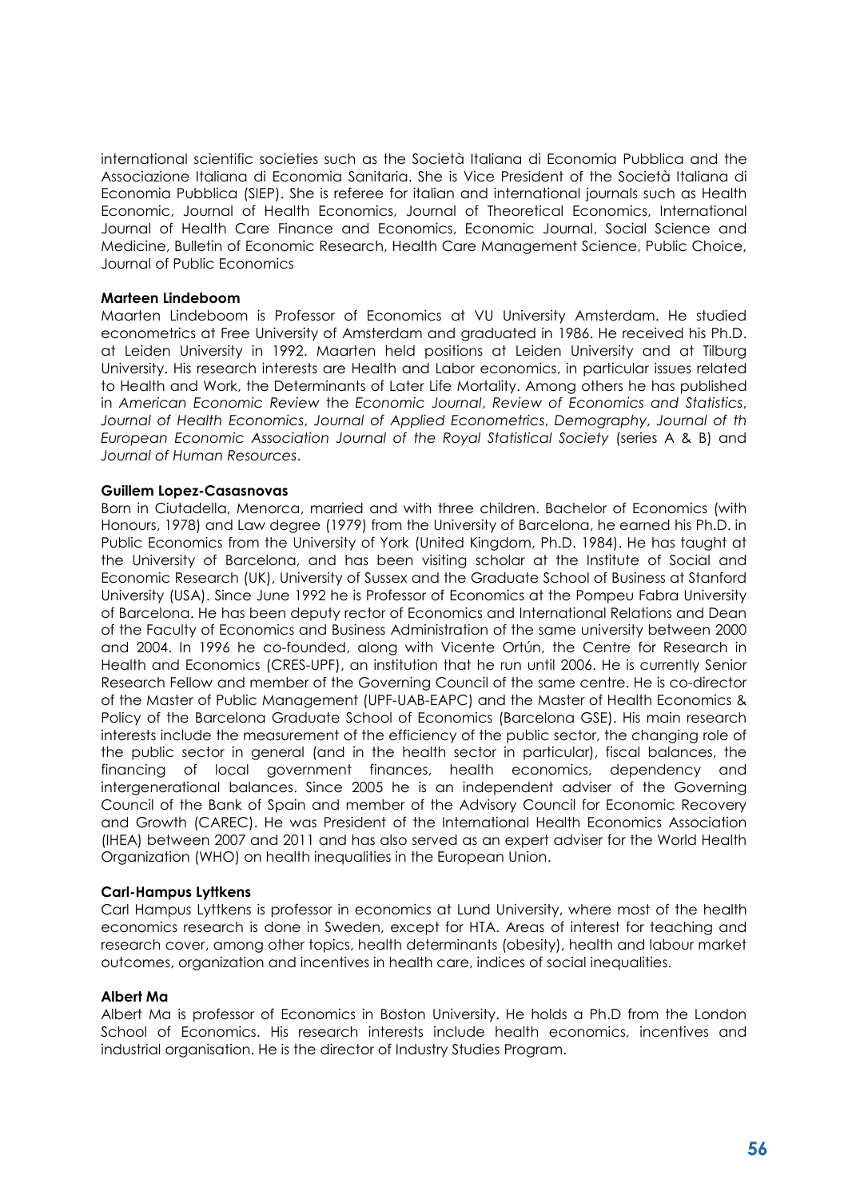international scientific societies such as the Società Italiana di Economia Pubblica and the Associazione Italiana di Economia Sanitaria. She is Vice President of the Società Italiana di Economia Pubblica (SIEP). She is referee for italian and international journals such as Health Economic, Journal of Health Economics, Journal of Theoretical Economics, International Journal of Health Care Finance and Economics, Economic Journal, Social Science and Medicine, Bulletin of Economic Research, Health Care Management Science, Public Choice, Journal of Public Economics

**Marteen Lindeboom**

Maarten Lindeboom is Professor of Economics at VU University Amsterdam. He studied econometrics at Free University of Amsterdam and graduated in 1986. He received his Ph.D. at Leiden University in 1992. Maarten held positions at Leiden University and at Tilburg University. His research interests are Health and Labor economics, in particular issues related to Health and Work, the Determinants of Later Life Mortality. Among others he has published in *American Economic Review* the *Economic Journal*, *Review of Economics and Statistics*, *Journal of Health Economics*, *Journal of Applied Econometrics*, *Demography*, *Journal of th European Economic Association Journal of the Royal Statistical Society* (series A & B) and *Journal of Human Resources*.

**Guillem Lopez-Casasnovas**

Born in Ciutadella, Menorca, married and with three children. Bachelor of Economics (with Honours, 1978) and Law degree (1979) from the University of Barcelona, he earned his Ph.D. in Public Economics from the University of York (United Kingdom, Ph.D. 1984). He has taught at the University of Barcelona, and has been visiting scholar at the Institute of Social and Economic Research (UK), University of Sussex and the Graduate School of Business at Stanford University (USA). Since June 1992 he is Professor of Economics at the Pompeu Fabra University of Barcelona. He has been deputy rector of Economics and International Relations and Dean of the Faculty of Economics and Business Administration of the same university between 2000 and 2004. In 1996 he co-founded, along with Vicente Ortún, the Centre for Research in Health and Economics (CRES-UPF), an institution that he run until 2006. He is currently Senior Research Fellow and member of the Governing Council of the same centre. He is co-director of the Master of Public Management (UPF-UAB-EAPC) and the Master of Health Economics & Policy of the Barcelona Graduate School of Economics (Barcelona GSE). His main research interests include the measurement of the efficiency of the public sector, the changing role of the public sector in general (and in the health sector in particular), fiscal balances, the financing of local government finances, health economics, dependency and intergenerational balances. Since 2005 he is an independent adviser of the Governing Council of the Bank of Spain and member of the Advisory Council for Economic Recovery and Growth (CAREC). He was President of the International Health Economics Association (IHEA) between 2007 and 2011 and has also served as an expert adviser for the World Health Organization (WHO) on health inequalities in the European Union.

**Carl-Hampus Lyttkens**

Carl Hampus Lyttkens is professor in economics at Lund University, where most of the health economics research is done in Sweden, except for HTA. Areas of interest for teaching and research cover, among other topics, health determinants (obesity), health and labour market outcomes, organization and incentives in health care, indices of social inequalities.

**Albert Ma**

Albert Ma is professor of Economics in Boston University. He holds a Ph.D from the London School of Economics. His research interests include health economics, incentives and industrial organisation. He is the director of Industry Studies Program.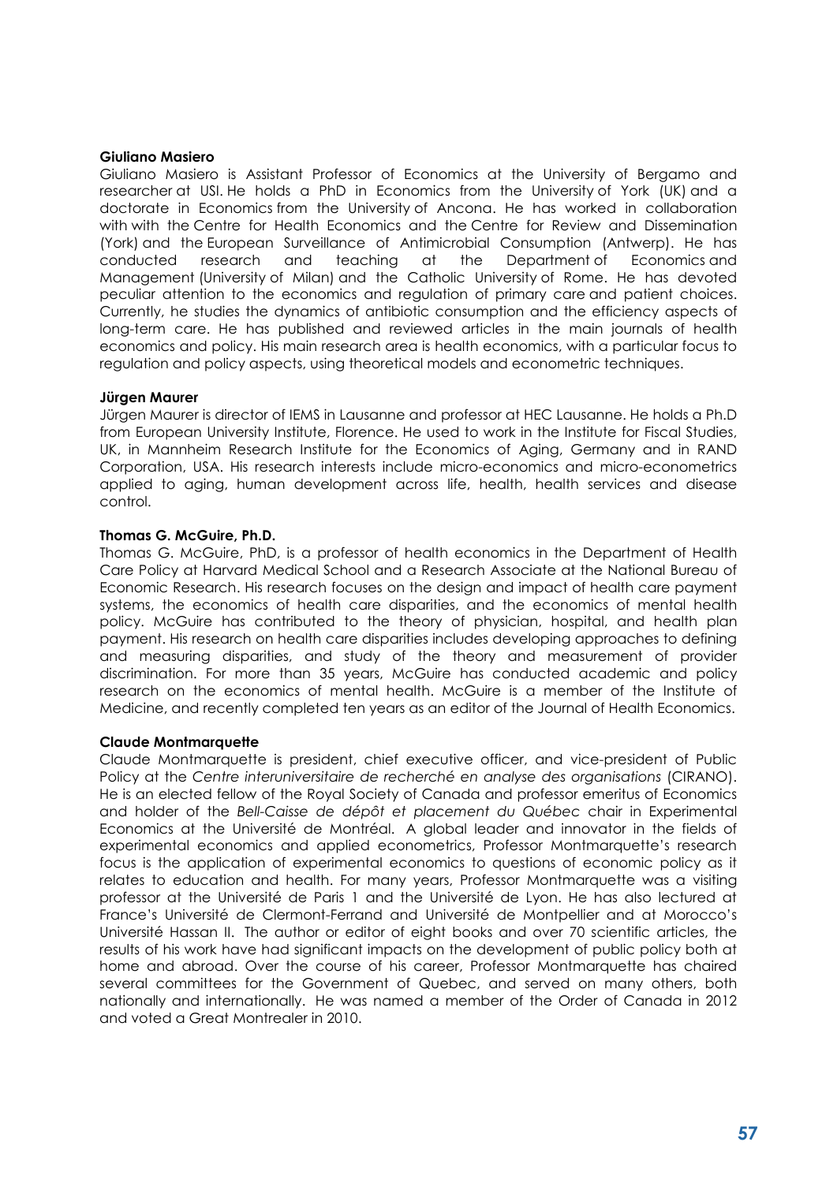**Giuliano Masiero**

Giuliano Masiero is Assistant Professor of Economics at the University of Bergamo and researcher at USI. He holds a PhD in Economics from the University of York (UK) and a doctorate in Economics from the University of Ancona. He has worked in collaboration with with the Centre for Health Economics and the Centre for Review and Dissemination (York) and the European Surveillance of Antimicrobial Consumption (Antwerp). He has conducted research and teaching at the Department of Economics and Management (University of Milan) and the Catholic University of Rome. He has devoted peculiar attention to the economics and regulation of primary care and patient choices. Currently, he studies the dynamics of antibiotic consumption and the efficiency aspects of long-term care. He has published and reviewed articles in the main journals of health economics and policy. His main research area is health economics, with a particular focus to regulation and policy aspects, using theoretical models and econometric techniques.

**Jürgen Maurer**

Jürgen Maurer is director of IEMS in Lausanne and professor at HEC Lausanne. He holds a Ph.D from European University Institute, Florence. He used to work in the Institute for Fiscal Studies, UK, in Mannheim Research Institute for the Economics of Aging, Germany and in RAND Corporation, USA. His research interests include micro-economics and micro-econometrics applied to aging, human development across life, health, health services and disease control.

**Thomas G. McGuire, Ph.D.**

Thomas G. McGuire, PhD, is a professor of health economics in the Department of Health Care Policy at Harvard Medical School and a Research Associate at the National Bureau of Economic Research. His research focuses on the design and impact of health care payment systems, the economics of health care disparities, and the economics of mental health policy. McGuire has contributed to the theory of physician, hospital, and health plan payment. His research on health care disparities includes developing approaches to defining and measuring disparities, and study of the theory and measurement of provider discrimination. For more than 35 years, McGuire has conducted academic and policy research on the economics of mental health. McGuire is a member of the Institute of Medicine, and recently completed ten years as an editor of the Journal of Health Economics.

**Claude Montmarquette**

Claude Montmarquette is president, chief executive officer, and vice-president of Public Policy at the *Centre interuniversitaire de recherché en analyse des organisations* (CIRANO). He is an elected fellow of the Royal Society of Canada and professor emeritus of Economics and holder of the *Bell-Caisse de dépôt et placement du Québec* chair in Experimental Economics at the Université de Montréal. A global leader and innovator in the fields of experimental economics and applied econometrics, Professor Montmarquette's research focus is the application of experimental economics to questions of economic policy as it relates to education and health. For many years, Professor Montmarquette was a visiting professor at the Université de Paris 1 and the Université de Lyon. He has also lectured at France's Université de Clermont-Ferrand and Université de Montpellier and at Morocco's Université Hassan II. The author or editor of eight books and over 70 scientific articles, the results of his work have had significant impacts on the development of public policy both at home and abroad. Over the course of his career, Professor Montmarquette has chaired several committees for the Government of Quebec, and served on many others, both nationally and internationally. He was named a member of the Order of Canada in 2012 and voted a Great Montrealer in 2010.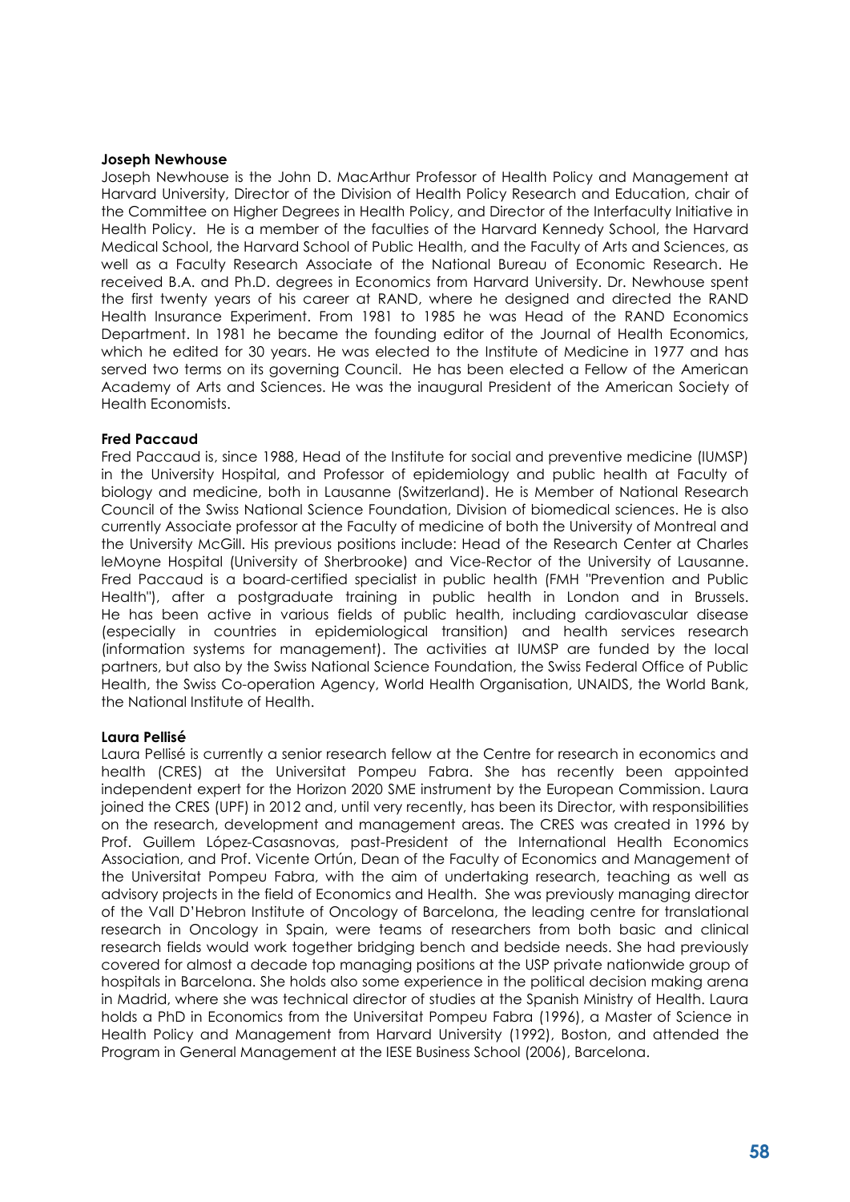**Joseph Newhouse**

Joseph Newhouse is the John D. MacArthur Professor of Health Policy and Management at Harvard University, Director of the Division of Health Policy Research and Education, chair of the Committee on Higher Degrees in Health Policy, and Director of the Interfaculty Initiative in Health Policy. He is a member of the faculties of the Harvard Kennedy School, the Harvard Medical School, the Harvard School of Public Health, and the Faculty of Arts and Sciences, as well as a Faculty Research Associate of the National Bureau of Economic Research. He received B.A. and Ph.D. degrees in Economics from Harvard University. Dr. Newhouse spent the first twenty years of his career at RAND, where he designed and directed the RAND Health Insurance Experiment. From 1981 to 1985 he was Head of the RAND Economics Department. In 1981 he became the founding editor of the Journal of Health Economics, which he edited for 30 years. He was elected to the Institute of Medicine in 1977 and has served two terms on its governing Council. He has been elected a Fellow of the American Academy of Arts and Sciences. He was the inaugural President of the American Society of Health Economists.

**Fred Paccaud**

Fred Paccaud is, since 1988, Head of the Institute for social and preventive medicine (IUMSP) in the University Hospital, and Professor of epidemiology and public health at Faculty of biology and medicine, both in Lausanne (Switzerland). He is Member of National Research Council of the Swiss National Science Foundation, Division of biomedical sciences. He is also currently Associate professor at the Faculty of medicine of both the University of Montreal and the University McGill. His previous positions include: Head of the Research Center at Charles leMoyne Hospital (University of Sherbrooke) and Vice-Rector of the University of Lausanne. Fred Paccaud is a board-certified specialist in public health (FMH "Prevention and Public Health"), after a postgraduate training in public health in London and in Brussels. He has been active in various fields of public health, including cardiovascular disease (especially in countries in epidemiological transition) and health services research (information systems for management). The activities at IUMSP are funded by the local partners, but also by the Swiss National Science Foundation, the Swiss Federal Office of Public Health, the Swiss Co-operation Agency, World Health Organisation, UNAIDS, the World Bank, the National Institute of Health.

**Laura Pellisé**

Laura Pellisé is currently a senior research fellow at the Centre for research in economics and health (CRES) at the Universitat Pompeu Fabra. She has recently been appointed independent expert for the Horizon 2020 SME instrument by the European Commission. Laura joined the CRES (UPF) in 2012 and, until very recently, has been its Director, with responsibilities on the research, development and management areas. The CRES was created in 1996 by Prof. Guillem López-Casasnovas, past-President of the International Health Economics Association, and Prof. Vicente Ortún, Dean of the Faculty of Economics and Management of the Universitat Pompeu Fabra, with the aim of undertaking research, teaching as well as advisory projects in the field of Economics and Health. She was previously managing director of the Vall D'Hebron Institute of Oncology of Barcelona, the leading centre for translational research in Oncology in Spain, were teams of researchers from both basic and clinical research fields would work together bridging bench and bedside needs. She had previously covered for almost a decade top managing positions at the USP private nationwide group of hospitals in Barcelona. She holds also some experience in the political decision making arena in Madrid, where she was technical director of studies at the Spanish Ministry of Health. Laura holds a PhD in Economics from the Universitat Pompeu Fabra (1996), a Master of Science in Health Policy and Management from Harvard University (1992), Boston, and attended the Program in General Management at the IESE Business School (2006), Barcelona.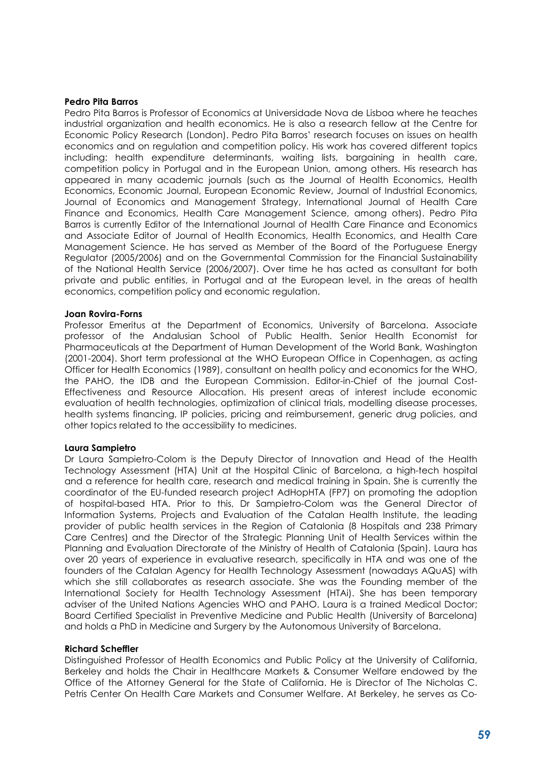**Pedro Pita Barros**

Pedro Pita Barros is Professor of Economics at Universidade Nova de Lisboa where he teaches industrial organization and health economics. He is also a research fellow at the Centre for Economic Policy Research (London). Pedro Pita Barros' research focuses on issues on health economics and on regulation and competition policy. His work has covered different topics including: health expenditure determinants, waiting lists, bargaining in health care, competition policy in Portugal and in the European Union, among others. His research has appeared in many academic journals (such as the Journal of Health Economics, Health Economics, Economic Journal, European Economic Review, Journal of Industrial Economics, Journal of Economics and Management Strategy, International Journal of Health Care Finance and Economics, Health Care Management Science, among others). Pedro Pita Barros is currently Editor of the International Journal of Health Care Finance and Economics and Associate Editor of Journal of Health Economics, Health Economics, and Health Care Management Science. He has served as Member of the Board of the Portuguese Energy Regulator (2005/2006) and on the Governmental Commission for the Financial Sustainability of the National Health Service (2006/2007). Over time he has acted as consultant for both private and public entities, in Portugal and at the European level, in the areas of health economics, competition policy and economic regulation.

**Joan Rovira-Forns**

Professor Emeritus at the Department of Economics, University of Barcelona. Associate professor of the Andalusian School of Public Health. Senior Health Economist for Pharmaceuticals at the Department of Human Development of the World Bank, Washington (2001-2004). Short term professional at the WHO European Office in Copenhagen, as acting Officer for Health Economics (1989), consultant on health policy and economics for the WHO, the PAHO, the IDB and the European Commission. Editor-in-Chief of the journal Cost-Effectiveness and Resource Allocation. His present areas of interest include economic evaluation of health technologies, optimization of clinical trials, modelling disease processes, health systems financing, IP policies, pricing and reimbursement, generic drug policies, and other topics related to the accessibility to medicines.

**Laura Sampietro**

Dr Laura Sampietro-Colom is the Deputy Director of Innovation and Head of the Health Technology Assessment (HTA) Unit at the Hospital Clinic of Barcelona, a high-tech hospital and a reference for health care, research and medical training in Spain. She is currently the coordinator of the EU-funded research project AdHopHTA (FP7) on promoting the adoption of hospital-based HTA. Prior to this, Dr Sampietro-Colom was the General Director of Information Systems, Projects and Evaluation of the Catalan Health Institute, the leading provider of public health services in the Region of Catalonia (8 Hospitals and 238 Primary Care Centres) and the Director of the Strategic Planning Unit of Health Services within the Planning and Evaluation Directorate of the Ministry of Health of Catalonia (Spain). Laura has over 20 years of experience in evaluative research, specifically in HTA and was one of the founders of the Catalan Agency for Health Technology Assessment (nowadays AQuAS) with which she still collaborates as research associate. She was the Founding member of the International Society for Health Technology Assessment (HTAi). She has been temporary adviser of the United Nations Agencies WHO and PAHO. Laura is a trained Medical Doctor; Board Certified Specialist in Preventive Medicine and Public Health (University of Barcelona) and holds a PhD in Medicine and Surgery by the Autonomous University of Barcelona.

**Richard Scheffler**

Distinguished Professor of Health Economics and Public Policy at the University of California, Berkeley and holds the Chair in Healthcare Markets & Consumer Welfare endowed by the Office of the Attorney General for the State of California. He is Director of The Nicholas C. Petris Center On Health Care Markets and Consumer Welfare. At Berkeley, he serves as Co-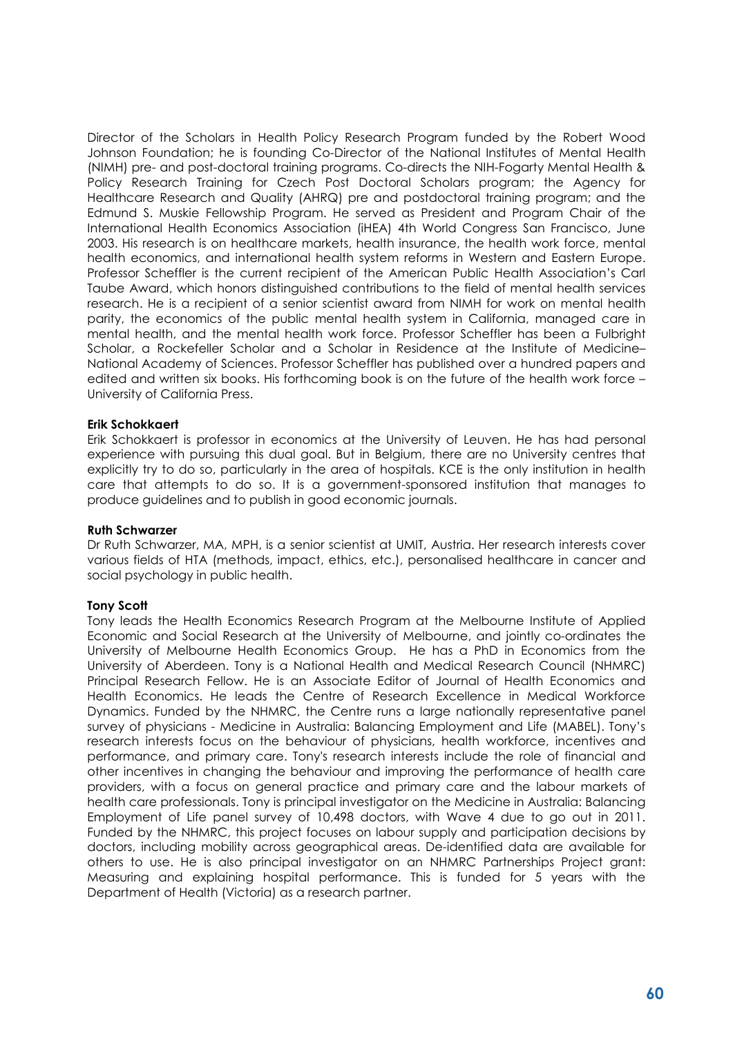Director of the Scholars in Health Policy Research Program funded by the Robert Wood Johnson Foundation; he is founding Co-Director of the National Institutes of Mental Health (NIMH) pre- and post-doctoral training programs. Co-directs the NIH-Fogarty Mental Health & Policy Research Training for Czech Post Doctoral Scholars program; the Agency for Healthcare Research and Quality (AHRQ) pre and postdoctoral training program; and the Edmund S. Muskie Fellowship Program. He served as President and Program Chair of the International Health Economics Association (iHEA) 4th World Congress San Francisco, June 2003. His research is on healthcare markets, health insurance, the health work force, mental health economics, and international health system reforms in Western and Eastern Europe. Professor Scheffler is the current recipient of the American Public Health Association's Carl Taube Award, which honors distinguished contributions to the field of mental health services research. He is a recipient of a senior scientist award from NIMH for work on mental health parity, the economics of the public mental health system in California, managed care in mental health, and the mental health work force. Professor Scheffler has been a Fulbright Scholar, a Rockefeller Scholar and a Scholar in Residence at the Institute of Medicine–National Academy of Sciences. Professor Scheffler has published over a hundred papers and edited and written six books. His forthcoming book is on the future of the health work force – University of California Press.

**Erik Schokkaert**

Erik Schokkaert is professor in economics at the University of Leuven. He has had personal experience with pursuing this dual goal. But in Belgium, there are no University centres that explicitly try to do so, particularly in the area of hospitals. KCE is the only institution in health care that attempts to do so. It is a government-sponsored institution that manages to produce guidelines and to publish in good economic journals.

**Ruth Schwarzer**

Dr Ruth Schwarzer, MA, MPH, is a senior scientist at UMIT, Austria. Her research interests cover various fields of HTA (methods, impact, ethics, etc.), personalised healthcare in cancer and social psychology in public health.

**Tony Scott**

Tony leads the Health Economics Research Program at the Melbourne Institute of Applied Economic and Social Research at the University of Melbourne, and jointly co-ordinates the University of Melbourne Health Economics Group. He has a PhD in Economics from the University of Aberdeen. Tony is a National Health and Medical Research Council (NHMRC) Principal Research Fellow. He is an Associate Editor of Journal of Health Economics and Health Economics. He leads the Centre of Research Excellence in Medical Workforce Dynamics. Funded by the NHMRC, the Centre runs a large nationally representative panel survey of physicians - Medicine in Australia: Balancing Employment and Life (MABEL). Tony's research interests focus on the behaviour of physicians, health workforce, incentives and performance, and primary care. Tony's research interests include the role of financial and other incentives in changing the behaviour and improving the performance of health care providers, with a focus on general practice and primary care and the labour markets of health care professionals. Tony is principal investigator on the Medicine in Australia: Balancing Employment of Life panel survey of 10,498 doctors, with Wave 4 due to go out in 2011. Funded by the NHMRC, this project focuses on labour supply and participation decisions by doctors, including mobility across geographical areas. De-identified data are available for others to use. He is also principal investigator on an NHMRC Partnerships Project grant: Measuring and explaining hospital performance. This is funded for 5 years with the Department of Health (Victoria) as a research partner.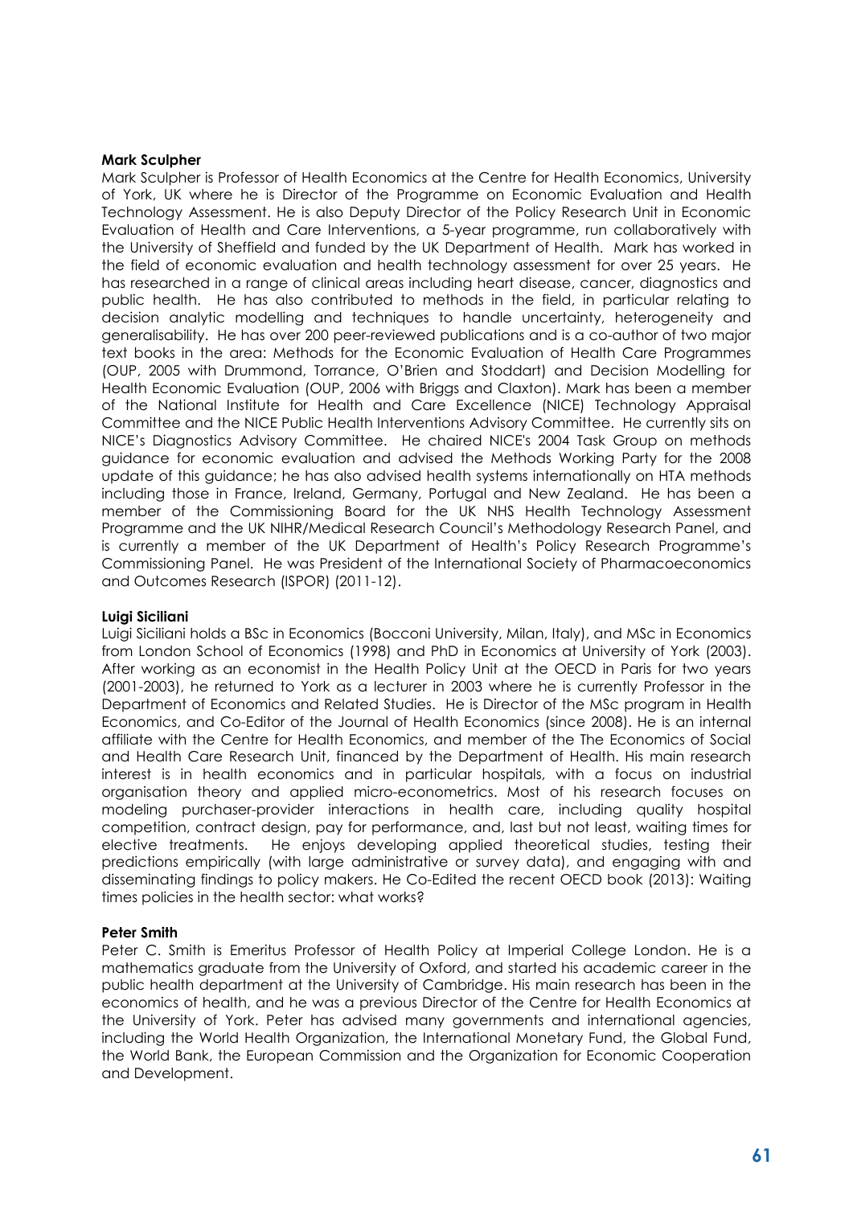**Mark Sculpher**

Mark Sculpher is Professor of Health Economics at the Centre for Health Economics, University of York, UK where he is Director of the Programme on Economic Evaluation and Health Technology Assessment. He is also Deputy Director of the Policy Research Unit in Economic Evaluation of Health and Care Interventions, a 5-year programme, run collaboratively with the University of Sheffield and funded by the UK Department of Health. Mark has worked in the field of economic evaluation and health technology assessment for over 25 years. He has researched in a range of clinical areas including heart disease, cancer, diagnostics and public health. He has also contributed to methods in the field, in particular relating to decision analytic modelling and techniques to handle uncertainty, heterogeneity and generalisability. He has over 200 peer-reviewed publications and is a co-author of two major text books in the area: Methods for the Economic Evaluation of Health Care Programmes (OUP, 2005 with Drummond, Torrance, O'Brien and Stoddart) and Decision Modelling for Health Economic Evaluation (OUP, 2006 with Briggs and Claxton). Mark has been a member of the National Institute for Health and Care Excellence (NICE) Technology Appraisal Committee and the NICE Public Health Interventions Advisory Committee. He currently sits on NICE's Diagnostics Advisory Committee. He chaired NICE's 2004 Task Group on methods guidance for economic evaluation and advised the Methods Working Party for the 2008 update of this guidance; he has also advised health systems internationally on HTA methods including those in France, Ireland, Germany, Portugal and New Zealand. He has been a member of the Commissioning Board for the UK NHS Health Technology Assessment Programme and the UK NIHR/Medical Research Council's Methodology Research Panel, and is currently a member of the UK Department of Health's Policy Research Programme's Commissioning Panel. He was President of the International Society of Pharmacoeconomics and Outcomes Research (ISPOR) (2011-12).

**Luigi Siciliani**

Luigi Siciliani holds a BSc in Economics (Bocconi University, Milan, Italy), and MSc in Economics from London School of Economics (1998) and PhD in Economics at University of York (2003). After working as an economist in the Health Policy Unit at the OECD in Paris for two years (2001-2003), he returned to York as a lecturer in 2003 where he is currently Professor in the Department of Economics and Related Studies. He is Director of the MSc program in Health Economics, and Co-Editor of the Journal of Health Economics (since 2008). He is an internal affiliate with the Centre for Health Economics, and member of the The Economics of Social and Health Care Research Unit, financed by the Department of Health. His main research interest is in health economics and in particular hospitals, with a focus on industrial organisation theory and applied micro-econometrics. Most of his research focuses on modeling purchaser-provider interactions in health care, including quality hospital competition, contract design, pay for performance, and, last but not least, waiting times for elective treatments. He enjoys developing applied theoretical studies, testing their predictions empirically (with large administrative or survey data), and engaging with and disseminating findings to policy makers. He Co-Edited the recent OECD book (2013): Waiting times policies in the health sector: what works?

**Peter Smith**

Peter C. Smith is Emeritus Professor of Health Policy at Imperial College London. He is a mathematics graduate from the University of Oxford, and started his academic career in the public health department at the University of Cambridge. His main research has been in the economics of health, and he was a previous Director of the Centre for Health Economics at the University of York. Peter has advised many governments and international agencies, including the World Health Organization, the International Monetary Fund, the Global Fund, the World Bank, the European Commission and the Organization for Economic Cooperation and Development.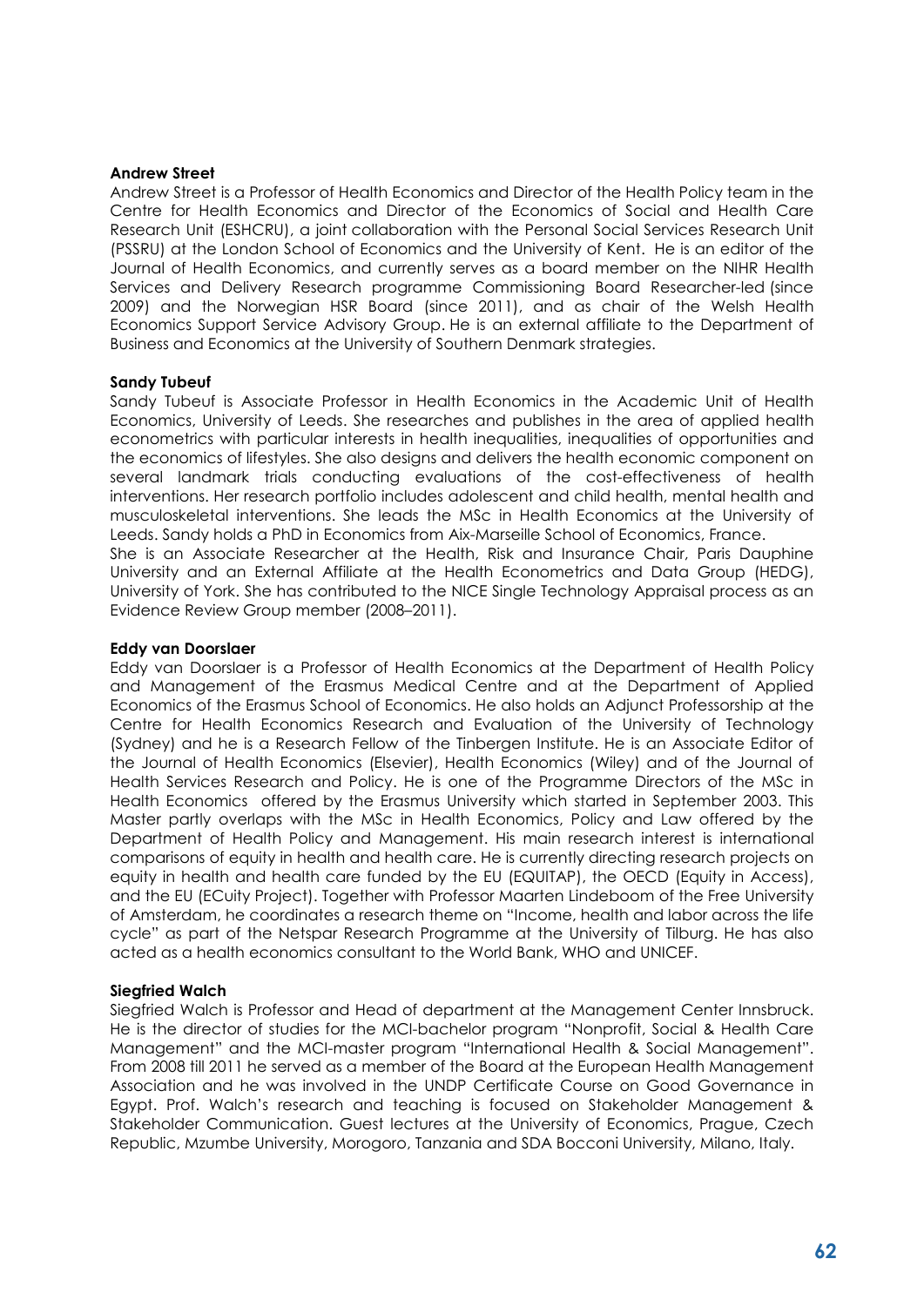**Andrew Street**

Andrew Street is a Professor of Health Economics and Director of the Health Policy team in the Centre for Health Economics and Director of the Economics of Social and Health Care Research Unit (ESHCRU), a joint collaboration with the Personal Social Services Research Unit (PSSRU) at the London School of Economics and the University of Kent. He is an editor of the Journal of Health Economics, and currently serves as a board member on the NIHR Health Services and Delivery Research programme Commissioning Board Researcher-led (since 2009) and the Norwegian HSR Board (since 2011), and as chair of the Welsh Health Economics Support Service Advisory Group. He is an external affiliate to the Department of Business and Economics at the University of Southern Denmark strategies.

**Sandy Tubeuf**

Sandy Tubeuf is Associate Professor in Health Economics in the Academic Unit of Health Economics, University of Leeds. She researches and publishes in the area of applied health econometrics with particular interests in health inequalities, inequalities of opportunities and the economics of lifestyles. She also designs and delivers the health economic component on several landmark trials conducting evaluations of the cost-effectiveness of health interventions. Her research portfolio includes adolescent and child health, mental health and musculoskeletal interventions. She leads the MSc in Health Economics at the University of Leeds. Sandy holds a PhD in Economics from Aix-Marseille School of Economics, France.
She is an Associate Researcher at the Health, Risk and Insurance Chair, Paris Dauphine University and an External Affiliate at the Health Econometrics and Data Group (HEDG), University of York. She has contributed to the NICE Single Technology Appraisal process as an Evidence Review Group member (2008–2011).

**Eddy van Doorslaer**

Eddy van Doorslaer is a Professor of Health Economics at the Department of Health Policy and Management of the Erasmus Medical Centre and at the Department of Applied Economics of the Erasmus School of Economics. He also holds an Adjunct Professorship at the Centre for Health Economics Research and Evaluation of the University of Technology (Sydney) and he is a Research Fellow of the Tinbergen Institute. He is an Associate Editor of the Journal of Health Economics (Elsevier), Health Economics (Wiley) and of the Journal of Health Services Research and Policy. He is one of the Programme Directors of the MSc in Health Economics offered by the Erasmus University which started in September 2003. This Master partly overlaps with the MSc in Health Economics, Policy and Law offered by the Department of Health Policy and Management. His main research interest is international comparisons of equity in health and health care. He is currently directing research projects on equity in health and health care funded by the EU (EQUITAP), the OECD (Equity in Access), and the EU (ECuity Project). Together with Professor Maarten Lindeboom of the Free University of Amsterdam, he coordinates a research theme on "Income, health and labor across the life cycle" as part of the Netspar Research Programme at the University of Tilburg. He has also acted as a health economics consultant to the World Bank, WHO and UNICEF.

**Siegfried Walch**

Siegfried Walch is Professor and Head of department at the Management Center Innsbruck. He is the director of studies for the MCI-bachelor program "Nonprofit, Social & Health Care Management" and the MCI-master program "International Health & Social Management". From 2008 till 2011 he served as a member of the Board at the European Health Management Association and he was involved in the UNDP Certificate Course on Good Governance in Egypt. Prof. Walch's research and teaching is focused on Stakeholder Management & Stakeholder Communication. Guest lectures at the University of Economics, Prague, Czech Republic, Mzumbe University, Morogoro, Tanzania and SDA Bocconi University, Milano, Italy.